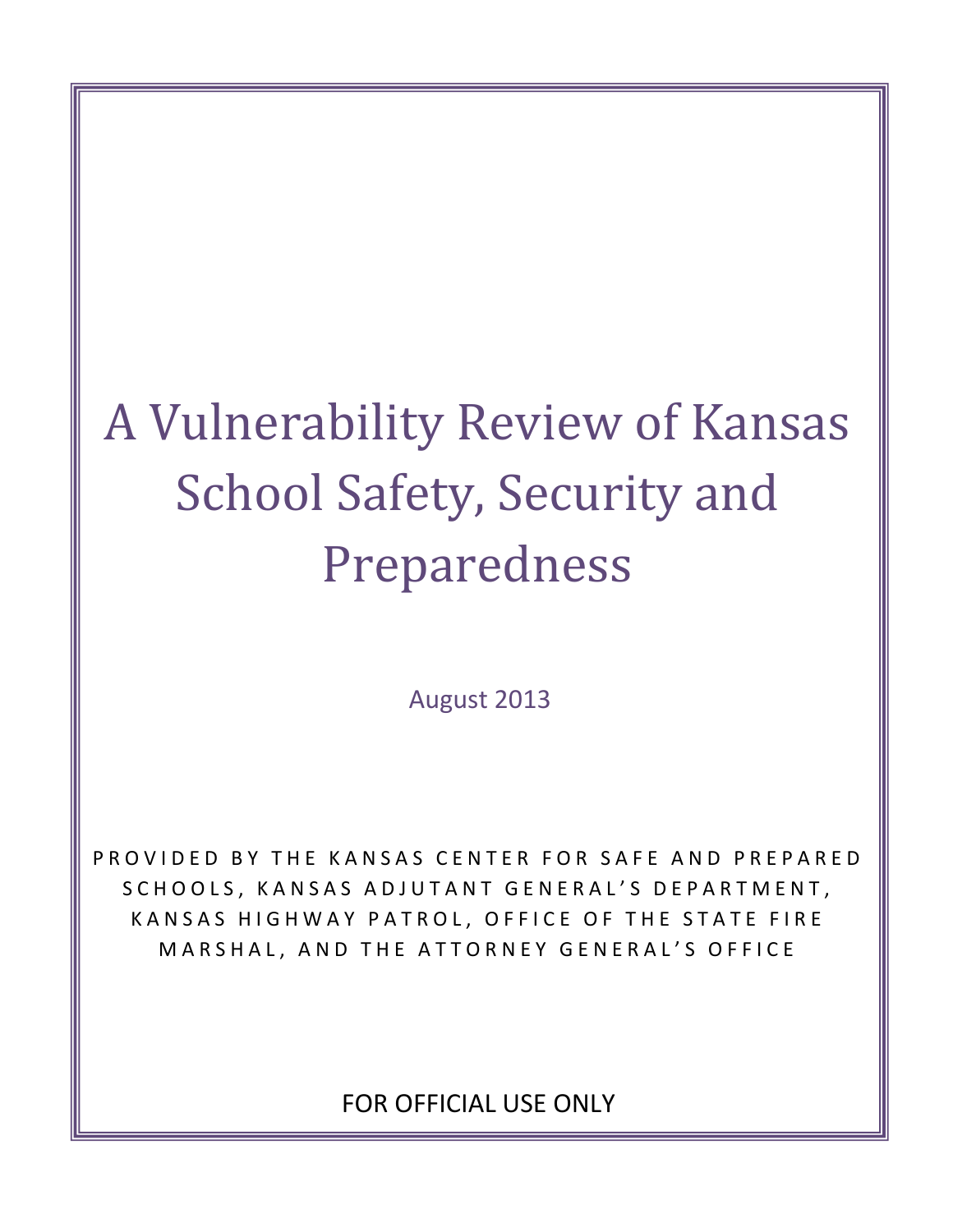# A Vulnerability Review of Kansas School Safety, Security and Preparedness

August 2013

PROVIDED BY THE KANSAS CENTER FOR SAFE AND PREPARED SCHOOLS, KANSAS ADJUTANT GENERAL'S DEPARTMENT, KANSAS HIGHWAY PATROL, OFFICE OF THE STATE FIRE MARSHAL, AND THE ATTORNEY GENERAL'S OFFICE

FOR OFFICIAL USE ONLY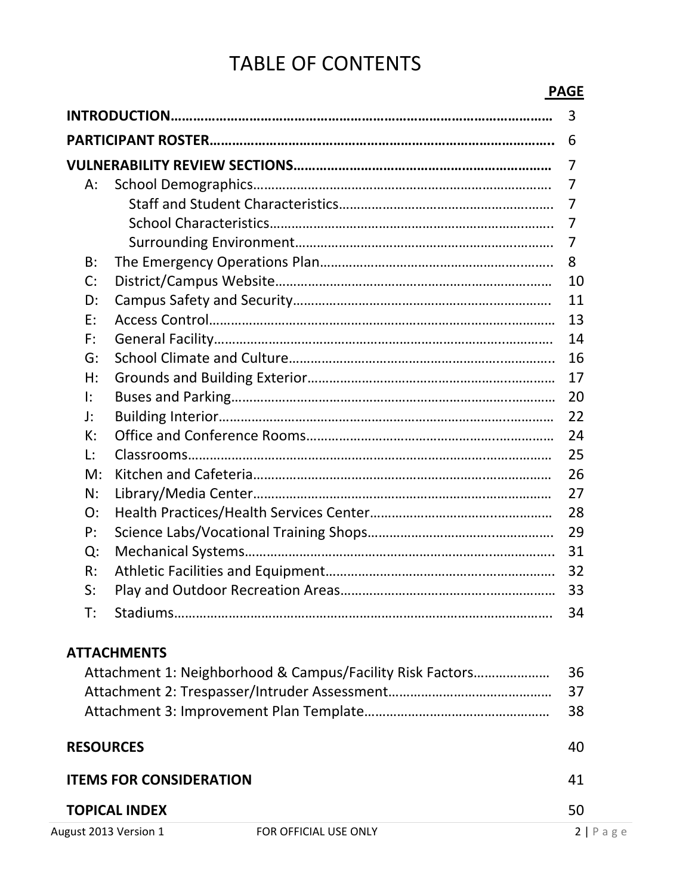# TABLE OF CONTENTS

| | PAGE |
|---|---|
| **INTRODUCTION** | 3 |
| **PARTICIPANT ROSTER** | 6 |
| **VULNERABILITY REVIEW SECTIONS** | 7 |
| A: School Demographics | 7 |
| Staff and Student Characteristics | 7 |
| School Characteristics | 7 |
| Surrounding Environment | 7 |
| B: The Emergency Operations Plan | 8 |
| C: District/Campus Website | 10 |
| D: Campus Safety and Security | 11 |
| E: Access Control | 13 |
| F: General Facility | 14 |
| G: School Climate and Culture | 16 |
| H: Grounds and Building Exterior | 17 |
| I: Buses and Parking | 20 |
| J: Building Interior | 22 |
| K: Office and Conference Rooms | 24 |
| L: Classrooms | 25 |
| M: Kitchen and Cafeteria | 26 |
| N: Library/Media Center | 27 |
| O: Health Practices/Health Services Center | 28 |
| P: Science Labs/Vocational Training Shops | 29 |
| Q: Mechanical Systems | 31 |
| R: Athletic Facilities and Equipment | 32 |
| S: Play and Outdoor Recreation Areas | 33 |
| T: Stadiums | 34 |
| **ATTACHMENTS** | |
| Attachment 1: Neighborhood & Campus/Facility Risk Factors | 36 |
| Attachment 2: Trespasser/Intruder Assessment | 37 |
| Attachment 3: Improvement Plan Template | 38 |
| **RESOURCES** | 40 |
| **ITEMS FOR CONSIDERATION** | 41 |
| **TOPICAL INDEX** | 50 |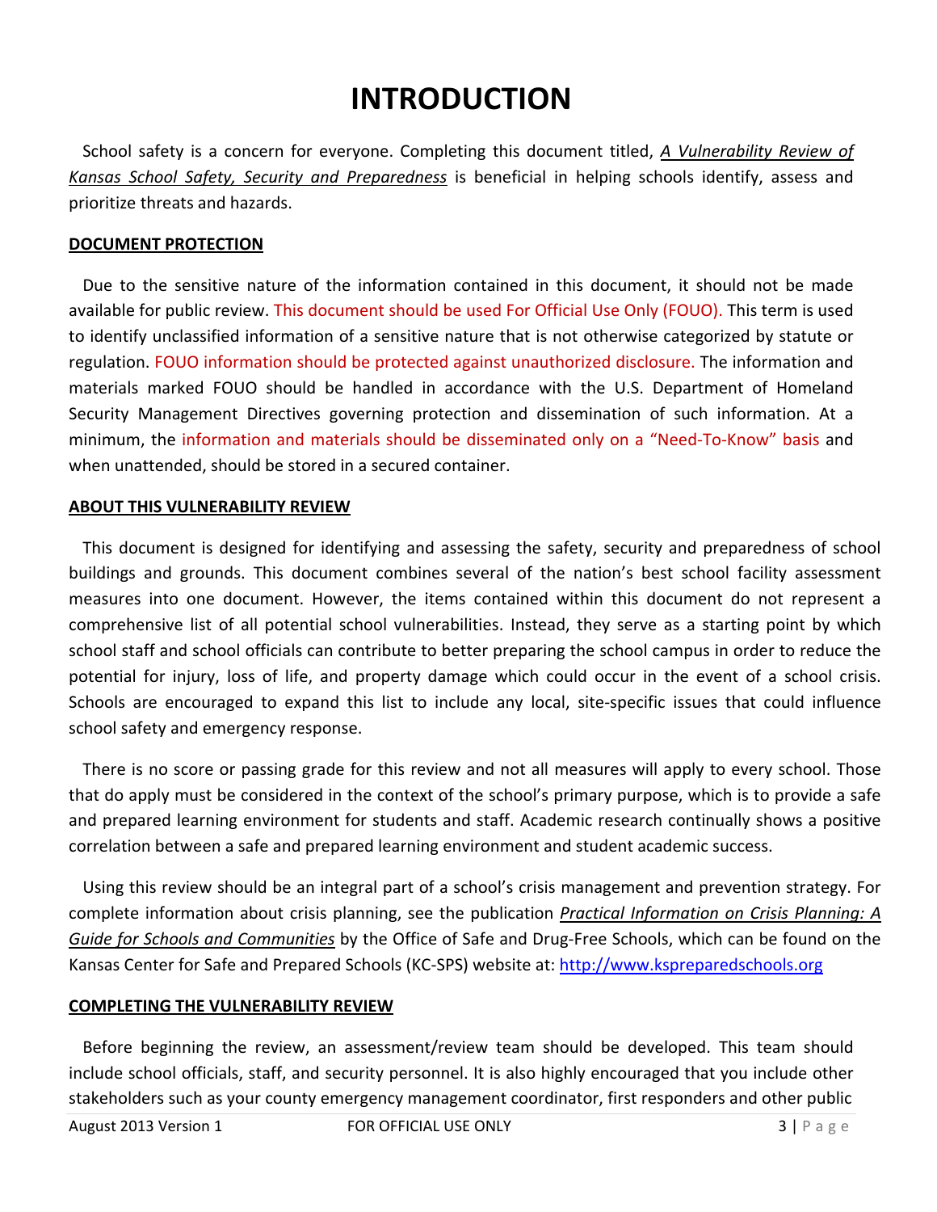# INTRODUCTION

School safety is a concern for everyone. Completing this document titled, *A Vulnerability Review of Kansas School Safety, Security and Preparedness* is beneficial in helping schools identify, assess and prioritize threats and hazards.

## DOCUMENT PROTECTION

Due to the sensitive nature of the information contained in this document, it should not be made available for public review. This document should be used For Official Use Only (FOUO). This term is used to identify unclassified information of a sensitive nature that is not otherwise categorized by statute or regulation. FOUO information should be protected against unauthorized disclosure. The information and materials marked FOUO should be handled in accordance with the U.S. Department of Homeland Security Management Directives governing protection and dissemination of such information. At a minimum, the information and materials should be disseminated only on a "Need-To-Know" basis and when unattended, should be stored in a secured container.

## ABOUT THIS VULNERABILITY REVIEW

This document is designed for identifying and assessing the safety, security and preparedness of school buildings and grounds. This document combines several of the nation's best school facility assessment measures into one document. However, the items contained within this document do not represent a comprehensive list of all potential school vulnerabilities. Instead, they serve as a starting point by which school staff and school officials can contribute to better preparing the school campus in order to reduce the potential for injury, loss of life, and property damage which could occur in the event of a school crisis. Schools are encouraged to expand this list to include any local, site-specific issues that could influence school safety and emergency response.

There is no score or passing grade for this review and not all measures will apply to every school. Those that do apply must be considered in the context of the school's primary purpose, which is to provide a safe and prepared learning environment for students and staff. Academic research continually shows a positive correlation between a safe and prepared learning environment and student academic success.

Using this review should be an integral part of a school's crisis management and prevention strategy. For complete information about crisis planning, see the publication *Practical Information on Crisis Planning: A Guide for Schools and Communities* by the Office of Safe and Drug-Free Schools, which can be found on the Kansas Center for Safe and Prepared Schools (KC-SPS) website at: http://www.kspreparedschools.org

## COMPLETING THE VULNERABILITY REVIEW

Before beginning the review, an assessment/review team should be developed. This team should include school officials, staff, and security personnel. It is also highly encouraged that you include other stakeholders such as your county emergency management coordinator, first responders and other public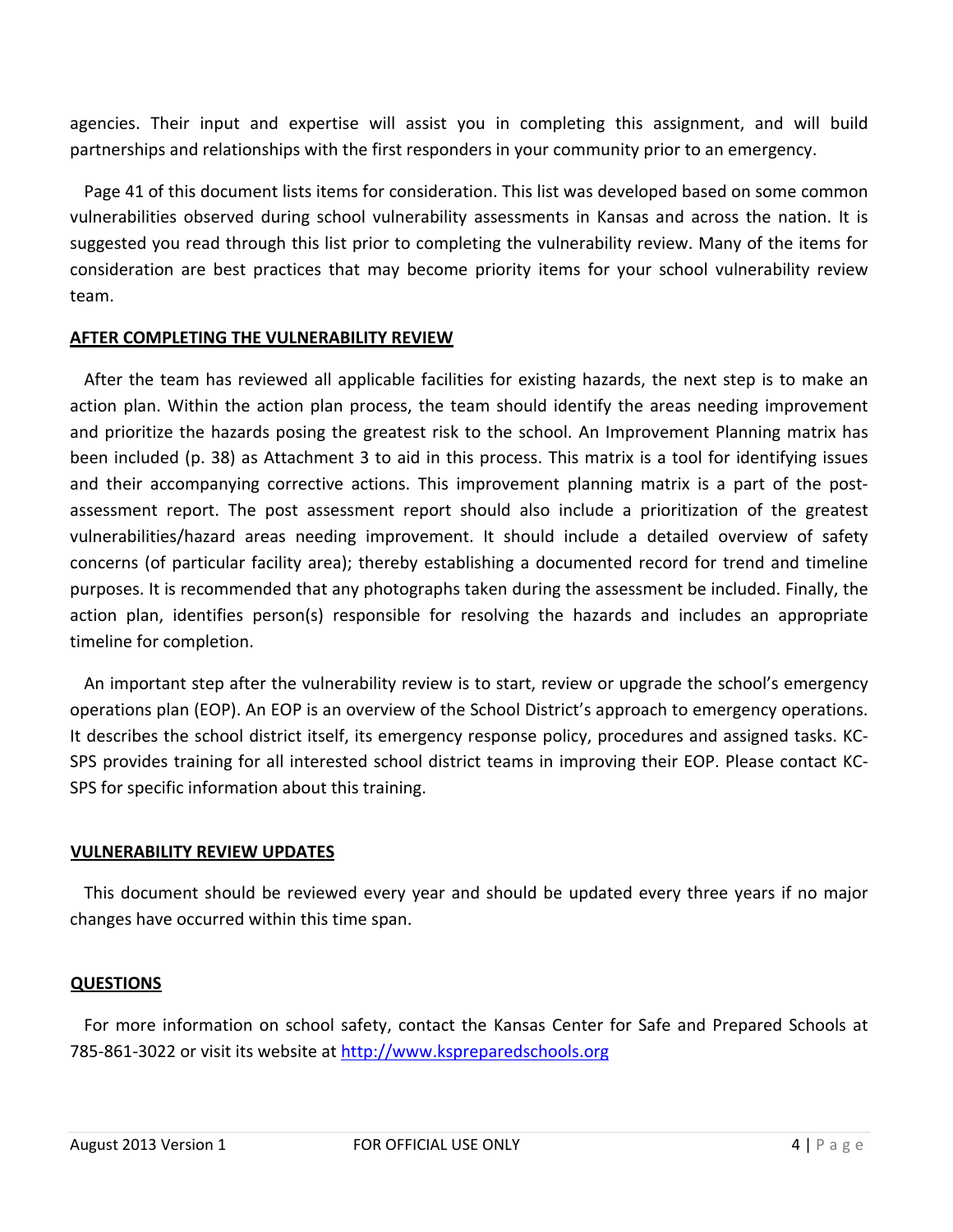agencies. Their input and expertise will assist you in completing this assignment, and will build partnerships and relationships with the first responders in your community prior to an emergency.

Page 41 of this document lists items for consideration. This list was developed based on some common vulnerabilities observed during school vulnerability assessments in Kansas and across the nation. It is suggested you read through this list prior to completing the vulnerability review. Many of the items for consideration are best practices that may become priority items for your school vulnerability review team.

## AFTER COMPLETING THE VULNERABILITY REVIEW

After the team has reviewed all applicable facilities for existing hazards, the next step is to make an action plan. Within the action plan process, the team should identify the areas needing improvement and prioritize the hazards posing the greatest risk to the school. An Improvement Planning matrix has been included (p. 38) as Attachment 3 to aid in this process. This matrix is a tool for identifying issues and their accompanying corrective actions. This improvement planning matrix is a part of the post-assessment report. The post assessment report should also include a prioritization of the greatest vulnerabilities/hazard areas needing improvement. It should include a detailed overview of safety concerns (of particular facility area); thereby establishing a documented record for trend and timeline purposes. It is recommended that any photographs taken during the assessment be included. Finally, the action plan, identifies person(s) responsible for resolving the hazards and includes an appropriate timeline for completion.

An important step after the vulnerability review is to start, review or upgrade the school's emergency operations plan (EOP). An EOP is an overview of the School District's approach to emergency operations. It describes the school district itself, its emergency response policy, procedures and assigned tasks. KC-SPS provides training for all interested school district teams in improving their EOP. Please contact KC-SPS for specific information about this training.

## VULNERABILITY REVIEW UPDATES

This document should be reviewed every year and should be updated every three years if no major changes have occurred within this time span.

## QUESTIONS

For more information on school safety, contact the Kansas Center for Safe and Prepared Schools at 785-861-3022 or visit its website at http://www.kspreparedschools.org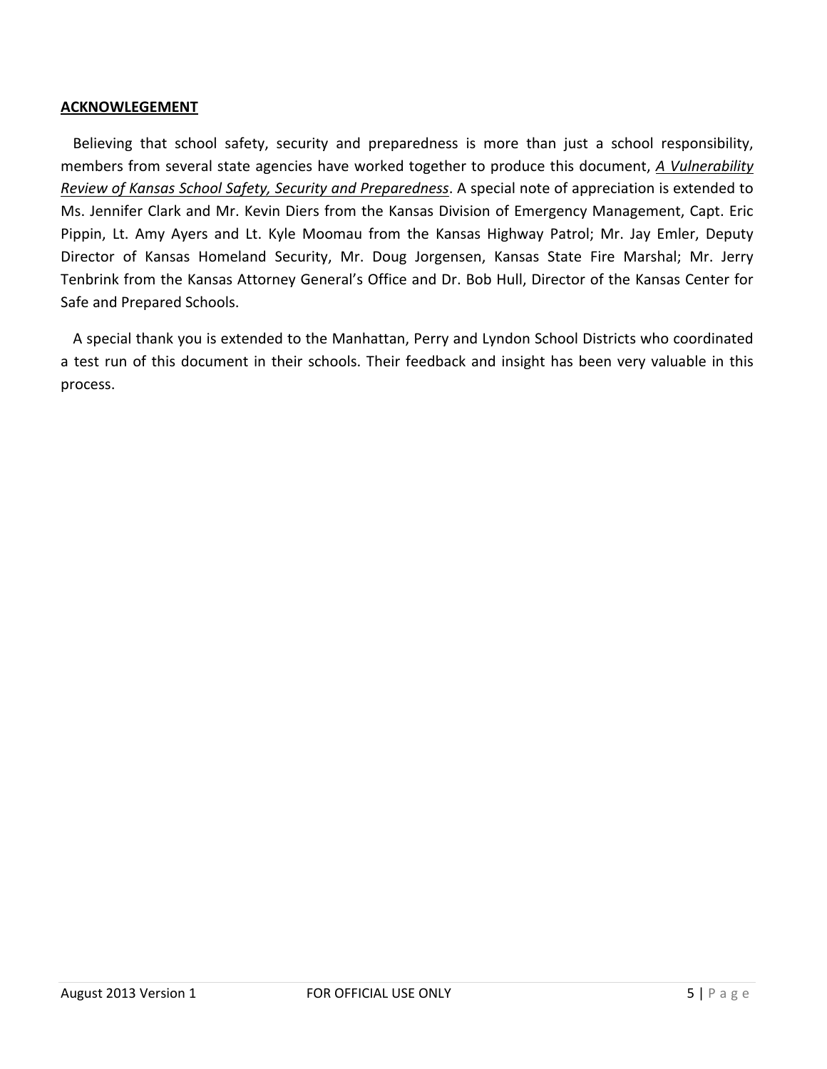**<u>ACKNOWLEGEMENT</u>**

Believing that school safety, security and preparedness is more than just a school responsibility, members from several state agencies have worked together to produce this document, ***<u>A Vulnerability Review of Kansas School Safety, Security and Preparedness</u>***. A special note of appreciation is extended to Ms. Jennifer Clark and Mr. Kevin Diers from the Kansas Division of Emergency Management, Capt. Eric Pippin, Lt. Amy Ayers and Lt. Kyle Moomau from the Kansas Highway Patrol; Mr. Jay Emler, Deputy Director of Kansas Homeland Security, Mr. Doug Jorgensen, Kansas State Fire Marshal; Mr. Jerry Tenbrink from the Kansas Attorney General's Office and Dr. Bob Hull, Director of the Kansas Center for Safe and Prepared Schools.

A special thank you is extended to the Manhattan, Perry and Lyndon School Districts who coordinated a test run of this document in their schools. Their feedback and insight has been very valuable in this process.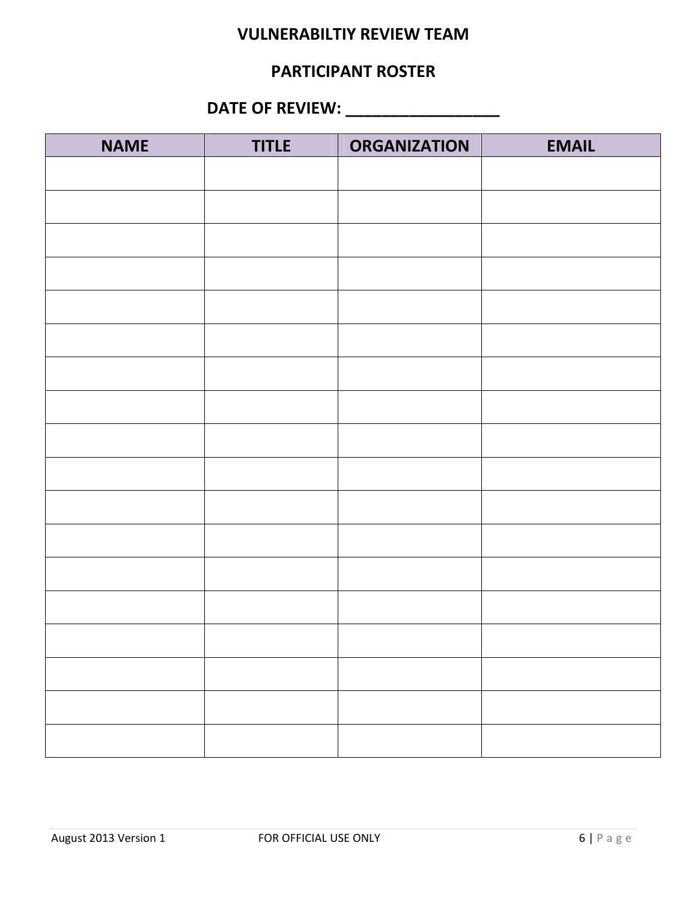# VULNERABILTIY REVIEW TEAM

## PARTICIPANT ROSTER

## DATE OF REVIEW: ___________________

| NAME | TITLE | ORGANIZATION | EMAIL |
|---|---|---|---|
| | | | |
| | | | |
| | | | |
| | | | |
| | | | |
| | | | |
| | | | |
| | | | |
| | | | |
| | | | |
| | | | |
| | | | |
| | | | |
| | | | |
| | | | |
| | | | |
| | | | |
| | | | |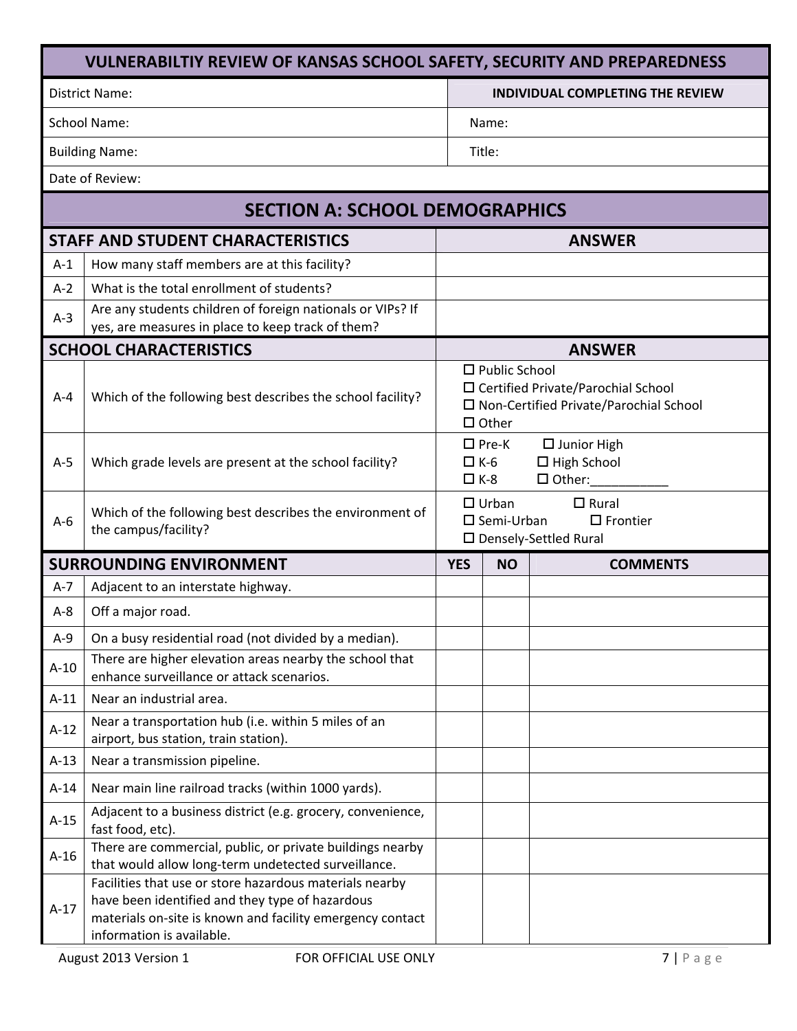| VULNERABILTIY REVIEW OF KANSAS SCHOOL SAFETY, SECURITY AND PREPAREDNESS | |
|---|---|
| District Name: | **INDIVIDUAL COMPLETING THE REVIEW** |
| School Name: | Name: |
| Building Name: | Title: |
| Date of Review: | |

## SECTION A: SCHOOL DEMOGRAPHICS

| | **STAFF AND STUDENT CHARACTERISTICS** | **ANSWER** |
|---|---|---|
| A-1 | How many staff members are at this facility? | |
| A-2 | What is the total enrollment of students? | |
| A-3 | Are any students children of foreign nationals or VIPs? If yes, are measures in place to keep track of them? | |

| | **SCHOOL CHARACTERISTICS** | **ANSWER** |
|---|---|---|
| A-4 | Which of the following best describes the school facility? | ☐ Public School<br>☐ Certified Private/Parochial School<br>☐ Non-Certified Private/Parochial School<br>☐ Other |
| A-5 | Which grade levels are present at the school facility? | ☐ Pre-K ☐ Junior High<br>☐ K-6 ☐ High School<br>☐ K-8 ☐ Other:___________ |
| A-6 | Which of the following best describes the environment of the campus/facility? | ☐ Urban ☐ Rural<br>☐ Semi-Urban ☐ Frontier<br>☐ Densely-Settled Rural |

| | **SURROUNDING ENVIRONMENT** | **YES** | **NO** | **COMMENTS** |
|---|---|---|---|---|
| A-7 | Adjacent to an interstate highway. | | | |
| A-8 | Off a major road. | | | |
| A-9 | On a busy residential road (not divided by a median). | | | |
| A-10 | There are higher elevation areas nearby the school that enhance surveillance or attack scenarios. | | | |
| A-11 | Near an industrial area. | | | |
| A-12 | Near a transportation hub (i.e. within 5 miles of an airport, bus station, train station). | | | |
| A-13 | Near a transmission pipeline. | | | |
| A-14 | Near main line railroad tracks (within 1000 yards). | | | |
| A-15 | Adjacent to a business district (e.g. grocery, convenience, fast food, etc). | | | |
| A-16 | There are commercial, public, or private buildings nearby that would allow long-term undetected surveillance. | | | |
| A-17 | Facilities that use or store hazardous materials nearby have been identified and they type of hazardous materials on-site is known and facility emergency contact information is available. | | | |

August 2013 Version 1 FOR OFFICIAL USE ONLY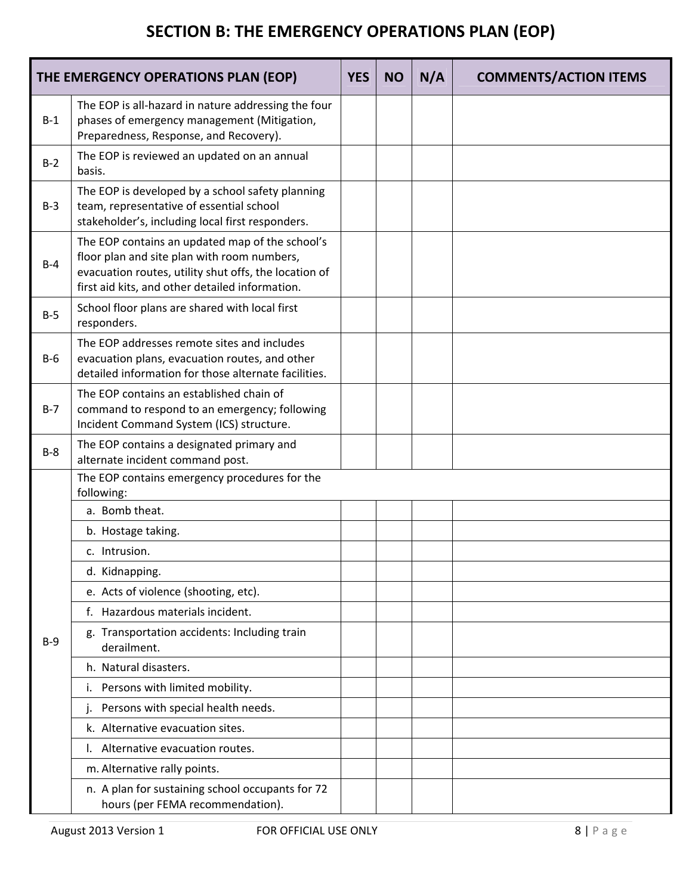# SECTION B: THE EMERGENCY OPERATIONS PLAN (EOP)

| THE EMERGENCY OPERATIONS PLAN (EOP) | | YES | NO | N/A | COMMENTS/ACTION ITEMS |
|---|---|---|---|---|---|
| B-1 | The EOP is all-hazard in nature addressing the four phases of emergency management (Mitigation, Preparedness, Response, and Recovery). | | | | |
| B-2 | The EOP is reviewed an updated on an annual basis. | | | | |
| B-3 | The EOP is developed by a school safety planning team, representative of essential school stakeholder's, including local first responders. | | | | |
| B-4 | The EOP contains an updated map of the school's floor plan and site plan with room numbers, evacuation routes, utility shut offs, the location of first aid kits, and other detailed information. | | | | |
| B-5 | School floor plans are shared with local first responders. | | | | |
| B-6 | The EOP addresses remote sites and includes evacuation plans, evacuation routes, and other detailed information for those alternate facilities. | | | | |
| B-7 | The EOP contains an established chain of command to respond to an emergency; following Incident Command System (ICS) structure. | | | | |
| B-8 | The EOP contains a designated primary and alternate incident command post. | | | | |
| B-9 | The EOP contains emergency procedures for the following: | | | | |
| | a. Bomb theat. | | | | |
| | b. Hostage taking. | | | | |
| | c. Intrusion. | | | | |
| | d. Kidnapping. | | | | |
| | e. Acts of violence (shooting, etc). | | | | |
| | f. Hazardous materials incident. | | | | |
| | g. Transportation accidents: Including train derailment. | | | | |
| | h. Natural disasters. | | | | |
| | i. Persons with limited mobility. | | | | |
| | j. Persons with special health needs. | | | | |
| | k. Alternative evacuation sites. | | | | |
| | l. Alternative evacuation routes. | | | | |
| | m. Alternative rally points. | | | | |
| | n. A plan for sustaining school occupants for 72 hours (per FEMA recommendation). | | | | |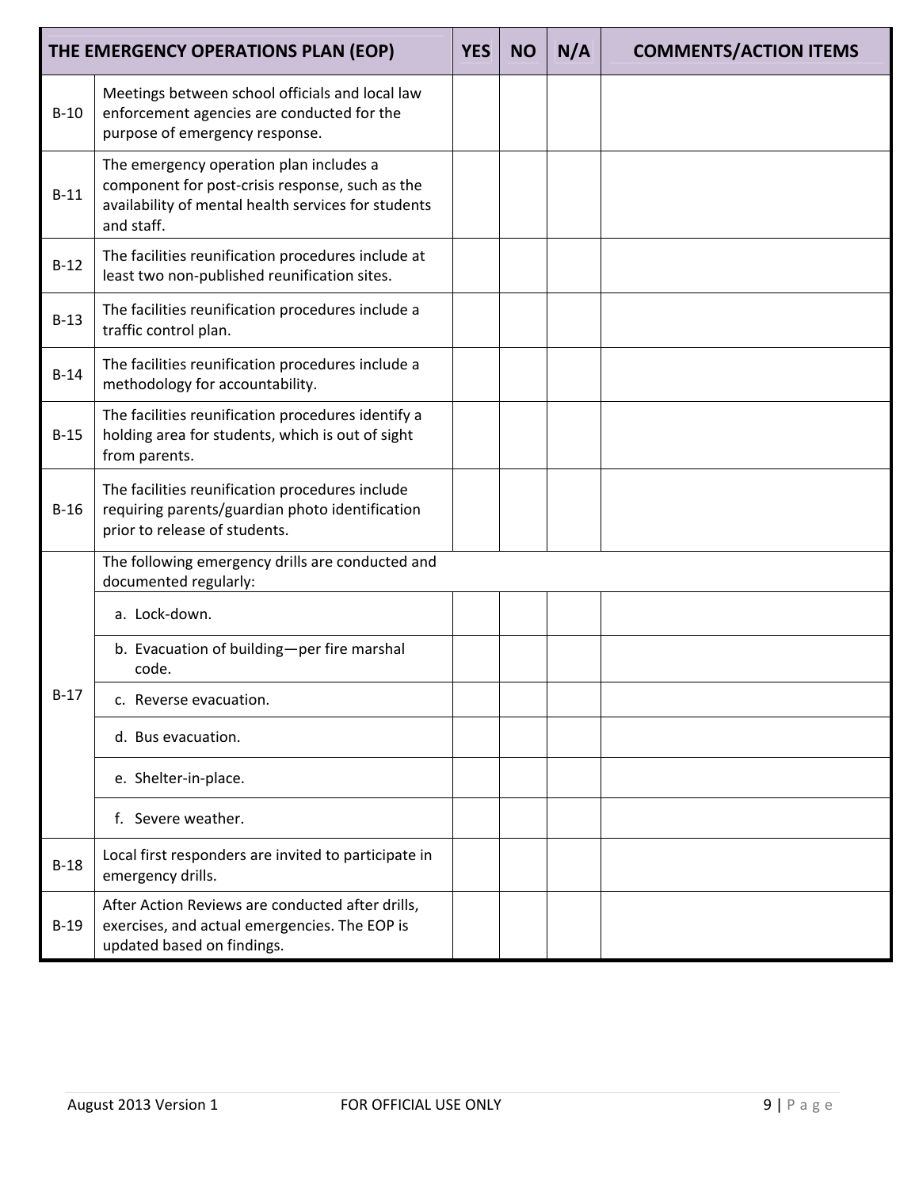| THE EMERGENCY OPERATIONS PLAN (EOP) | | YES | NO | N/A | COMMENTS/ACTION ITEMS |
|---|---|---|---|---|---|
| B-10 | Meetings between school officials and local law enforcement agencies are conducted for the purpose of emergency response. | | | | |
| B-11 | The emergency operation plan includes a component for post-crisis response, such as the availability of mental health services for students and staff. | | | | |
| B-12 | The facilities reunification procedures include at least two non-published reunification sites. | | | | |
| B-13 | The facilities reunification procedures include a traffic control plan. | | | | |
| B-14 | The facilities reunification procedures include a methodology for accountability. | | | | |
| B-15 | The facilities reunification procedures identify a holding area for students, which is out of sight from parents. | | | | |
| B-16 | The facilities reunification procedures include requiring parents/guardian photo identification prior to release of students. | | | | |
| B-17 | The following emergency drills are conducted and documented regularly: | | | | |
| | a. Lock-down. | | | | |
| | b. Evacuation of building—per fire marshal code. | | | | |
| | c. Reverse evacuation. | | | | |
| | d. Bus evacuation. | | | | |
| | e. Shelter-in-place. | | | | |
| | f. Severe weather. | | | | |
| B-18 | Local first responders are invited to participate in emergency drills. | | | | |
| B-19 | After Action Reviews are conducted after drills, exercises, and actual emergencies. The EOP is updated based on findings. | | | | |

August 2013 Version 1 FOR OFFICIAL USE ONLY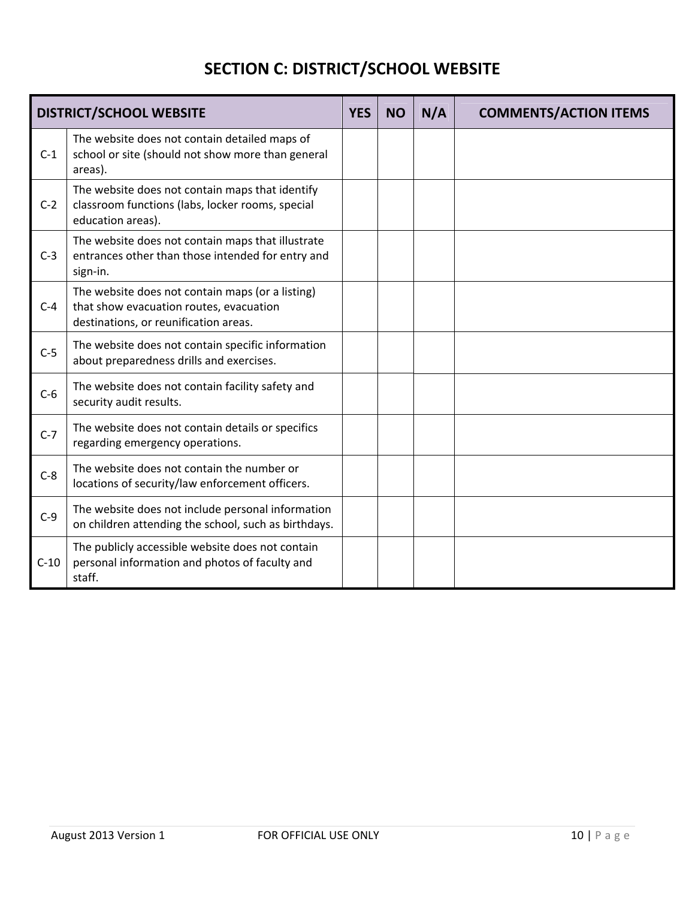# SECTION C: DISTRICT/SCHOOL WEBSITE

| DISTRICT/SCHOOL WEBSITE | | YES | NO | N/A | COMMENTS/ACTION ITEMS |
|---|---|---|---|---|---|
| C-1 | The website does not contain detailed maps of school or site (should not show more than general areas). | | | | |
| C-2 | The website does not contain maps that identify classroom functions (labs, locker rooms, special education areas). | | | | |
| C-3 | The website does not contain maps that illustrate entrances other than those intended for entry and sign-in. | | | | |
| C-4 | The website does not contain maps (or a listing) that show evacuation routes, evacuation destinations, or reunification areas. | | | | |
| C-5 | The website does not contain specific information about preparedness drills and exercises. | | | | |
| C-6 | The website does not contain facility safety and security audit results. | | | | |
| C-7 | The website does not contain details or specifics regarding emergency operations. | | | | |
| C-8 | The website does not contain the number or locations of security/law enforcement officers. | | | | |
| C-9 | The website does not include personal information on children attending the school, such as birthdays. | | | | |
| C-10 | The publicly accessible website does not contain personal information and photos of faculty and staff. | | | | |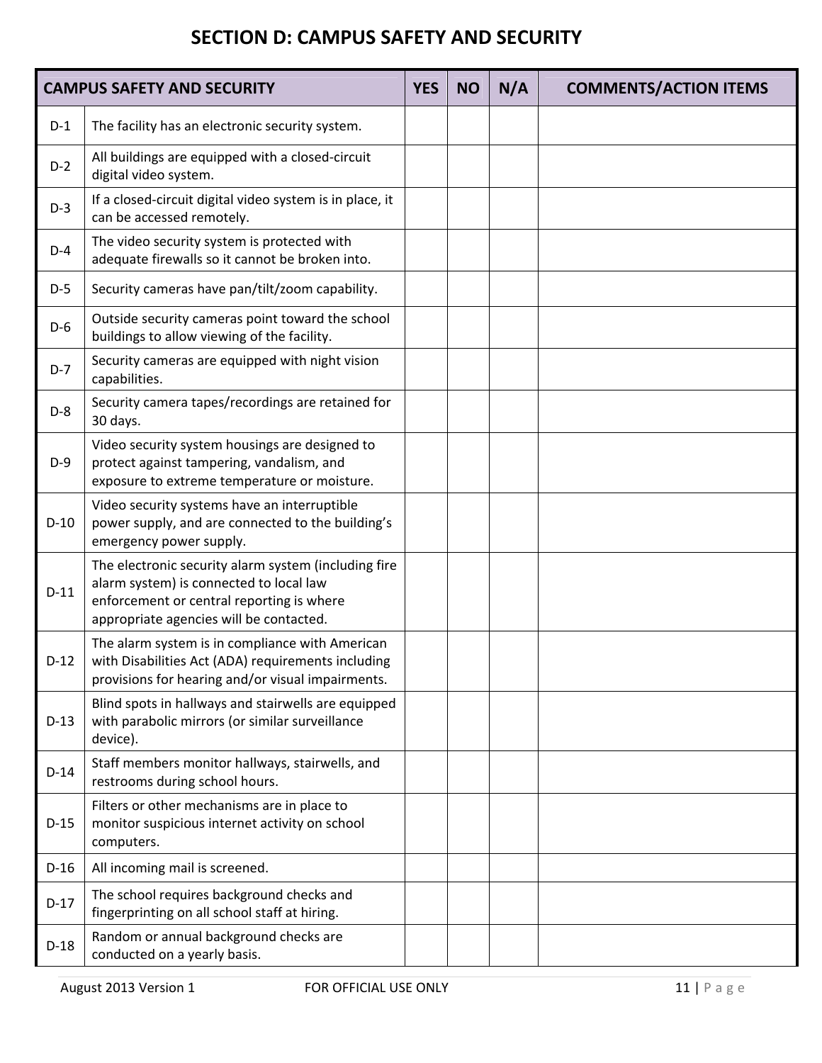# SECTION D: CAMPUS SAFETY AND SECURITY

| CAMPUS SAFETY AND SECURITY | | YES | NO | N/A | COMMENTS/ACTION ITEMS |
|---|---|---|---|---|---|
| D-1 | The facility has an electronic security system. | | | | |
| D-2 | All buildings are equipped with a closed-circuit digital video system. | | | | |
| D-3 | If a closed-circuit digital video system is in place, it can be accessed remotely. | | | | |
| D-4 | The video security system is protected with adequate firewalls so it cannot be broken into. | | | | |
| D-5 | Security cameras have pan/tilt/zoom capability. | | | | |
| D-6 | Outside security cameras point toward the school buildings to allow viewing of the facility. | | | | |
| D-7 | Security cameras are equipped with night vision capabilities. | | | | |
| D-8 | Security camera tapes/recordings are retained for 30 days. | | | | |
| D-9 | Video security system housings are designed to protect against tampering, vandalism, and exposure to extreme temperature or moisture. | | | | |
| D-10 | Video security systems have an interruptible power supply, and are connected to the building's emergency power supply. | | | | |
| D-11 | The electronic security alarm system (including fire alarm system) is connected to local law enforcement or central reporting is where appropriate agencies will be contacted. | | | | |
| D-12 | The alarm system is in compliance with American with Disabilities Act (ADA) requirements including provisions for hearing and/or visual impairments. | | | | |
| D-13 | Blind spots in hallways and stairwells are equipped with parabolic mirrors (or similar surveillance device). | | | | |
| D-14 | Staff members monitor hallways, stairwells, and restrooms during school hours. | | | | |
| D-15 | Filters or other mechanisms are in place to monitor suspicious internet activity on school computers. | | | | |
| D-16 | All incoming mail is screened. | | | | |
| D-17 | The school requires background checks and fingerprinting on all school staff at hiring. | | | | |
| D-18 | Random or annual background checks are conducted on a yearly basis. | | | | |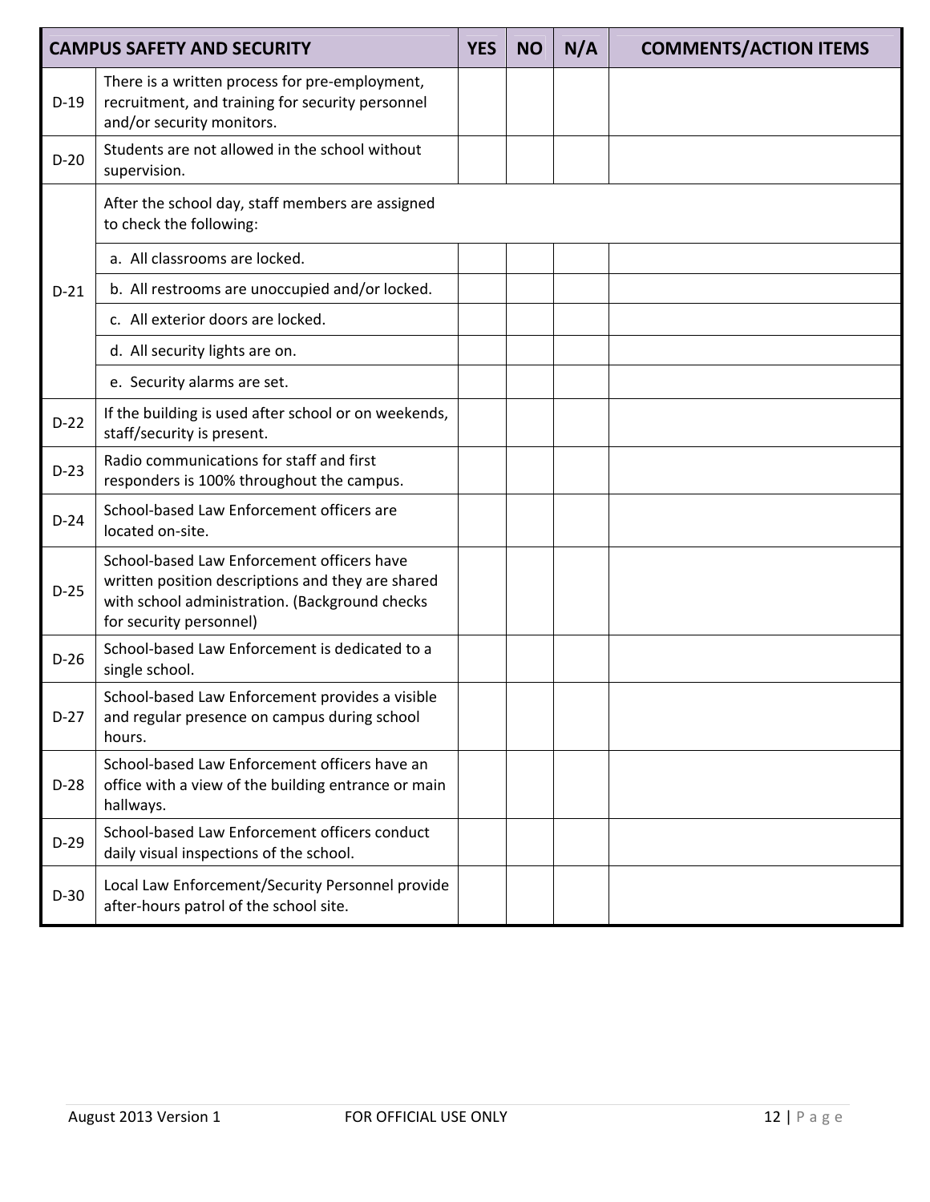| CAMPUS SAFETY AND SECURITY | | YES | NO | N/A | COMMENTS/ACTION ITEMS |
|---|---|---|---|---|---|
| D-19 | There is a written process for pre-employment, recruitment, and training for security personnel and/or security monitors. | | | | |
| D-20 | Students are not allowed in the school without supervision. | | | | |
| D-21 | After the school day, staff members are assigned to check the following: | | | | |
| | a. All classrooms are locked. | | | | |
| | b. All restrooms are unoccupied and/or locked. | | | | |
| | c. All exterior doors are locked. | | | | |
| | d. All security lights are on. | | | | |
| | e. Security alarms are set. | | | | |
| D-22 | If the building is used after school or on weekends, staff/security is present. | | | | |
| D-23 | Radio communications for staff and first responders is 100% throughout the campus. | | | | |
| D-24 | School-based Law Enforcement officers are located on-site. | | | | |
| D-25 | School-based Law Enforcement officers have written position descriptions and they are shared with school administration. (Background checks for security personnel) | | | | |
| D-26 | School-based Law Enforcement is dedicated to a single school. | | | | |
| D-27 | School-based Law Enforcement provides a visible and regular presence on campus during school hours. | | | | |
| D-28 | School-based Law Enforcement officers have an office with a view of the building entrance or main hallways. | | | | |
| D-29 | School-based Law Enforcement officers conduct daily visual inspections of the school. | | | | |
| D-30 | Local Law Enforcement/Security Personnel provide after-hours patrol of the school site. | | | | |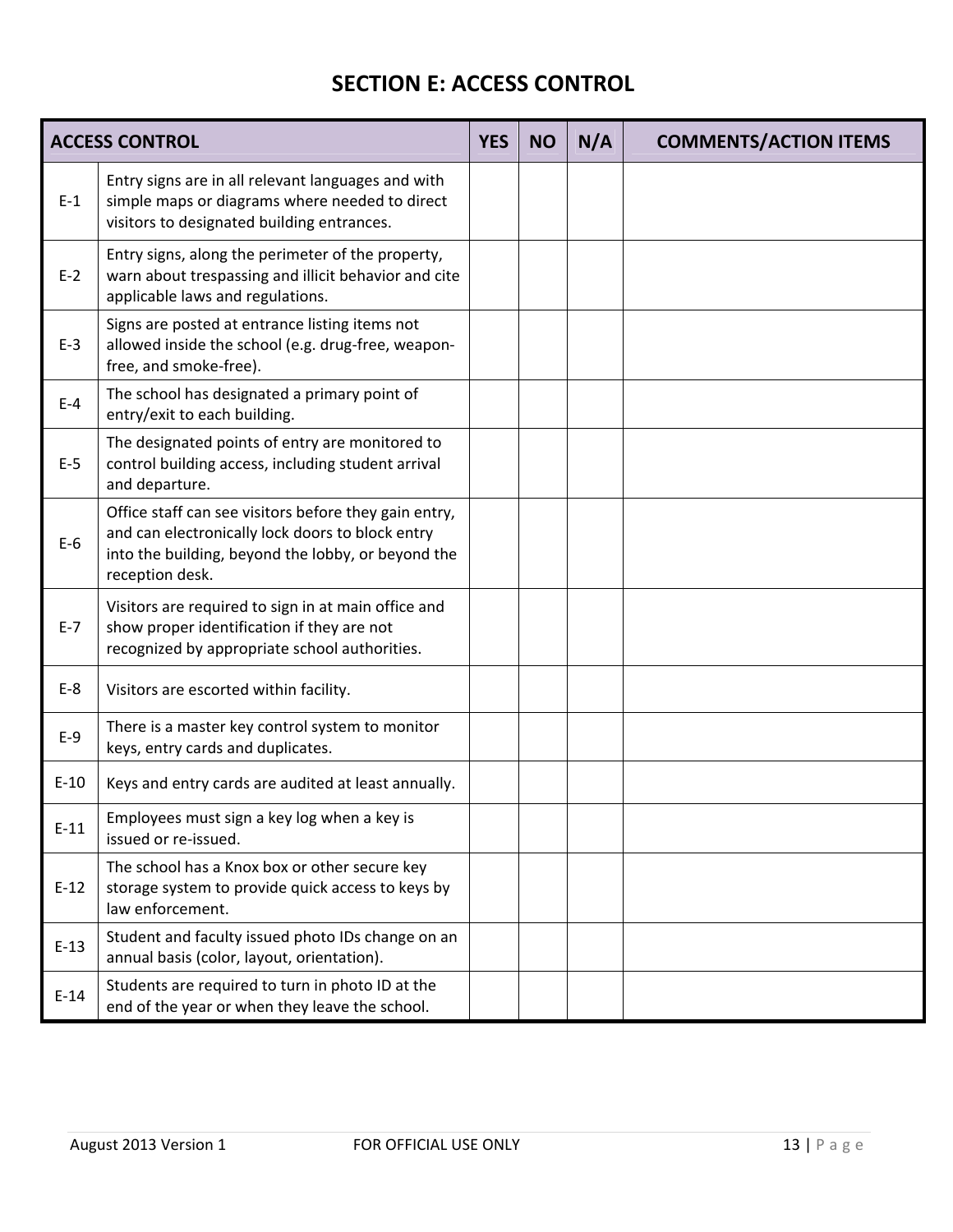# SECTION E: ACCESS CONTROL

| ACCESS CONTROL | | YES | NO | N/A | COMMENTS/ACTION ITEMS |
|---|---|---|---|---|---|
| E-1 | Entry signs are in all relevant languages and with simple maps or diagrams where needed to direct visitors to designated building entrances. | | | | |
| E-2 | Entry signs, along the perimeter of the property, warn about trespassing and illicit behavior and cite applicable laws and regulations. | | | | |
| E-3 | Signs are posted at entrance listing items not allowed inside the school (e.g. drug-free, weapon-free, and smoke-free). | | | | |
| E-4 | The school has designated a primary point of entry/exit to each building. | | | | |
| E-5 | The designated points of entry are monitored to control building access, including student arrival and departure. | | | | |
| E-6 | Office staff can see visitors before they gain entry, and can electronically lock doors to block entry into the building, beyond the lobby, or beyond the reception desk. | | | | |
| E-7 | Visitors are required to sign in at main office and show proper identification if they are not recognized by appropriate school authorities. | | | | |
| E-8 | Visitors are escorted within facility. | | | | |
| E-9 | There is a master key control system to monitor keys, entry cards and duplicates. | | | | |
| E-10 | Keys and entry cards are audited at least annually. | | | | |
| E-11 | Employees must sign a key log when a key is issued or re-issued. | | | | |
| E-12 | The school has a Knox box or other secure key storage system to provide quick access to keys by law enforcement. | | | | |
| E-13 | Student and faculty issued photo IDs change on an annual basis (color, layout, orientation). | | | | |
| E-14 | Students are required to turn in photo ID at the end of the year or when they leave the school. | | | | |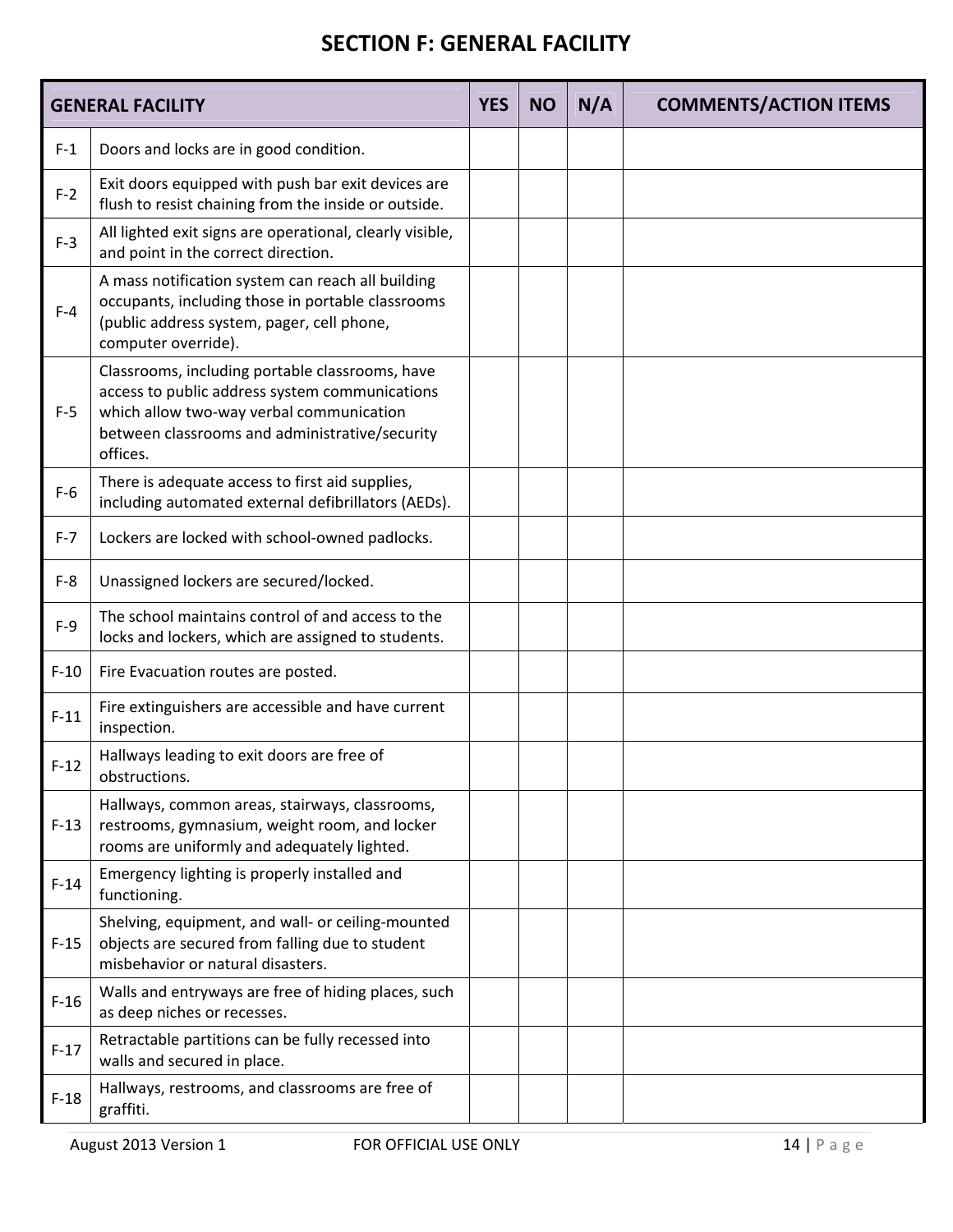# SECTION F: GENERAL FACILITY

| GENERAL FACILITY | | YES | NO | N/A | COMMENTS/ACTION ITEMS |
|---|---|---|---|---|---|
| F-1 | Doors and locks are in good condition. | | | | |
| F-2 | Exit doors equipped with push bar exit devices are flush to resist chaining from the inside or outside. | | | | |
| F-3 | All lighted exit signs are operational, clearly visible, and point in the correct direction. | | | | |
| F-4 | A mass notification system can reach all building occupants, including those in portable classrooms (public address system, pager, cell phone, computer override). | | | | |
| F-5 | Classrooms, including portable classrooms, have access to public address system communications which allow two-way verbal communication between classrooms and administrative/security offices. | | | | |
| F-6 | There is adequate access to first aid supplies, including automated external defibrillators (AEDs). | | | | |
| F-7 | Lockers are locked with school-owned padlocks. | | | | |
| F-8 | Unassigned lockers are secured/locked. | | | | |
| F-9 | The school maintains control of and access to the locks and lockers, which are assigned to students. | | | | |
| F-10 | Fire Evacuation routes are posted. | | | | |
| F-11 | Fire extinguishers are accessible and have current inspection. | | | | |
| F-12 | Hallways leading to exit doors are free of obstructions. | | | | |
| F-13 | Hallways, common areas, stairways, classrooms, restrooms, gymnasium, weight room, and locker rooms are uniformly and adequately lighted. | | | | |
| F-14 | Emergency lighting is properly installed and functioning. | | | | |
| F-15 | Shelving, equipment, and wall- or ceiling-mounted objects are secured from falling due to student misbehavior or natural disasters. | | | | |
| F-16 | Walls and entryways are free of hiding places, such as deep niches or recesses. | | | | |
| F-17 | Retractable partitions can be fully recessed into walls and secured in place. | | | | |
| F-18 | Hallways, restrooms, and classrooms are free of graffiti. | | | | |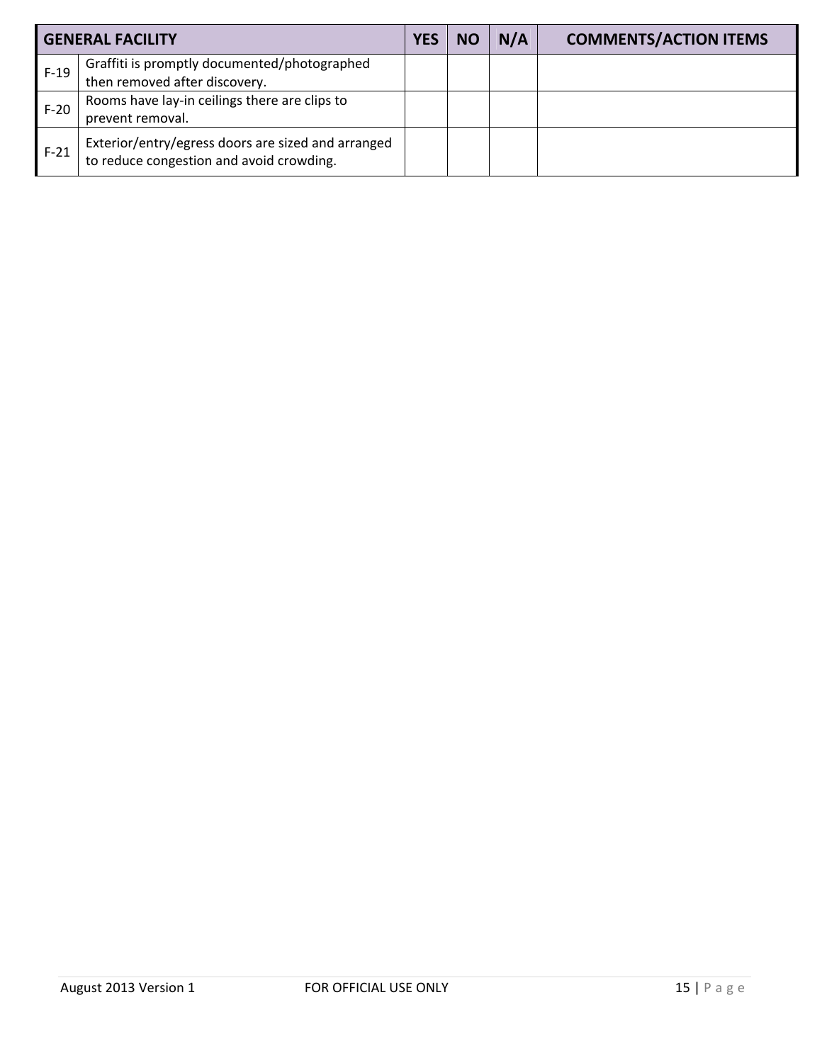| GENERAL FACILITY | | YES | NO | N/A | COMMENTS/ACTION ITEMS |
|---|---|---|---|---|---|
| F-19 | Graffiti is promptly documented/photographed then removed after discovery. | | | | |
| F-20 | Rooms have lay-in ceilings there are clips to prevent removal. | | | | |
| F-21 | Exterior/entry/egress doors are sized and arranged to reduce congestion and avoid crowding. | | | | |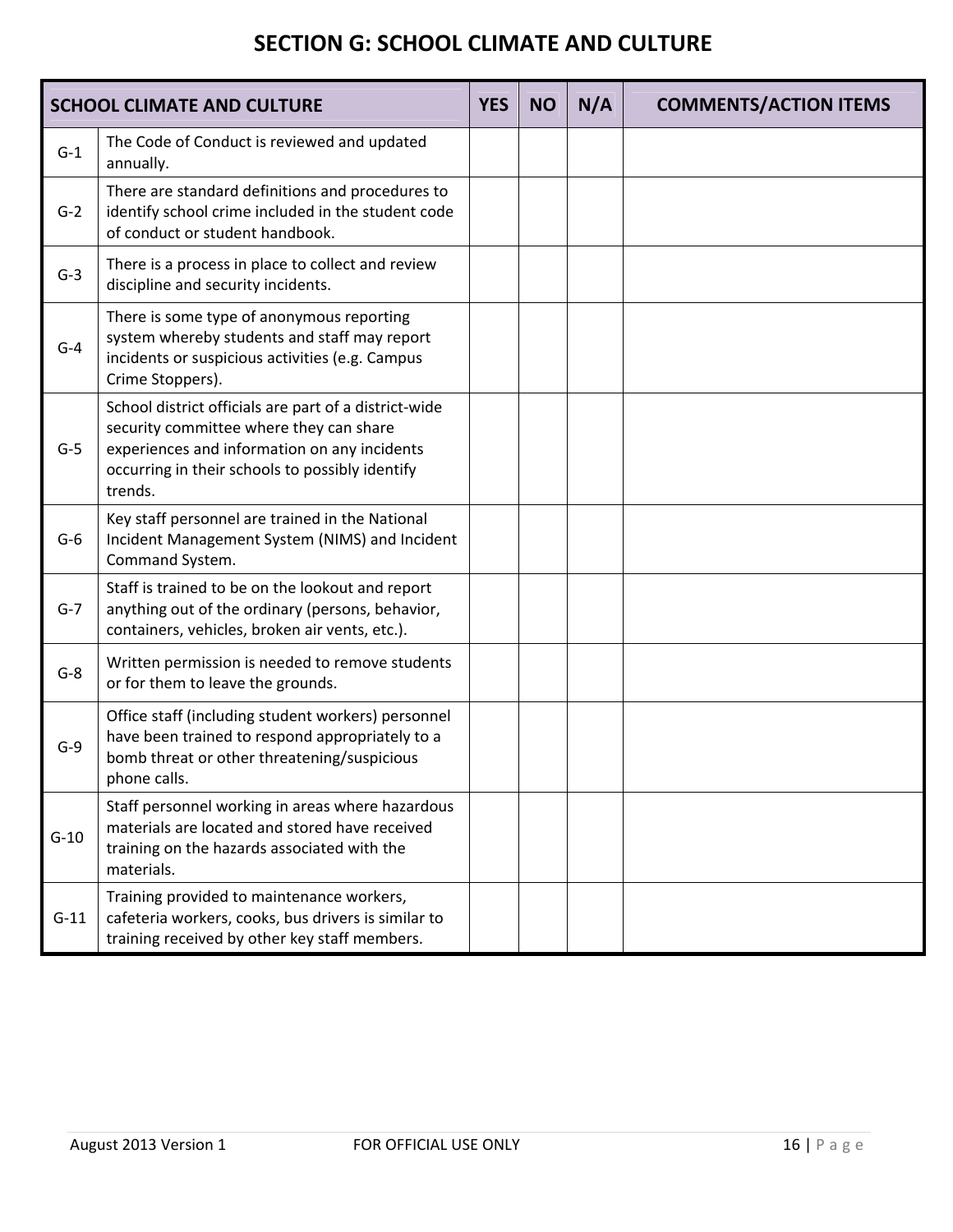# SECTION G: SCHOOL CLIMATE AND CULTURE

| SCHOOL CLIMATE AND CULTURE | | YES | NO | N/A | COMMENTS/ACTION ITEMS |
|---|---|---|---|---|---|
| G-1 | The Code of Conduct is reviewed and updated annually. | | | | |
| G-2 | There are standard definitions and procedures to identify school crime included in the student code of conduct or student handbook. | | | | |
| G-3 | There is a process in place to collect and review discipline and security incidents. | | | | |
| G-4 | There is some type of anonymous reporting system whereby students and staff may report incidents or suspicious activities (e.g. Campus Crime Stoppers). | | | | |
| G-5 | School district officials are part of a district-wide security committee where they can share experiences and information on any incidents occurring in their schools to possibly identify trends. | | | | |
| G-6 | Key staff personnel are trained in the National Incident Management System (NIMS) and Incident Command System. | | | | |
| G-7 | Staff is trained to be on the lookout and report anything out of the ordinary (persons, behavior, containers, vehicles, broken air vents, etc.). | | | | |
| G-8 | Written permission is needed to remove students or for them to leave the grounds. | | | | |
| G-9 | Office staff (including student workers) personnel have been trained to respond appropriately to a bomb threat or other threatening/suspicious phone calls. | | | | |
| G-10 | Staff personnel working in areas where hazardous materials are located and stored have received training on the hazards associated with the materials. | | | | |
| G-11 | Training provided to maintenance workers, cafeteria workers, cooks, bus drivers is similar to training received by other key staff members. | | | | |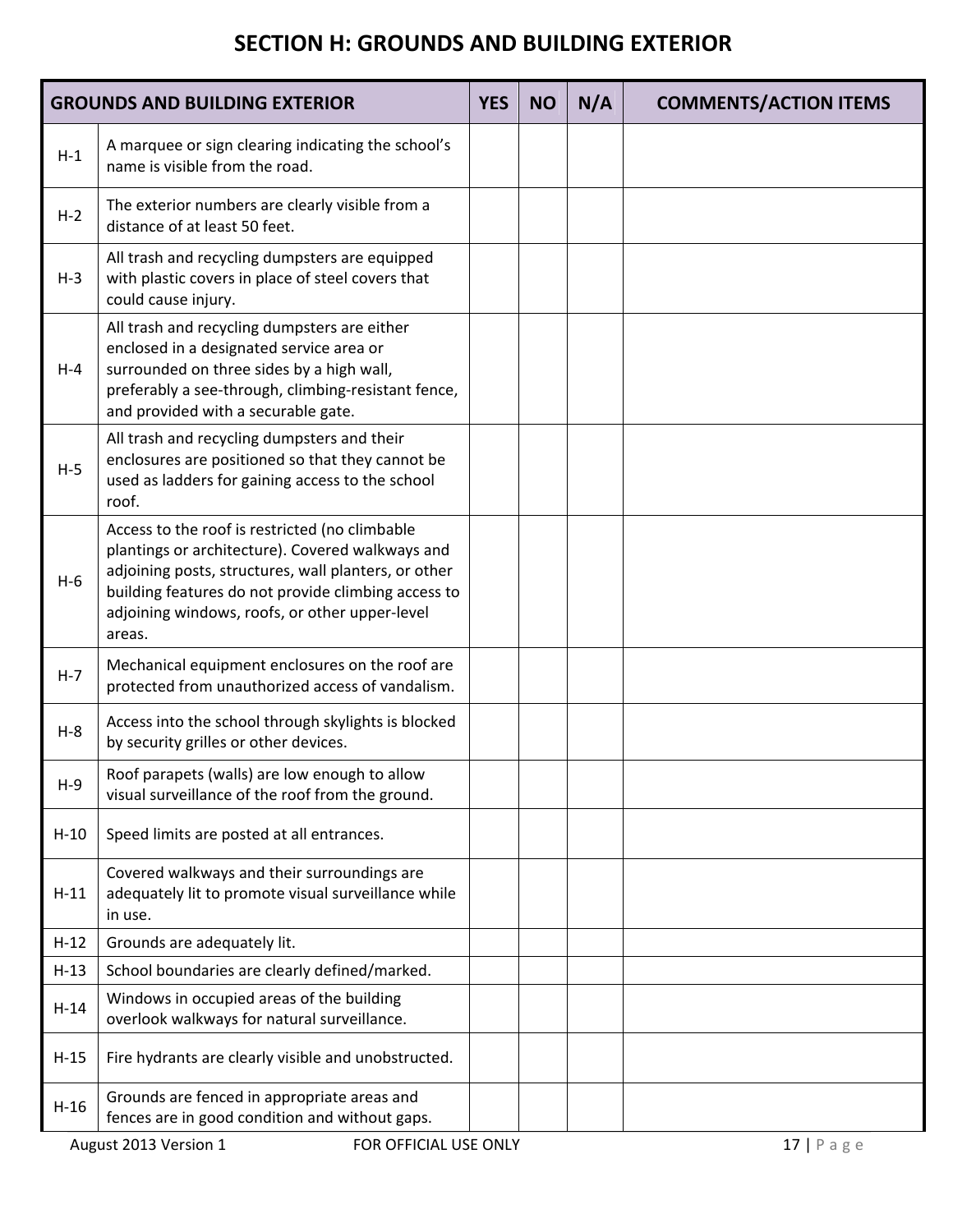# SECTION H: GROUNDS AND BUILDING EXTERIOR

| GROUNDS AND BUILDING EXTERIOR | | YES | NO | N/A | COMMENTS/ACTION ITEMS |
|---|---|---|---|---|---|
| H-1 | A marquee or sign clearing indicating the school's name is visible from the road. | | | | |
| H-2 | The exterior numbers are clearly visible from a distance of at least 50 feet. | | | | |
| H-3 | All trash and recycling dumpsters are equipped with plastic covers in place of steel covers that could cause injury. | | | | |
| H-4 | All trash and recycling dumpsters are either enclosed in a designated service area or surrounded on three sides by a high wall, preferably a see-through, climbing-resistant fence, and provided with a securable gate. | | | | |
| H-5 | All trash and recycling dumpsters and their enclosures are positioned so that they cannot be used as ladders for gaining access to the school roof. | | | | |
| H-6 | Access to the roof is restricted (no climbable plantings or architecture). Covered walkways and adjoining posts, structures, wall planters, or other building features do not provide climbing access to adjoining windows, roofs, or other upper-level areas. | | | | |
| H-7 | Mechanical equipment enclosures on the roof are protected from unauthorized access of vandalism. | | | | |
| H-8 | Access into the school through skylights is blocked by security grilles or other devices. | | | | |
| H-9 | Roof parapets (walls) are low enough to allow visual surveillance of the roof from the ground. | | | | |
| H-10 | Speed limits are posted at all entrances. | | | | |
| H-11 | Covered walkways and their surroundings are adequately lit to promote visual surveillance while in use. | | | | |
| H-12 | Grounds are adequately lit. | | | | |
| H-13 | School boundaries are clearly defined/marked. | | | | |
| H-14 | Windows in occupied areas of the building overlook walkways for natural surveillance. | | | | |
| H-15 | Fire hydrants are clearly visible and unobstructed. | | | | |
| H-16 | Grounds are fenced in appropriate areas and fences are in good condition and without gaps. | | | | |

August 2013 Version 1 FOR OFFICIAL USE ONLY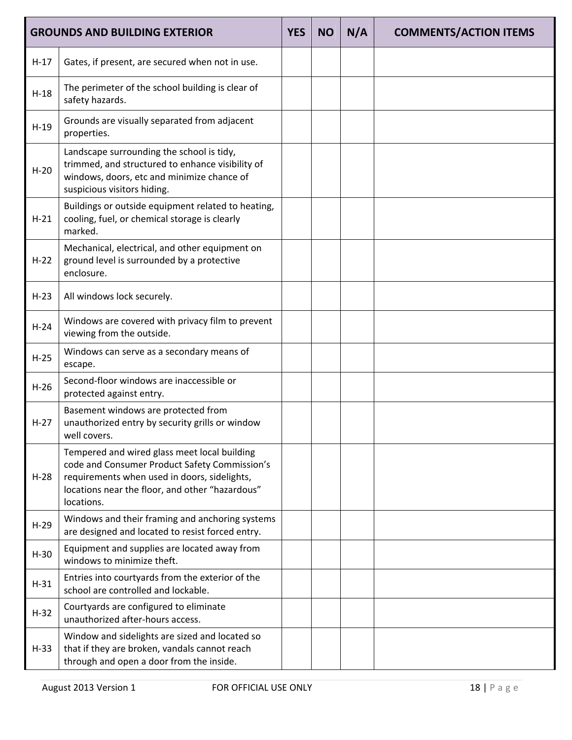| GROUNDS AND BUILDING EXTERIOR | | YES | NO | N/A | COMMENTS/ACTION ITEMS |
|---|---|---|---|---|---|
| H-17 | Gates, if present, are secured when not in use. | | | | |
| H-18 | The perimeter of the school building is clear of safety hazards. | | | | |
| H-19 | Grounds are visually separated from adjacent properties. | | | | |
| H-20 | Landscape surrounding the school is tidy, trimmed, and structured to enhance visibility of windows, doors, etc and minimize chance of suspicious visitors hiding. | | | | |
| H-21 | Buildings or outside equipment related to heating, cooling, fuel, or chemical storage is clearly marked. | | | | |
| H-22 | Mechanical, electrical, and other equipment on ground level is surrounded by a protective enclosure. | | | | |
| H-23 | All windows lock securely. | | | | |
| H-24 | Windows are covered with privacy film to prevent viewing from the outside. | | | | |
| H-25 | Windows can serve as a secondary means of escape. | | | | |
| H-26 | Second-floor windows are inaccessible or protected against entry. | | | | |
| H-27 | Basement windows are protected from unauthorized entry by security grills or window well covers. | | | | |
| H-28 | Tempered and wired glass meet local building code and Consumer Product Safety Commission's requirements when used in doors, sidelights, locations near the floor, and other "hazardous" locations. | | | | |
| H-29 | Windows and their framing and anchoring systems are designed and located to resist forced entry. | | | | |
| H-30 | Equipment and supplies are located away from windows to minimize theft. | | | | |
| H-31 | Entries into courtyards from the exterior of the school are controlled and lockable. | | | | |
| H-32 | Courtyards are configured to eliminate unauthorized after-hours access. | | | | |
| H-33 | Window and sidelights are sized and located so that if they are broken, vandals cannot reach through and open a door from the inside. | | | | |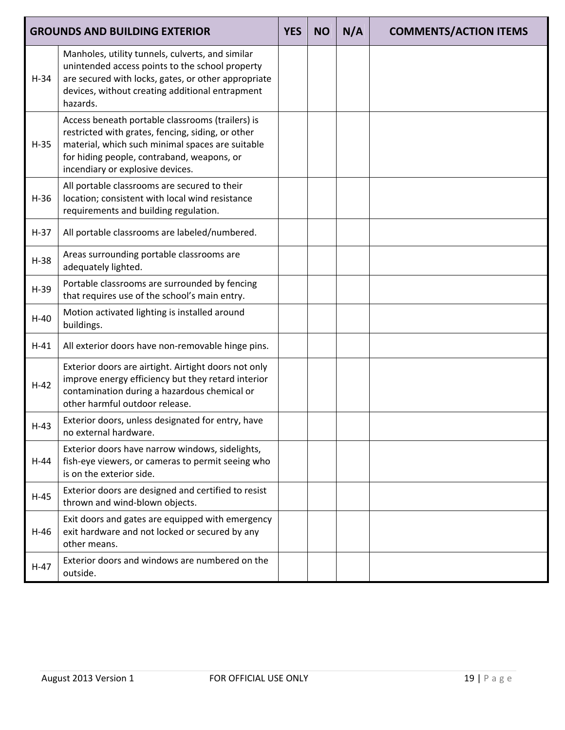| GROUNDS AND BUILDING EXTERIOR | | YES | NO | N/A | COMMENTS/ACTION ITEMS |
|---|---|---|---|---|---|
| H-34 | Manholes, utility tunnels, culverts, and similar unintended access points to the school property are secured with locks, gates, or other appropriate devices, without creating additional entrapment hazards. | | | | |
| H-35 | Access beneath portable classrooms (trailers) is restricted with grates, fencing, siding, or other material, which such minimal spaces are suitable for hiding people, contraband, weapons, or incendiary or explosive devices. | | | | |
| H-36 | All portable classrooms are secured to their location; consistent with local wind resistance requirements and building regulation. | | | | |
| H-37 | All portable classrooms are labeled/numbered. | | | | |
| H-38 | Areas surrounding portable classrooms are adequately lighted. | | | | |
| H-39 | Portable classrooms are surrounded by fencing that requires use of the school's main entry. | | | | |
| H-40 | Motion activated lighting is installed around buildings. | | | | |
| H-41 | All exterior doors have non-removable hinge pins. | | | | |
| H-42 | Exterior doors are airtight. Airtight doors not only improve energy efficiency but they retard interior contamination during a hazardous chemical or other harmful outdoor release. | | | | |
| H-43 | Exterior doors, unless designated for entry, have no external hardware. | | | | |
| H-44 | Exterior doors have narrow windows, sidelights, fish-eye viewers, or cameras to permit seeing who is on the exterior side. | | | | |
| H-45 | Exterior doors are designed and certified to resist thrown and wind-blown objects. | | | | |
| H-46 | Exit doors and gates are equipped with emergency exit hardware and not locked or secured by any other means. | | | | |
| H-47 | Exterior doors and windows are numbered on the outside. | | | | |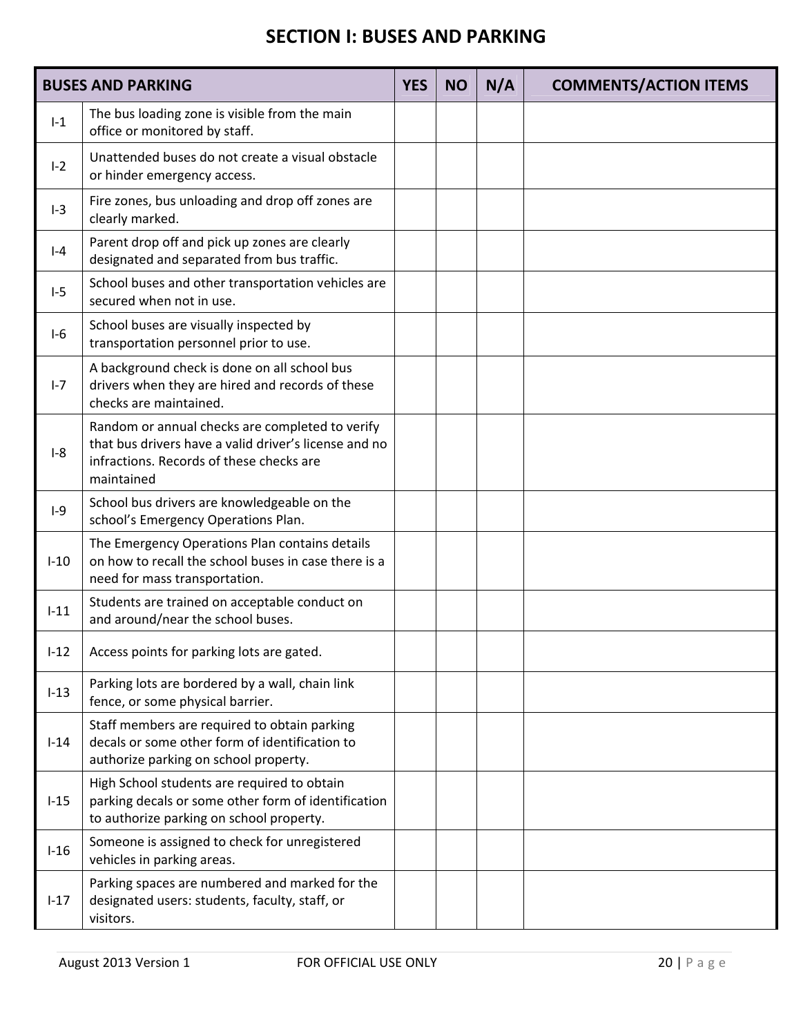# SECTION I: BUSES AND PARKING

| BUSES AND PARKING | | YES | NO | N/A | COMMENTS/ACTION ITEMS |
|---|---|---|---|---|---|
| I-1 | The bus loading zone is visible from the main office or monitored by staff. | | | | |
| I-2 | Unattended buses do not create a visual obstacle or hinder emergency access. | | | | |
| I-3 | Fire zones, bus unloading and drop off zones are clearly marked. | | | | |
| I-4 | Parent drop off and pick up zones are clearly designated and separated from bus traffic. | | | | |
| I-5 | School buses and other transportation vehicles are secured when not in use. | | | | |
| I-6 | School buses are visually inspected by transportation personnel prior to use. | | | | |
| I-7 | A background check is done on all school bus drivers when they are hired and records of these checks are maintained. | | | | |
| I-8 | Random or annual checks are completed to verify that bus drivers have a valid driver's license and no infractions. Records of these checks are maintained | | | | |
| I-9 | School bus drivers are knowledgeable on the school's Emergency Operations Plan. | | | | |
| I-10 | The Emergency Operations Plan contains details on how to recall the school buses in case there is a need for mass transportation. | | | | |
| I-11 | Students are trained on acceptable conduct on and around/near the school buses. | | | | |
| I-12 | Access points for parking lots are gated. | | | | |
| I-13 | Parking lots are bordered by a wall, chain link fence, or some physical barrier. | | | | |
| I-14 | Staff members are required to obtain parking decals or some other form of identification to authorize parking on school property. | | | | |
| I-15 | High School students are required to obtain parking decals or some other form of identification to authorize parking on school property. | | | | |
| I-16 | Someone is assigned to check for unregistered vehicles in parking areas. | | | | |
| I-17 | Parking spaces are numbered and marked for the designated users: students, faculty, staff, or visitors. | | | | |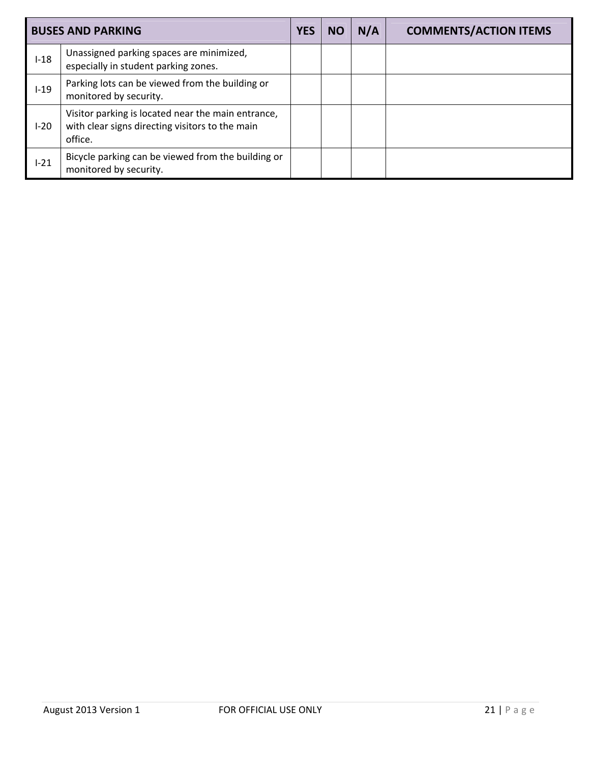| BUSES AND PARKING | | YES | NO | N/A | COMMENTS/ACTION ITEMS |
|---|---|---|---|---|---|
| I-18 | Unassigned parking spaces are minimized, especially in student parking zones. | | | | |
| I-19 | Parking lots can be viewed from the building or monitored by security. | | | | |
| I-20 | Visitor parking is located near the main entrance, with clear signs directing visitors to the main office. | | | | |
| I-21 | Bicycle parking can be viewed from the building or monitored by security. | | | | |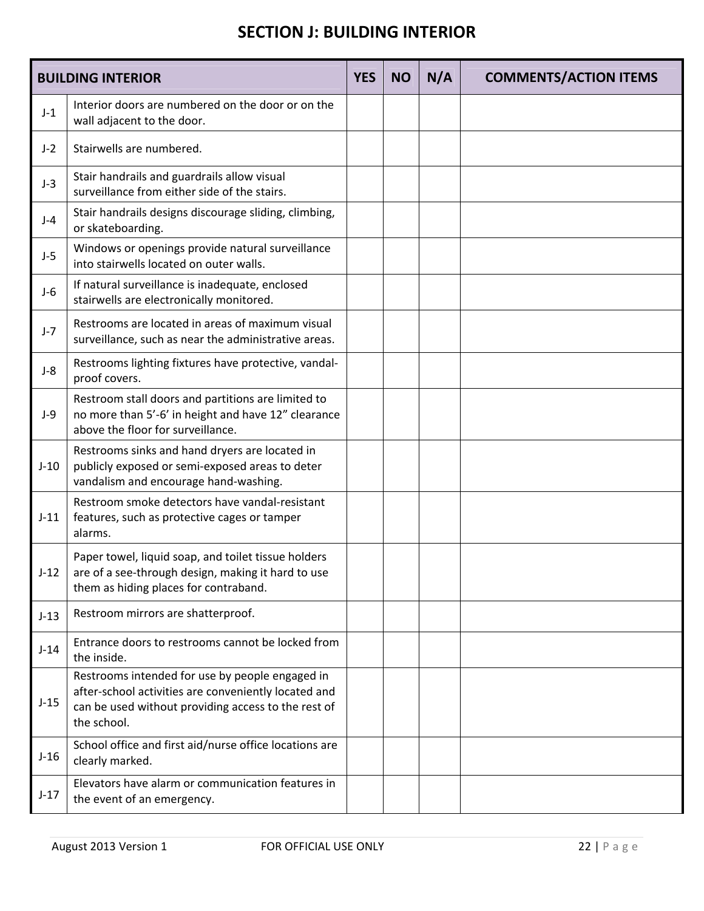# SECTION J: BUILDING INTERIOR

| BUILDING INTERIOR | | YES | NO | N/A | COMMENTS/ACTION ITEMS |
|---|---|---|---|---|---|
| J-1 | Interior doors are numbered on the door or on the wall adjacent to the door. | | | | |
| J-2 | Stairwells are numbered. | | | | |
| J-3 | Stair handrails and guardrails allow visual surveillance from either side of the stairs. | | | | |
| J-4 | Stair handrails designs discourage sliding, climbing, or skateboarding. | | | | |
| J-5 | Windows or openings provide natural surveillance into stairwells located on outer walls. | | | | |
| J-6 | If natural surveillance is inadequate, enclosed stairwells are electronically monitored. | | | | |
| J-7 | Restrooms are located in areas of maximum visual surveillance, such as near the administrative areas. | | | | |
| J-8 | Restrooms lighting fixtures have protective, vandal-proof covers. | | | | |
| J-9 | Restroom stall doors and partitions are limited to no more than 5'-6' in height and have 12" clearance above the floor for surveillance. | | | | |
| J-10 | Restrooms sinks and hand dryers are located in publicly exposed or semi-exposed areas to deter vandalism and encourage hand-washing. | | | | |
| J-11 | Restroom smoke detectors have vandal-resistant features, such as protective cages or tamper alarms. | | | | |
| J-12 | Paper towel, liquid soap, and toilet tissue holders are of a see-through design, making it hard to use them as hiding places for contraband. | | | | |
| J-13 | Restroom mirrors are shatterproof. | | | | |
| J-14 | Entrance doors to restrooms cannot be locked from the inside. | | | | |
| J-15 | Restrooms intended for use by people engaged in after-school activities are conveniently located and can be used without providing access to the rest of the school. | | | | |
| J-16 | School office and first aid/nurse office locations are clearly marked. | | | | |
| J-17 | Elevators have alarm or communication features in the event of an emergency. | | | | |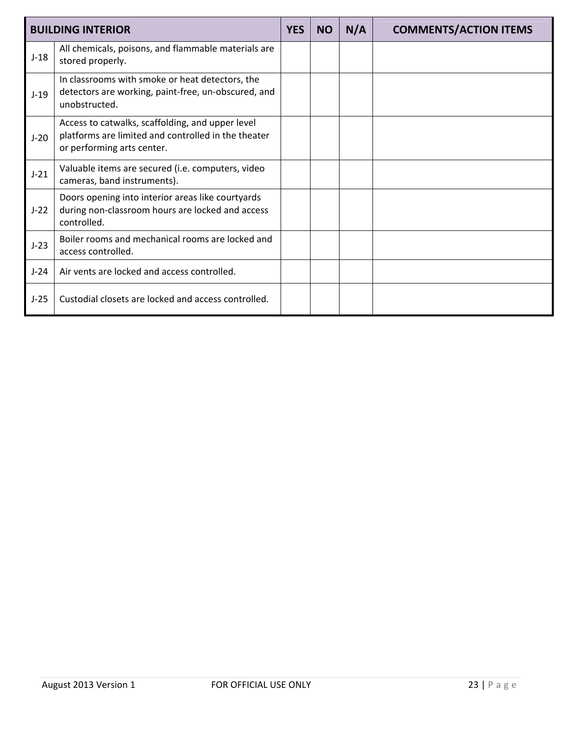| BUILDING INTERIOR | | YES | NO | N/A | COMMENTS/ACTION ITEMS |
|---|---|---|---|---|---|
| J-18 | All chemicals, poisons, and flammable materials are stored properly. | | | | |
| J-19 | In classrooms with smoke or heat detectors, the detectors are working, paint-free, un-obscured, and unobstructed. | | | | |
| J-20 | Access to catwalks, scaffolding, and upper level platforms are limited and controlled in the theater or performing arts center. | | | | |
| J-21 | Valuable items are secured (i.e. computers, video cameras, band instruments). | | | | |
| J-22 | Doors opening into interior areas like courtyards during non-classroom hours are locked and access controlled. | | | | |
| J-23 | Boiler rooms and mechanical rooms are locked and access controlled. | | | | |
| J-24 | Air vents are locked and access controlled. | | | | |
| J-25 | Custodial closets are locked and access controlled. | | | | |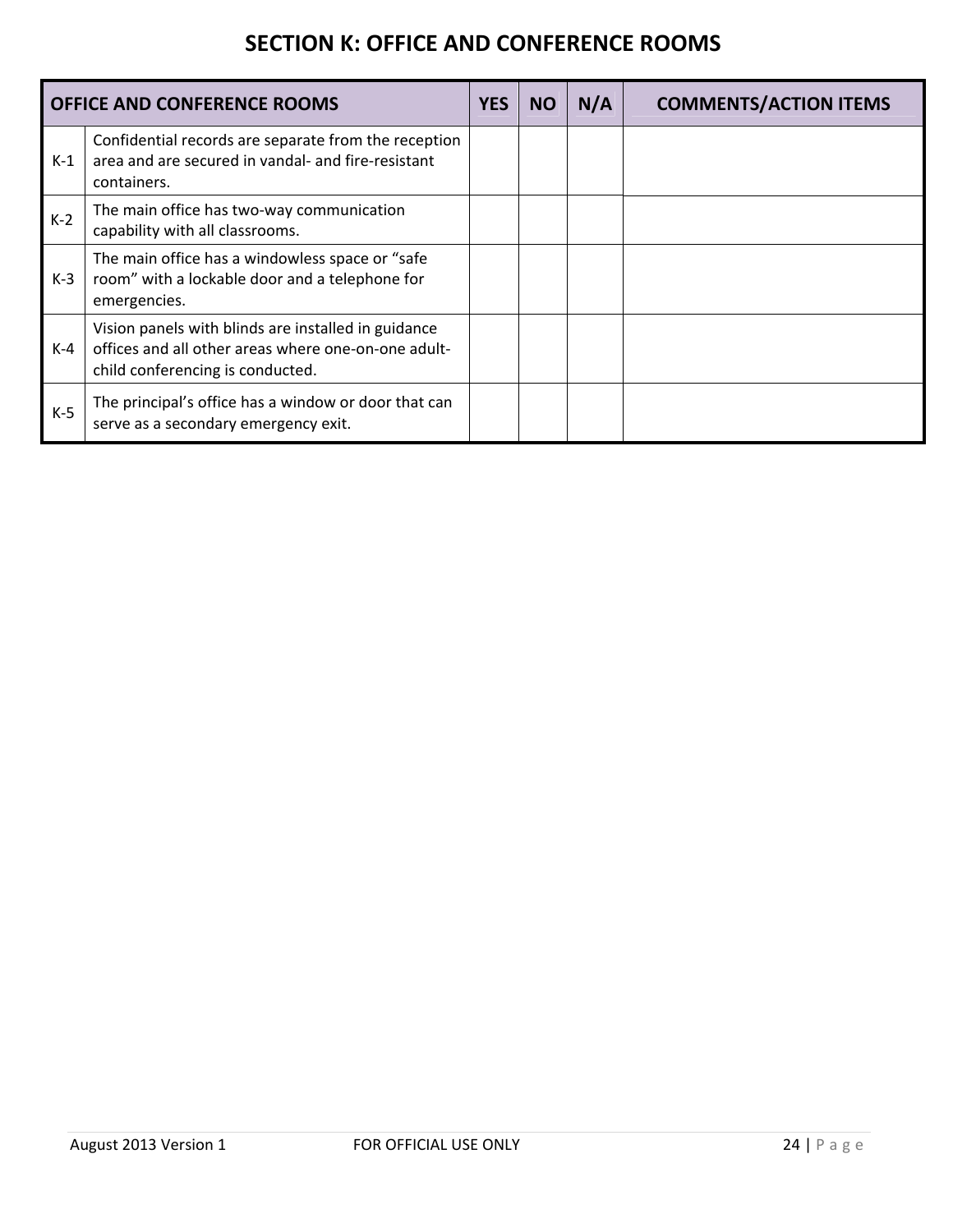# SECTION K: OFFICE AND CONFERENCE ROOMS

| OFFICE AND CONFERENCE ROOMS | | YES | NO | N/A | COMMENTS/ACTION ITEMS |
|---|---|---|---|---|---|
| K-1 | Confidential records are separate from the reception area and are secured in vandal- and fire-resistant containers. | | | | |
| K-2 | The main office has two-way communication capability with all classrooms. | | | | |
| K-3 | The main office has a windowless space or "safe room" with a lockable door and a telephone for emergencies. | | | | |
| K-4 | Vision panels with blinds are installed in guidance offices and all other areas where one-on-one adult-child conferencing is conducted. | | | | |
| K-5 | The principal's office has a window or door that can serve as a secondary emergency exit. | | | | |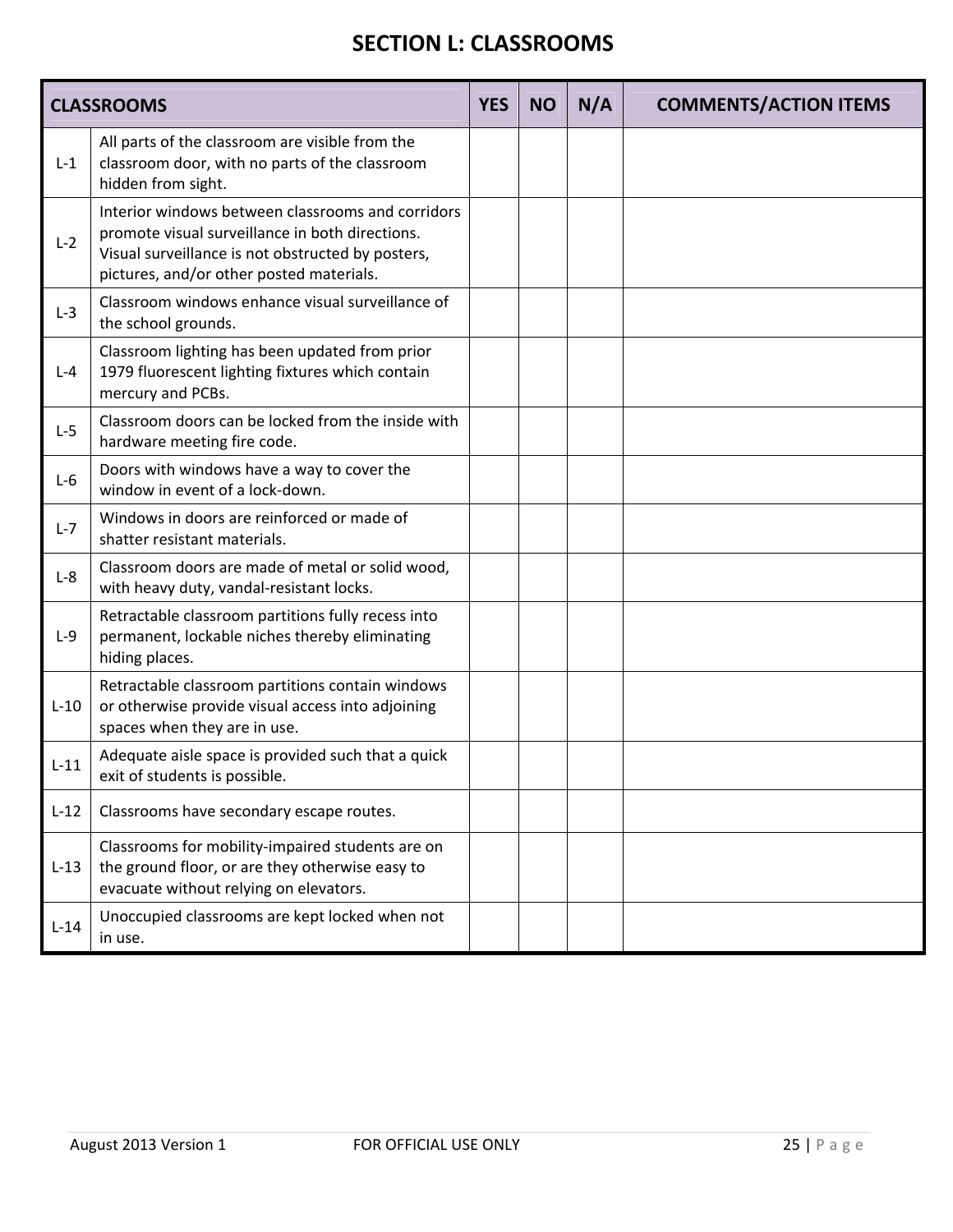# SECTION L: CLASSROOMS

| CLASSROOMS | | YES | NO | N/A | COMMENTS/ACTION ITEMS |
|---|---|---|---|---|---|
| L-1 | All parts of the classroom are visible from the classroom door, with no parts of the classroom hidden from sight. | | | | |
| L-2 | Interior windows between classrooms and corridors promote visual surveillance in both directions. Visual surveillance is not obstructed by posters, pictures, and/or other posted materials. | | | | |
| L-3 | Classroom windows enhance visual surveillance of the school grounds. | | | | |
| L-4 | Classroom lighting has been updated from prior 1979 fluorescent lighting fixtures which contain mercury and PCBs. | | | | |
| L-5 | Classroom doors can be locked from the inside with hardware meeting fire code. | | | | |
| L-6 | Doors with windows have a way to cover the window in event of a lock-down. | | | | |
| L-7 | Windows in doors are reinforced or made of shatter resistant materials. | | | | |
| L-8 | Classroom doors are made of metal or solid wood, with heavy duty, vandal-resistant locks. | | | | |
| L-9 | Retractable classroom partitions fully recess into permanent, lockable niches thereby eliminating hiding places. | | | | |
| L-10 | Retractable classroom partitions contain windows or otherwise provide visual access into adjoining spaces when they are in use. | | | | |
| L-11 | Adequate aisle space is provided such that a quick exit of students is possible. | | | | |
| L-12 | Classrooms have secondary escape routes. | | | | |
| L-13 | Classrooms for mobility-impaired students are on the ground floor, or are they otherwise easy to evacuate without relying on elevators. | | | | |
| L-14 | Unoccupied classrooms are kept locked when not in use. | | | | |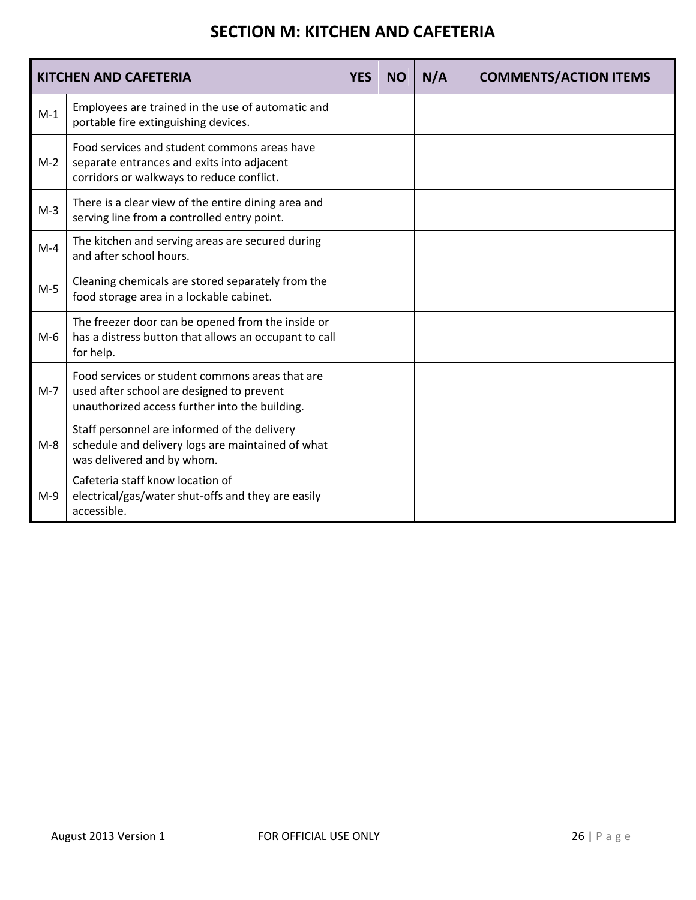# SECTION M: KITCHEN AND CAFETERIA

| KITCHEN AND CAFETERIA | | YES | NO | N/A | COMMENTS/ACTION ITEMS |
|---|---|---|---|---|---|
| M-1 | Employees are trained in the use of automatic and portable fire extinguishing devices. | | | | |
| M-2 | Food services and student commons areas have separate entrances and exits into adjacent corridors or walkways to reduce conflict. | | | | |
| M-3 | There is a clear view of the entire dining area and serving line from a controlled entry point. | | | | |
| M-4 | The kitchen and serving areas are secured during and after school hours. | | | | |
| M-5 | Cleaning chemicals are stored separately from the food storage area in a lockable cabinet. | | | | |
| M-6 | The freezer door can be opened from the inside or has a distress button that allows an occupant to call for help. | | | | |
| M-7 | Food services or student commons areas that are used after school are designed to prevent unauthorized access further into the building. | | | | |
| M-8 | Staff personnel are informed of the delivery schedule and delivery logs are maintained of what was delivered and by whom. | | | | |
| M-9 | Cafeteria staff know location of electrical/gas/water shut-offs and they are easily accessible. | | | | |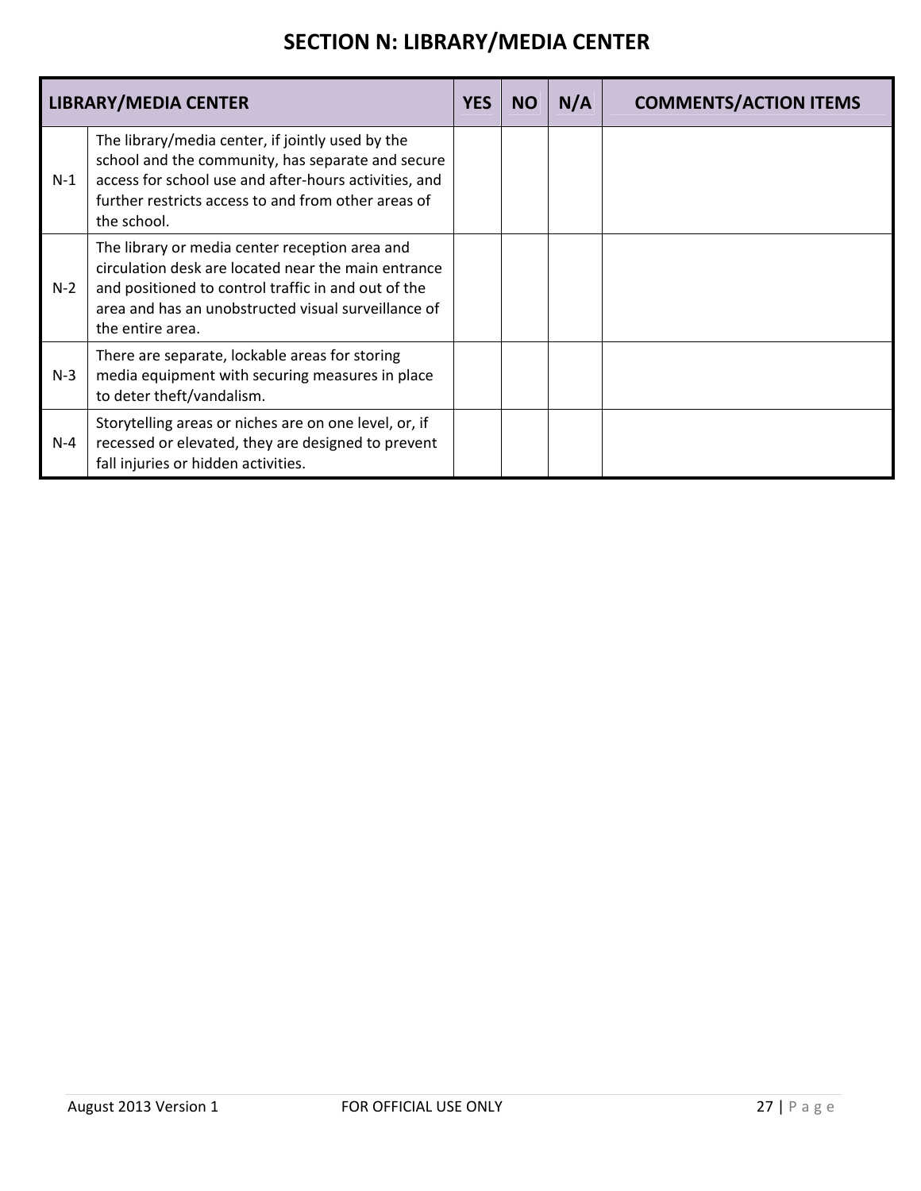# SECTION N: LIBRARY/MEDIA CENTER

| LIBRARY/MEDIA CENTER | | YES | NO | N/A | COMMENTS/ACTION ITEMS |
|---|---|---|---|---|---|
| N-1 | The library/media center, if jointly used by the school and the community, has separate and secure access for school use and after-hours activities, and further restricts access to and from other areas of the school. | | | | |
| N-2 | The library or media center reception area and circulation desk are located near the main entrance and positioned to control traffic in and out of the area and has an unobstructed visual surveillance of the entire area. | | | | |
| N-3 | There are separate, lockable areas for storing media equipment with securing measures in place to deter theft/vandalism. | | | | |
| N-4 | Storytelling areas or niches are on one level, or, if recessed or elevated, they are designed to prevent fall injuries or hidden activities. | | | | |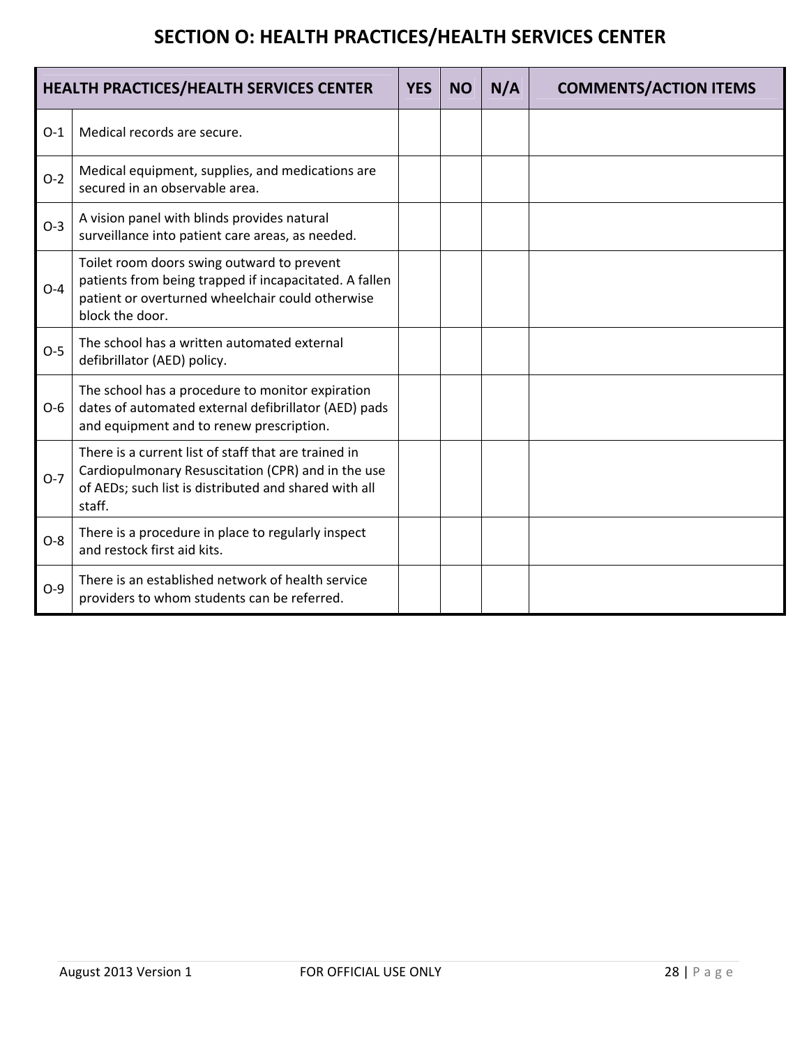# SECTION O: HEALTH PRACTICES/HEALTH SERVICES CENTER

| HEALTH PRACTICES/HEALTH SERVICES CENTER | | YES | NO | N/A | COMMENTS/ACTION ITEMS |
|---|---|---|---|---|---|
| O-1 | Medical records are secure. | | | | |
| O-2 | Medical equipment, supplies, and medications are secured in an observable area. | | | | |
| O-3 | A vision panel with blinds provides natural surveillance into patient care areas, as needed. | | | | |
| O-4 | Toilet room doors swing outward to prevent patients from being trapped if incapacitated. A fallen patient or overturned wheelchair could otherwise block the door. | | | | |
| O-5 | The school has a written automated external defibrillator (AED) policy. | | | | |
| O-6 | The school has a procedure to monitor expiration dates of automated external defibrillator (AED) pads and equipment and to renew prescription. | | | | |
| O-7 | There is a current list of staff that are trained in Cardiopulmonary Resuscitation (CPR) and in the use of AEDs; such list is distributed and shared with all staff. | | | | |
| O-8 | There is a procedure in place to regularly inspect and restock first aid kits. | | | | |
| O-9 | There is an established network of health service providers to whom students can be referred. | | | | |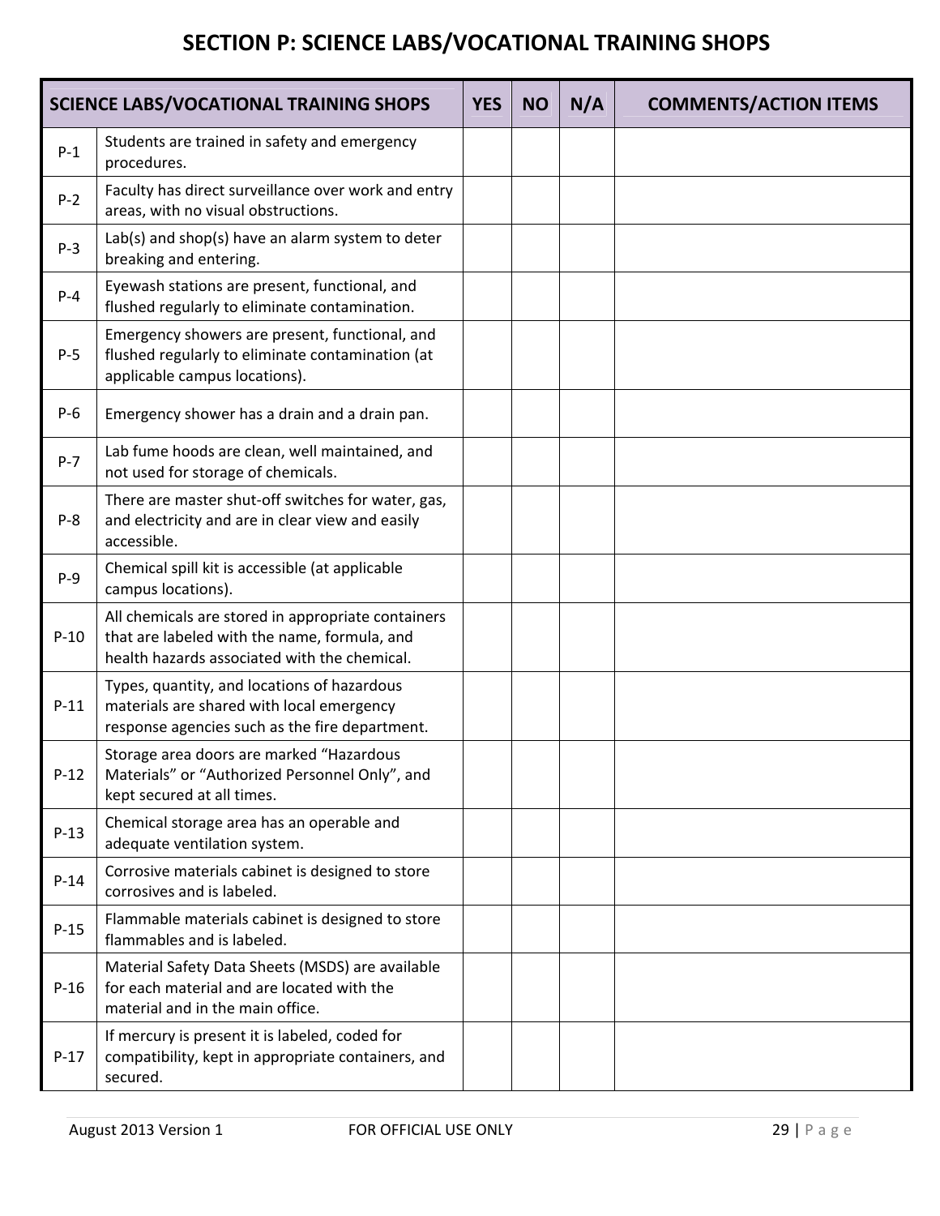# SECTION P: SCIENCE LABS/VOCATIONAL TRAINING SHOPS

| SCIENCE LABS/VOCATIONAL TRAINING SHOPS | | YES | NO | N/A | COMMENTS/ACTION ITEMS |
|---|---|---|---|---|---|
| P-1 | Students are trained in safety and emergency procedures. | | | | |
| P-2 | Faculty has direct surveillance over work and entry areas, with no visual obstructions. | | | | |
| P-3 | Lab(s) and shop(s) have an alarm system to deter breaking and entering. | | | | |
| P-4 | Eyewash stations are present, functional, and flushed regularly to eliminate contamination. | | | | |
| P-5 | Emergency showers are present, functional, and flushed regularly to eliminate contamination (at applicable campus locations). | | | | |
| P-6 | Emergency shower has a drain and a drain pan. | | | | |
| P-7 | Lab fume hoods are clean, well maintained, and not used for storage of chemicals. | | | | |
| P-8 | There are master shut-off switches for water, gas, and electricity and are in clear view and easily accessible. | | | | |
| P-9 | Chemical spill kit is accessible (at applicable campus locations). | | | | |
| P-10 | All chemicals are stored in appropriate containers that are labeled with the name, formula, and health hazards associated with the chemical. | | | | |
| P-11 | Types, quantity, and locations of hazardous materials are shared with local emergency response agencies such as the fire department. | | | | |
| P-12 | Storage area doors are marked "Hazardous Materials" or "Authorized Personnel Only", and kept secured at all times. | | | | |
| P-13 | Chemical storage area has an operable and adequate ventilation system. | | | | |
| P-14 | Corrosive materials cabinet is designed to store corrosives and is labeled. | | | | |
| P-15 | Flammable materials cabinet is designed to store flammables and is labeled. | | | | |
| P-16 | Material Safety Data Sheets (MSDS) are available for each material and are located with the material and in the main office. | | | | |
| P-17 | If mercury is present it is labeled, coded for compatibility, kept in appropriate containers, and secured. | | | | |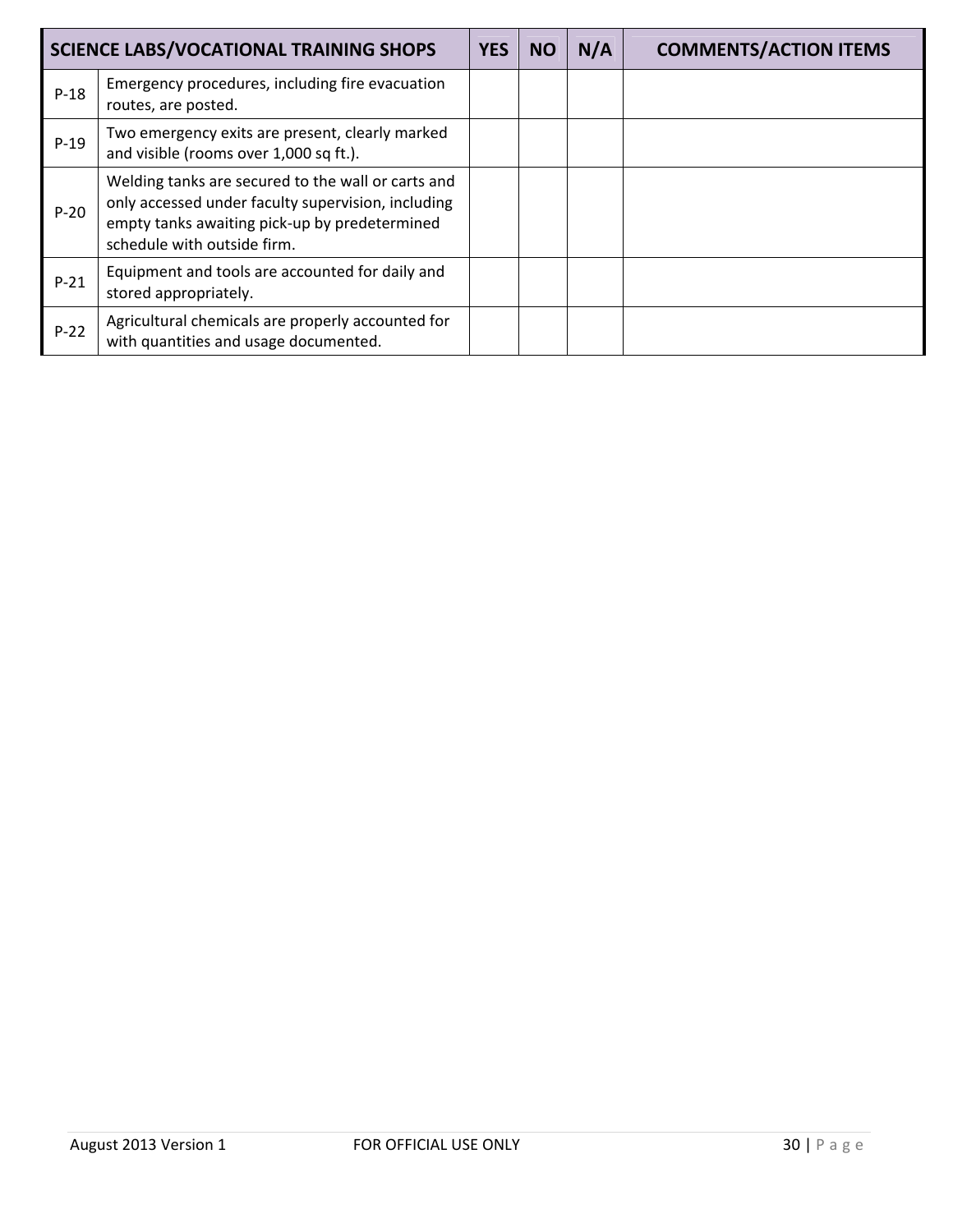| SCIENCE LABS/VOCATIONAL TRAINING SHOPS | | YES | NO | N/A | COMMENTS/ACTION ITEMS |
|---|---|---|---|---|---|
| P-18 | Emergency procedures, including fire evacuation routes, are posted. | | | | |
| P-19 | Two emergency exits are present, clearly marked and visible (rooms over 1,000 sq ft.). | | | | |
| P-20 | Welding tanks are secured to the wall or carts and only accessed under faculty supervision, including empty tanks awaiting pick-up by predetermined schedule with outside firm. | | | | |
| P-21 | Equipment and tools are accounted for daily and stored appropriately. | | | | |
| P-22 | Agricultural chemicals are properly accounted for with quantities and usage documented. | | | | |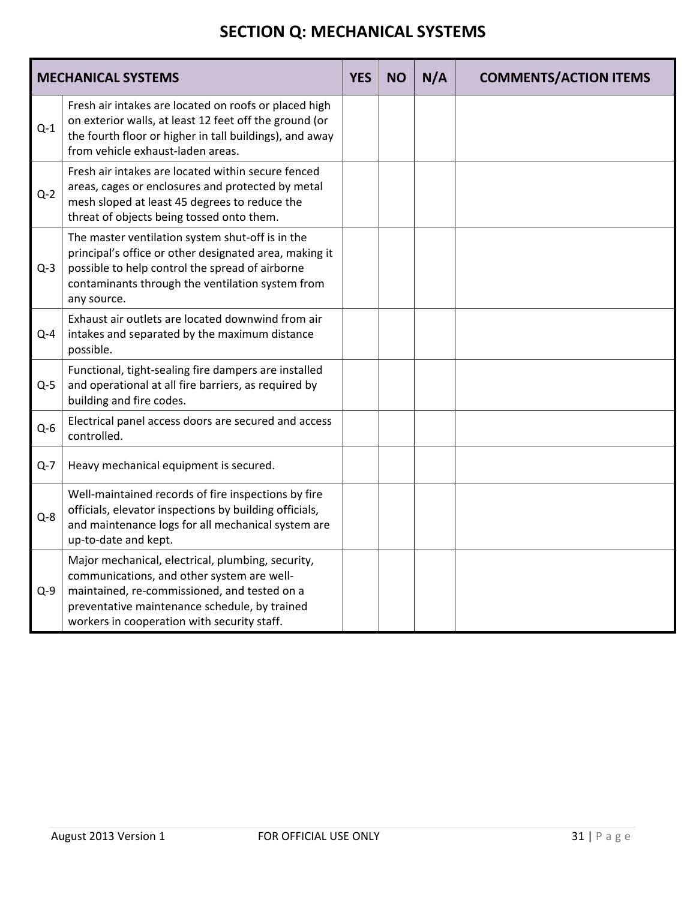# SECTION Q: MECHANICAL SYSTEMS

| MECHANICAL SYSTEMS | | YES | NO | N/A | COMMENTS/ACTION ITEMS |
|---|---|---|---|---|---|
| Q-1 | Fresh air intakes are located on roofs or placed high on exterior walls, at least 12 feet off the ground (or the fourth floor or higher in tall buildings), and away from vehicle exhaust-laden areas. | | | | |
| Q-2 | Fresh air intakes are located within secure fenced areas, cages or enclosures and protected by metal mesh sloped at least 45 degrees to reduce the threat of objects being tossed onto them. | | | | |
| Q-3 | The master ventilation system shut-off is in the principal's office or other designated area, making it possible to help control the spread of airborne contaminants through the ventilation system from any source. | | | | |
| Q-4 | Exhaust air outlets are located downwind from air intakes and separated by the maximum distance possible. | | | | |
| Q-5 | Functional, tight-sealing fire dampers are installed and operational at all fire barriers, as required by building and fire codes. | | | | |
| Q-6 | Electrical panel access doors are secured and access controlled. | | | | |
| Q-7 | Heavy mechanical equipment is secured. | | | | |
| Q-8 | Well-maintained records of fire inspections by fire officials, elevator inspections by building officials, and maintenance logs for all mechanical system are up-to-date and kept. | | | | |
| Q-9 | Major mechanical, electrical, plumbing, security, communications, and other system are well-maintained, re-commissioned, and tested on a preventative maintenance schedule, by trained workers in cooperation with security staff. | | | | |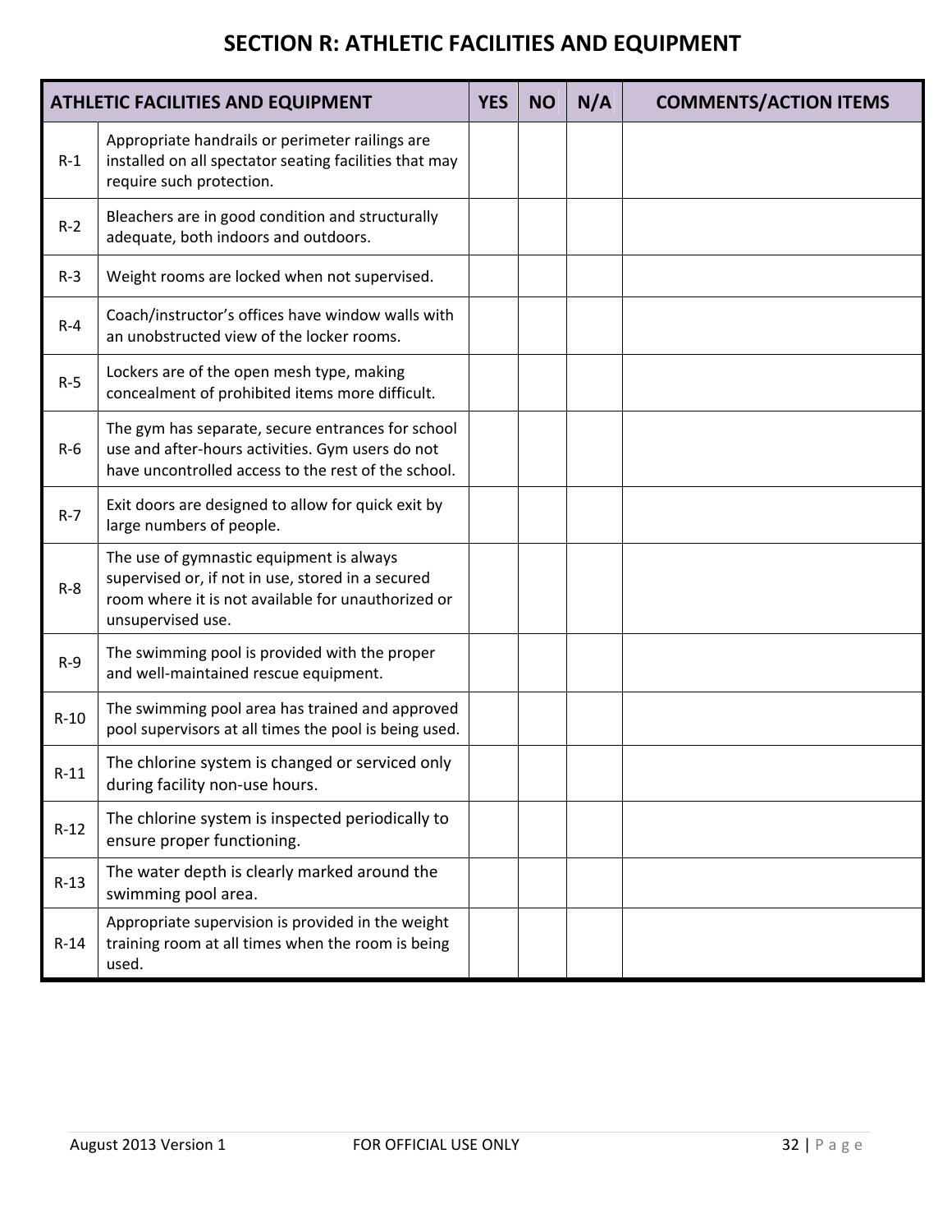# SECTION R: ATHLETIC FACILITIES AND EQUIPMENT

| ATHLETIC FACILITIES AND EQUIPMENT | | YES | NO | N/A | COMMENTS/ACTION ITEMS |
|---|---|---|---|---|---|
| R-1 | Appropriate handrails or perimeter railings are installed on all spectator seating facilities that may require such protection. | | | | |
| R-2 | Bleachers are in good condition and structurally adequate, both indoors and outdoors. | | | | |
| R-3 | Weight rooms are locked when not supervised. | | | | |
| R-4 | Coach/instructor's offices have window walls with an unobstructed view of the locker rooms. | | | | |
| R-5 | Lockers are of the open mesh type, making concealment of prohibited items more difficult. | | | | |
| R-6 | The gym has separate, secure entrances for school use and after-hours activities. Gym users do not have uncontrolled access to the rest of the school. | | | | |
| R-7 | Exit doors are designed to allow for quick exit by large numbers of people. | | | | |
| R-8 | The use of gymnastic equipment is always supervised or, if not in use, stored in a secured room where it is not available for unauthorized or unsupervised use. | | | | |
| R-9 | The swimming pool is provided with the proper and well-maintained rescue equipment. | | | | |
| R-10 | The swimming pool area has trained and approved pool supervisors at all times the pool is being used. | | | | |
| R-11 | The chlorine system is changed or serviced only during facility non-use hours. | | | | |
| R-12 | The chlorine system is inspected periodically to ensure proper functioning. | | | | |
| R-13 | The water depth is clearly marked around the swimming pool area. | | | | |
| R-14 | Appropriate supervision is provided in the weight training room at all times when the room is being used. | | | | |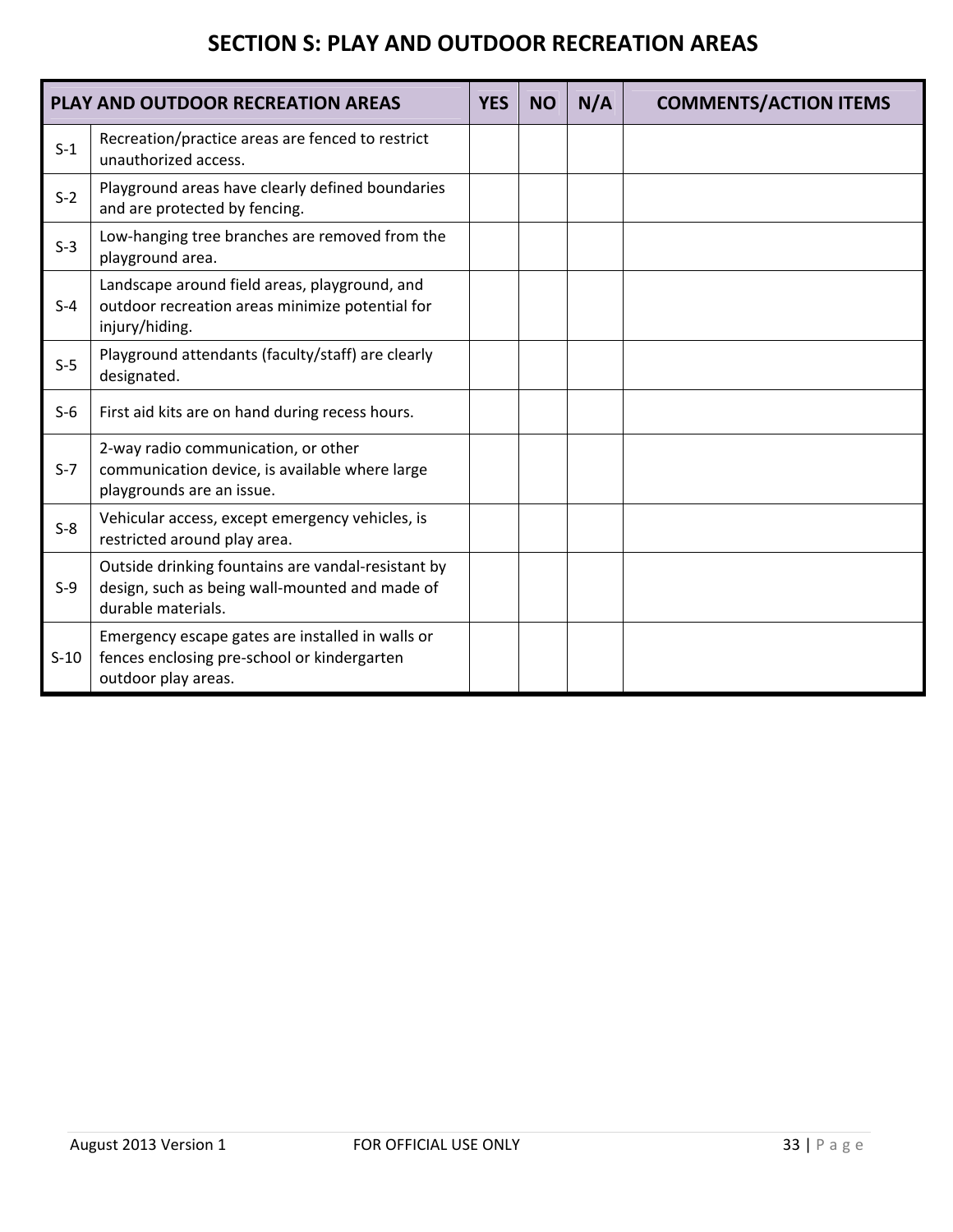# SECTION S: PLAY AND OUTDOOR RECREATION AREAS

| PLAY AND OUTDOOR RECREATION AREAS | | YES | NO | N/A | COMMENTS/ACTION ITEMS |
|---|---|---|---|---|---|
| S-1 | Recreation/practice areas are fenced to restrict unauthorized access. | | | | |
| S-2 | Playground areas have clearly defined boundaries and are protected by fencing. | | | | |
| S-3 | Low-hanging tree branches are removed from the playground area. | | | | |
| S-4 | Landscape around field areas, playground, and outdoor recreation areas minimize potential for injury/hiding. | | | | |
| S-5 | Playground attendants (faculty/staff) are clearly designated. | | | | |
| S-6 | First aid kits are on hand during recess hours. | | | | |
| S-7 | 2-way radio communication, or other communication device, is available where large playgrounds are an issue. | | | | |
| S-8 | Vehicular access, except emergency vehicles, is restricted around play area. | | | | |
| S-9 | Outside drinking fountains are vandal-resistant by design, such as being wall-mounted and made of durable materials. | | | | |
| S-10 | Emergency escape gates are installed in walls or fences enclosing pre-school or kindergarten outdoor play areas. | | | | |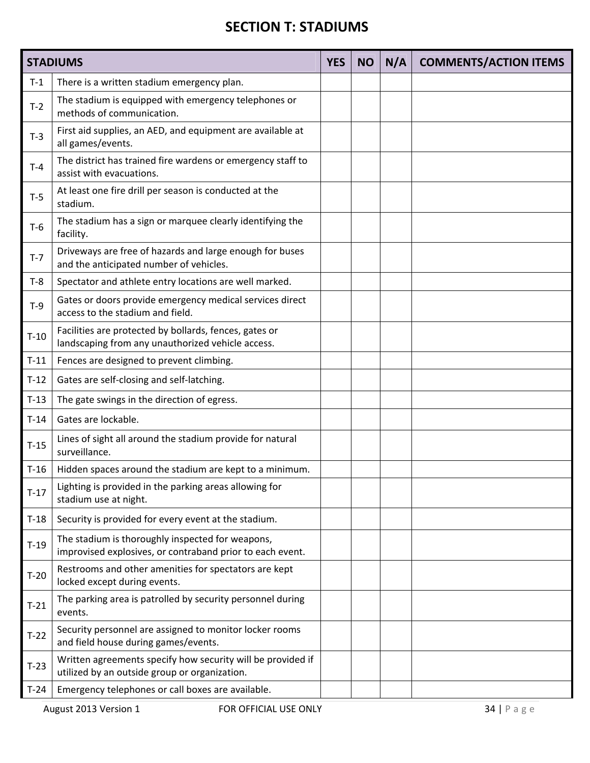# SECTION T: STADIUMS

| | STADIUMS | YES | NO | N/A | COMMENTS/ACTION ITEMS |
|---|---|---|---|---|---|
| T-1 | There is a written stadium emergency plan. | | | | |
| T-2 | The stadium is equipped with emergency telephones or methods of communication. | | | | |
| T-3 | First aid supplies, an AED, and equipment are available at all games/events. | | | | |
| T-4 | The district has trained fire wardens or emergency staff to assist with evacuations. | | | | |
| T-5 | At least one fire drill per season is conducted at the stadium. | | | | |
| T-6 | The stadium has a sign or marquee clearly identifying the facility. | | | | |
| T-7 | Driveways are free of hazards and large enough for buses and the anticipated number of vehicles. | | | | |
| T-8 | Spectator and athlete entry locations are well marked. | | | | |
| T-9 | Gates or doors provide emergency medical services direct access to the stadium and field. | | | | |
| T-10 | Facilities are protected by bollards, fences, gates or landscaping from any unauthorized vehicle access. | | | | |
| T-11 | Fences are designed to prevent climbing. | | | | |
| T-12 | Gates are self-closing and self-latching. | | | | |
| T-13 | The gate swings in the direction of egress. | | | | |
| T-14 | Gates are lockable. | | | | |
| T-15 | Lines of sight all around the stadium provide for natural surveillance. | | | | |
| T-16 | Hidden spaces around the stadium are kept to a minimum. | | | | |
| T-17 | Lighting is provided in the parking areas allowing for stadium use at night. | | | | |
| T-18 | Security is provided for every event at the stadium. | | | | |
| T-19 | The stadium is thoroughly inspected for weapons, improvised explosives, or contraband prior to each event. | | | | |
| T-20 | Restrooms and other amenities for spectators are kept locked except during events. | | | | |
| T-21 | The parking area is patrolled by security personnel during events. | | | | |
| T-22 | Security personnel are assigned to monitor locker rooms and field house during games/events. | | | | |
| T-23 | Written agreements specify how security will be provided if utilized by an outside group or organization. | | | | |
| T-24 | Emergency telephones or call boxes are available. | | | | |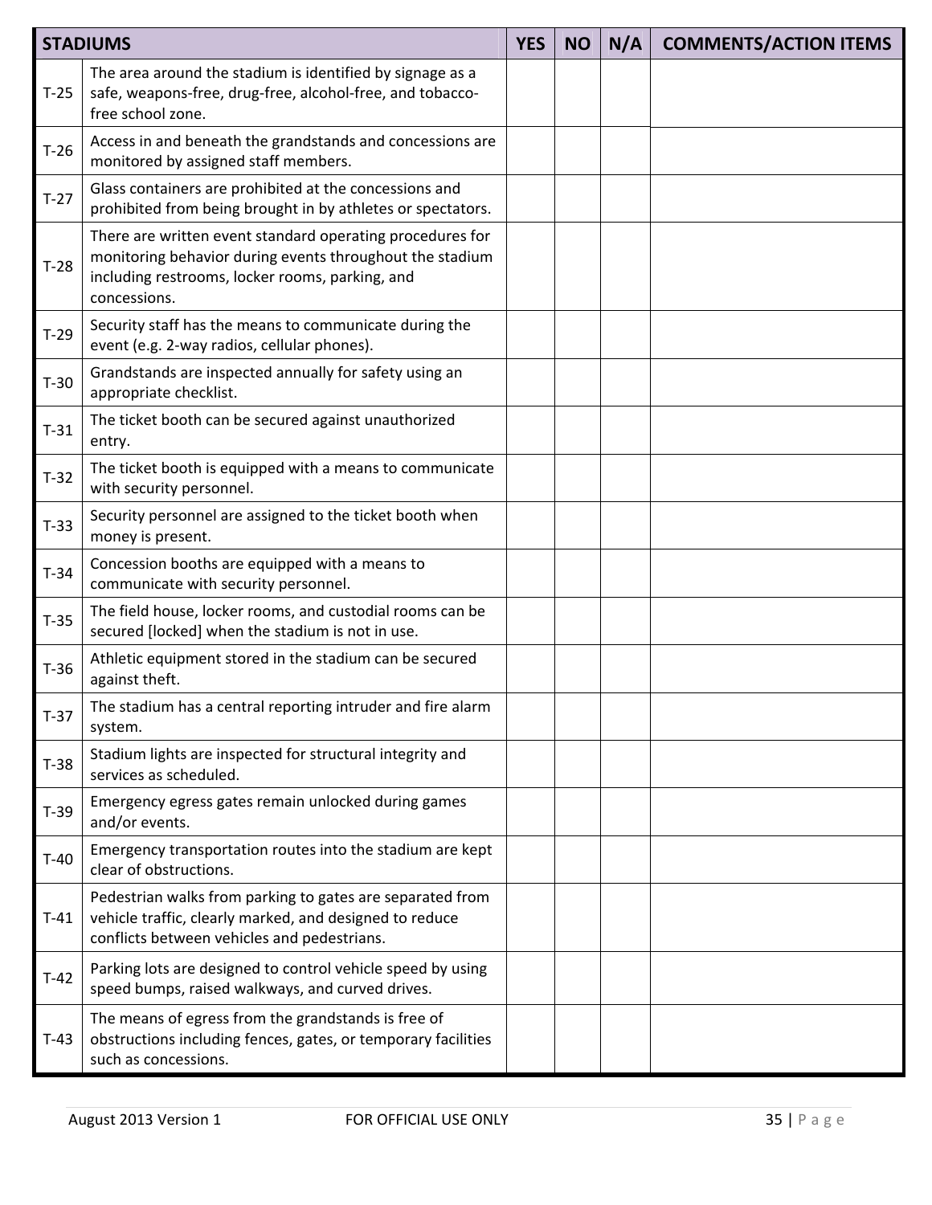| STADIUMS | | YES | NO | N/A | COMMENTS/ACTION ITEMS |
|---|---|---|---|---|---|
| T-25 | The area around the stadium is identified by signage as a safe, weapons-free, drug-free, alcohol-free, and tobacco-free school zone. | | | | |
| T-26 | Access in and beneath the grandstands and concessions are monitored by assigned staff members. | | | | |
| T-27 | Glass containers are prohibited at the concessions and prohibited from being brought in by athletes or spectators. | | | | |
| T-28 | There are written event standard operating procedures for monitoring behavior during events throughout the stadium including restrooms, locker rooms, parking, and concessions. | | | | |
| T-29 | Security staff has the means to communicate during the event (e.g. 2-way radios, cellular phones). | | | | |
| T-30 | Grandstands are inspected annually for safety using an appropriate checklist. | | | | |
| T-31 | The ticket booth can be secured against unauthorized entry. | | | | |
| T-32 | The ticket booth is equipped with a means to communicate with security personnel. | | | | |
| T-33 | Security personnel are assigned to the ticket booth when money is present. | | | | |
| T-34 | Concession booths are equipped with a means to communicate with security personnel. | | | | |
| T-35 | The field house, locker rooms, and custodial rooms can be secured [locked] when the stadium is not in use. | | | | |
| T-36 | Athletic equipment stored in the stadium can be secured against theft. | | | | |
| T-37 | The stadium has a central reporting intruder and fire alarm system. | | | | |
| T-38 | Stadium lights are inspected for structural integrity and services as scheduled. | | | | |
| T-39 | Emergency egress gates remain unlocked during games and/or events. | | | | |
| T-40 | Emergency transportation routes into the stadium are kept clear of obstructions. | | | | |
| T-41 | Pedestrian walks from parking to gates are separated from vehicle traffic, clearly marked, and designed to reduce conflicts between vehicles and pedestrians. | | | | |
| T-42 | Parking lots are designed to control vehicle speed by using speed bumps, raised walkways, and curved drives. | | | | |
| T-43 | The means of egress from the grandstands is free of obstructions including fences, gates, or temporary facilities such as concessions. | | | | |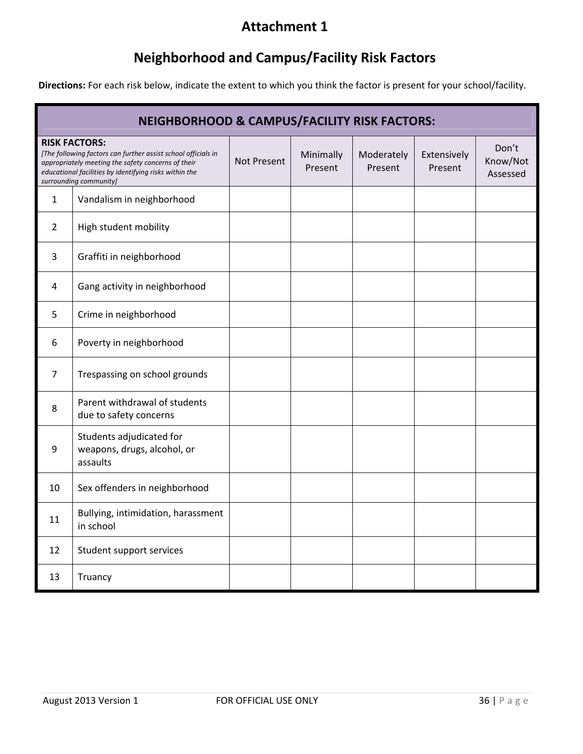# Attachment 1

## Neighborhood and Campus/Facility Risk Factors

**Directions:** For each risk below, indicate the extent to which you think the factor is present for your school/facility.

| **NEIGHBORHOOD & CAMPUS/FACILITY RISK FACTORS:** | | | | | | |
|---|---|---|---|---|---|---|
| **RISK FACTORS:** *[The following factors can further assist school officials in appropriately meeting the safety concerns of their educational facilities by identifying risks within the surrounding community]* | | Not Present | Minimally Present | Moderately Present | Extensively Present | Don't Know/Not Assessed |
| 1 | Vandalism in neighborhood | | | | | |
| 2 | High student mobility | | | | | |
| 3 | Graffiti in neighborhood | | | | | |
| 4 | Gang activity in neighborhood | | | | | |
| 5 | Crime in neighborhood | | | | | |
| 6 | Poverty in neighborhood | | | | | |
| 7 | Trespassing on school grounds | | | | | |
| 8 | Parent withdrawal of students due to safety concerns | | | | | |
| 9 | Students adjudicated for weapons, drugs, alcohol, or assaults | | | | | |
| 10 | Sex offenders in neighborhood | | | | | |
| 11 | Bullying, intimidation, harassment in school | | | | | |
| 12 | Student support services | | | | | |
| 13 | Truancy | | | | | |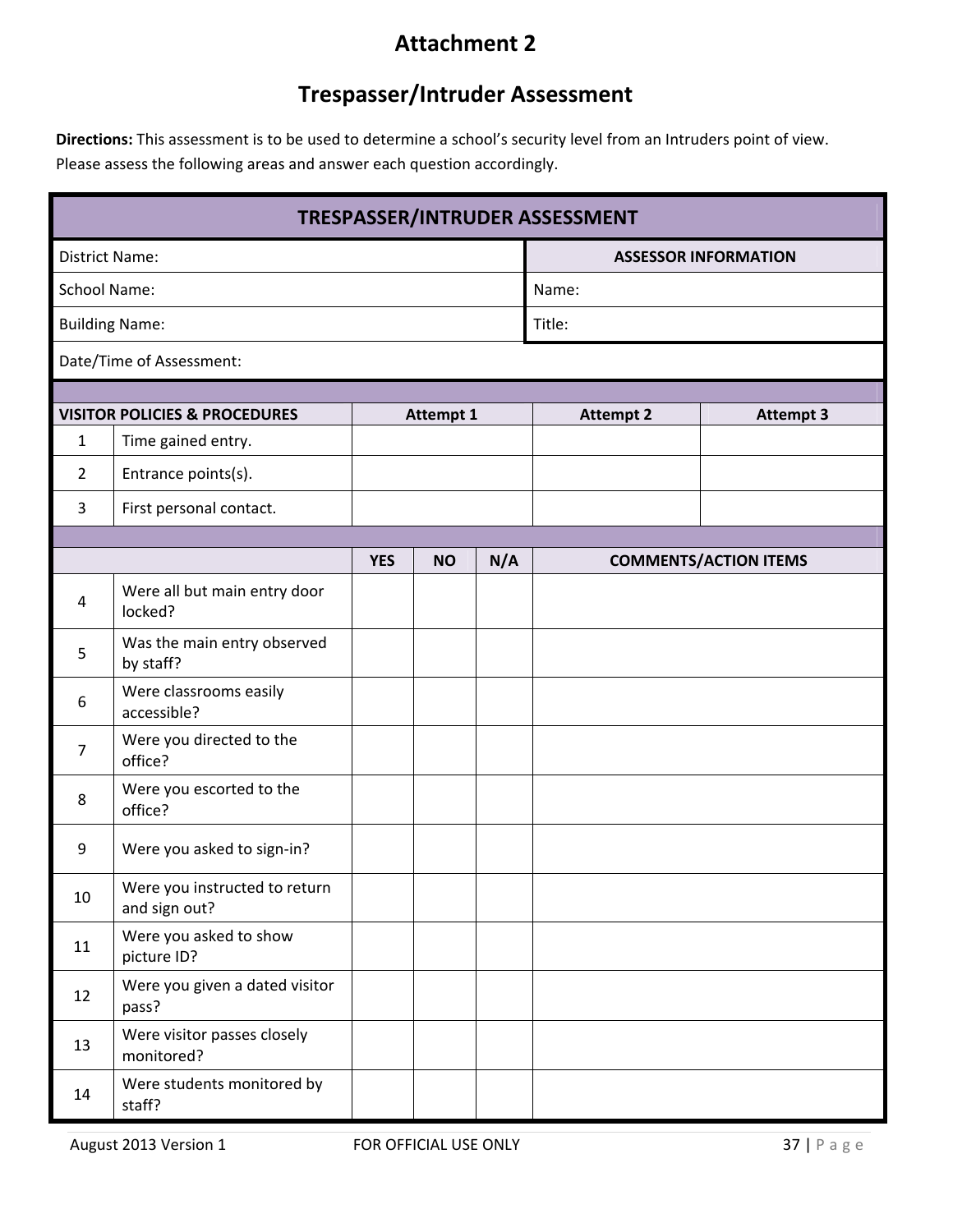# Attachment 2

# Trespasser/Intruder Assessment

**Directions:** This assessment is to be used to determine a school's security level from an Intruders point of view. Please assess the following areas and answer each question accordingly.

| **TRESPASSER/INTRUDER ASSESSMENT** | | |
|---|---|---|
| District Name: | | **ASSESSOR INFORMATION** |
| School Name: | | Name: |
| Building Name: | | Title: |
| Date/Time of Assessment: | | |

| **VISITOR POLICIES & PROCEDURES** | | **Attempt 1** | **Attempt 2** | **Attempt 3** |
|---|---|---|---|---|
| 1 | Time gained entry. | | | |
| 2 | Entrance points(s). | | | |
| 3 | First personal contact. | | | |

| | | **YES** | **NO** | **N/A** | **COMMENTS/ACTION ITEMS** |
|---|---|---|---|---|---|
| 4 | Were all but main entry door locked? | | | | |
| 5 | Was the main entry observed by staff? | | | | |
| 6 | Were classrooms easily accessible? | | | | |
| 7 | Were you directed to the office? | | | | |
| 8 | Were you escorted to the office? | | | | |
| 9 | Were you asked to sign-in? | | | | |
| 10 | Were you instructed to return and sign out? | | | | |
| 11 | Were you asked to show picture ID? | | | | |
| 12 | Were you given a dated visitor pass? | | | | |
| 13 | Were visitor passes closely monitored? | | | | |
| 14 | Were students monitored by staff? | | | | |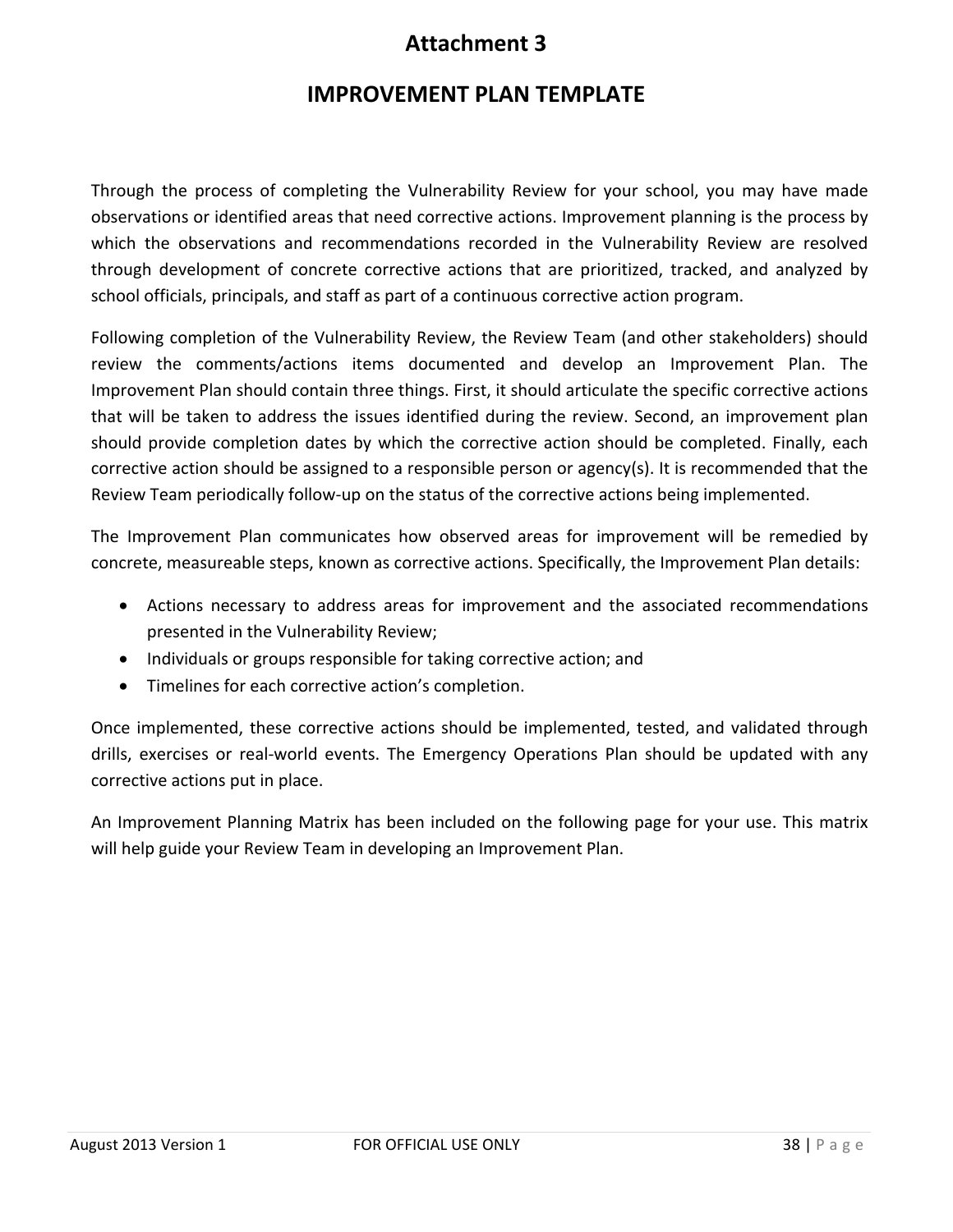# Attachment 3

## IMPROVEMENT PLAN TEMPLATE

Through the process of completing the Vulnerability Review for your school, you may have made observations or identified areas that need corrective actions. Improvement planning is the process by which the observations and recommendations recorded in the Vulnerability Review are resolved through development of concrete corrective actions that are prioritized, tracked, and analyzed by school officials, principals, and staff as part of a continuous corrective action program.

Following completion of the Vulnerability Review, the Review Team (and other stakeholders) should review the comments/actions items documented and develop an Improvement Plan. The Improvement Plan should contain three things. First, it should articulate the specific corrective actions that will be taken to address the issues identified during the review. Second, an improvement plan should provide completion dates by which the corrective action should be completed. Finally, each corrective action should be assigned to a responsible person or agency(s). It is recommended that the Review Team periodically follow-up on the status of the corrective actions being implemented.

The Improvement Plan communicates how observed areas for improvement will be remedied by concrete, measureable steps, known as corrective actions. Specifically, the Improvement Plan details:

- Actions necessary to address areas for improvement and the associated recommendations presented in the Vulnerability Review;
- Individuals or groups responsible for taking corrective action; and
- Timelines for each corrective action's completion.

Once implemented, these corrective actions should be implemented, tested, and validated through drills, exercises or real-world events. The Emergency Operations Plan should be updated with any corrective actions put in place.

An Improvement Planning Matrix has been included on the following page for your use. This matrix will help guide your Review Team in developing an Improvement Plan.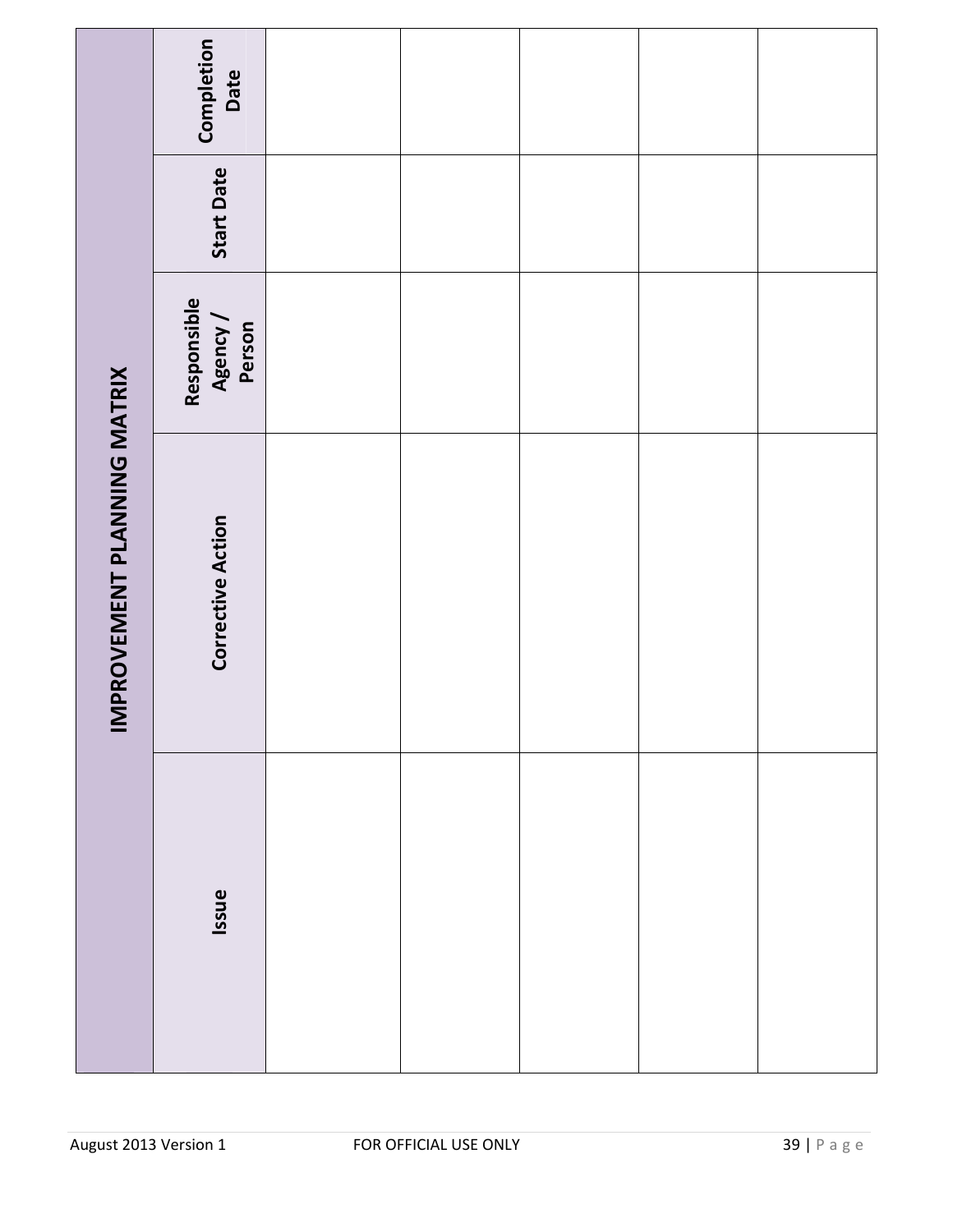# IMPROVEMENT PLANNING MATRIX

| Issue | Corrective Action | Responsible Agency / Person | Start Date | Completion Date |
|---|---|---|---|---|
| | | | | |
| | | | | |
| | | | | |
| | | | | |
| | | | | |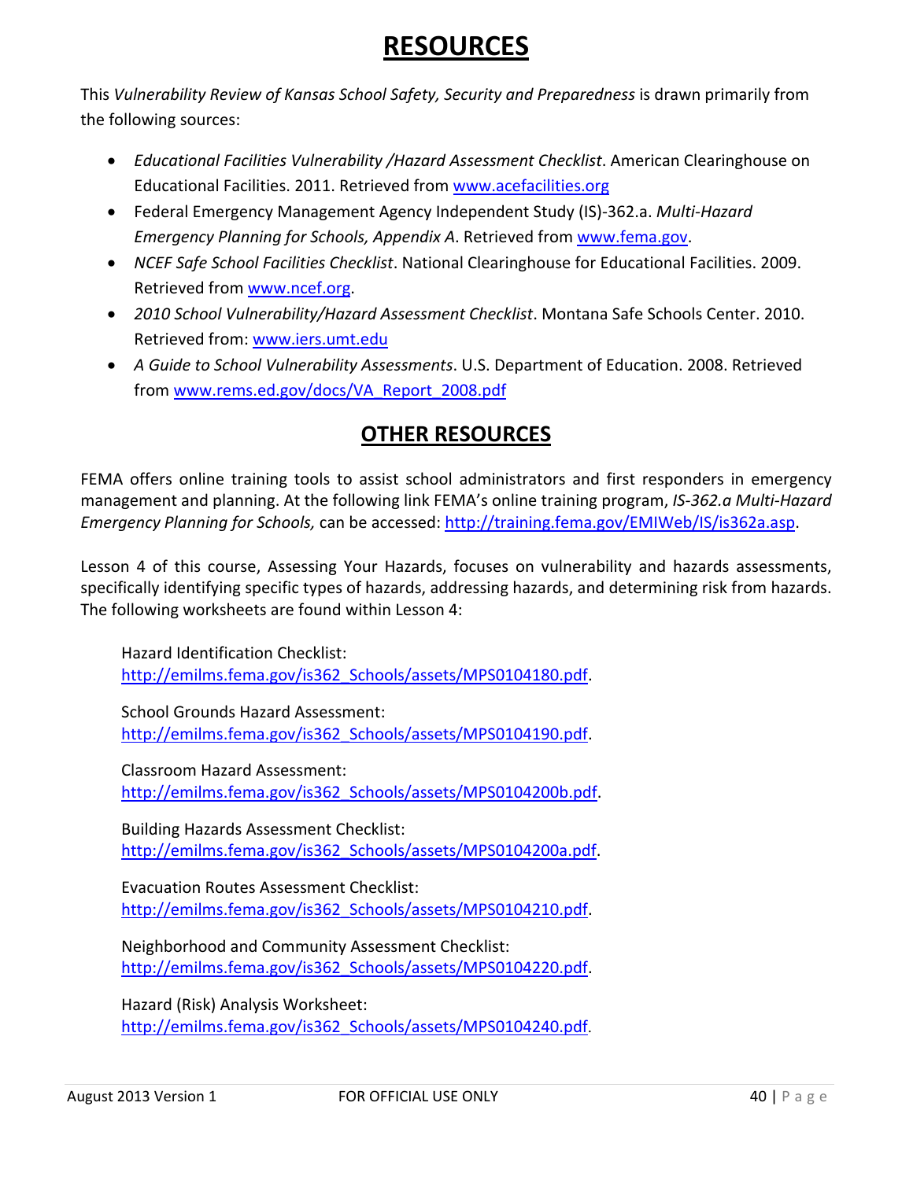# RESOURCES

This *Vulnerability Review of Kansas School Safety, Security and Preparedness* is drawn primarily from the following sources:

- *Educational Facilities Vulnerability /Hazard Assessment Checklist*. American Clearinghouse on Educational Facilities. 2011. Retrieved from www.acefacilities.org
- Federal Emergency Management Agency Independent Study (IS)-362.a. *Multi-Hazard Emergency Planning for Schools, Appendix A*. Retrieved from www.fema.gov.
- *NCEF Safe School Facilities Checklist*. National Clearinghouse for Educational Facilities. 2009. Retrieved from www.ncef.org.
- *2010 School Vulnerability/Hazard Assessment Checklist*. Montana Safe Schools Center. 2010. Retrieved from: www.iers.umt.edu
- *A Guide to School Vulnerability Assessments*. U.S. Department of Education. 2008. Retrieved from www.rems.ed.gov/docs/VA_Report_2008.pdf

# OTHER RESOURCES

FEMA offers online training tools to assist school administrators and first responders in emergency management and planning. At the following link FEMA's online training program, *IS-362.a Multi-Hazard Emergency Planning for Schools,* can be accessed: http://training.fema.gov/EMIWeb/IS/is362a.asp.

Lesson 4 of this course, Assessing Your Hazards, focuses on vulnerability and hazards assessments, specifically identifying specific types of hazards, addressing hazards, and determining risk from hazards. The following worksheets are found within Lesson 4:

Hazard Identification Checklist:
http://emilms.fema.gov/is362_Schools/assets/MPS0104180.pdf.

School Grounds Hazard Assessment:
http://emilms.fema.gov/is362_Schools/assets/MPS0104190.pdf.

Classroom Hazard Assessment:
http://emilms.fema.gov/is362_Schools/assets/MPS0104200b.pdf.

Building Hazards Assessment Checklist:
http://emilms.fema.gov/is362_Schools/assets/MPS0104200a.pdf.

Evacuation Routes Assessment Checklist:
http://emilms.fema.gov/is362_Schools/assets/MPS0104210.pdf.

Neighborhood and Community Assessment Checklist:
http://emilms.fema.gov/is362_Schools/assets/MPS0104220.pdf.

Hazard (Risk) Analysis Worksheet:
http://emilms.fema.gov/is362_Schools/assets/MPS0104240.pdf.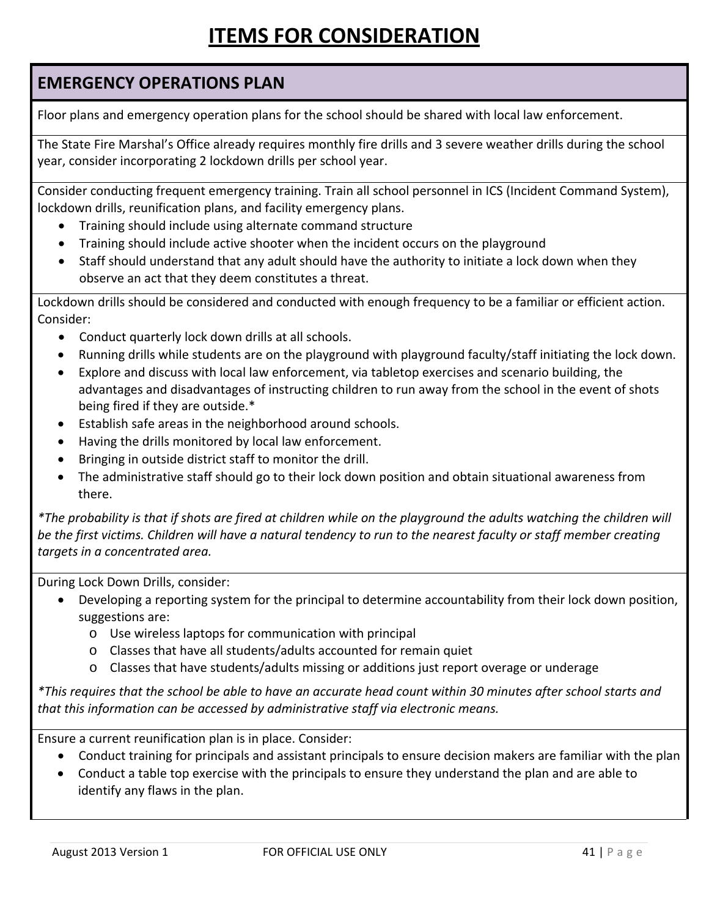# ITEMS FOR CONSIDERATION

## EMERGENCY OPERATIONS PLAN

Floor plans and emergency operation plans for the school should be shared with local law enforcement.

The State Fire Marshal's Office already requires monthly fire drills and 3 severe weather drills during the school year, consider incorporating 2 lockdown drills per school year.

Consider conducting frequent emergency training. Train all school personnel in ICS (Incident Command System), lockdown drills, reunification plans, and facility emergency plans.

- Training should include using alternate command structure
- Training should include active shooter when the incident occurs on the playground
- Staff should understand that any adult should have the authority to initiate a lock down when they observe an act that they deem constitutes a threat.

Lockdown drills should be considered and conducted with enough frequency to be a familiar or efficient action. Consider:

- Conduct quarterly lock down drills at all schools.
- Running drills while students are on the playground with playground faculty/staff initiating the lock down.
- Explore and discuss with local law enforcement, via tabletop exercises and scenario building, the advantages and disadvantages of instructing children to run away from the school in the event of shots being fired if they are outside.*
- Establish safe areas in the neighborhood around schools.
- Having the drills monitored by local law enforcement.
- Bringing in outside district staff to monitor the drill.
- The administrative staff should go to their lock down position and obtain situational awareness from there.

*\*The probability is that if shots are fired at children while on the playground the adults watching the children will be the first victims. Children will have a natural tendency to run to the nearest faculty or staff member creating targets in a concentrated area.*

During Lock Down Drills, consider:

- Developing a reporting system for the principal to determine accountability from their lock down position, suggestions are:
  - Use wireless laptops for communication with principal
  - Classes that have all students/adults accounted for remain quiet
  - Classes that have students/adults missing or additions just report overage or underage

*\*This requires that the school be able to have an accurate head count within 30 minutes after school starts and that this information can be accessed by administrative staff via electronic means.*

Ensure a current reunification plan is in place. Consider:

- Conduct training for principals and assistant principals to ensure decision makers are familiar with the plan
- Conduct a table top exercise with the principals to ensure they understand the plan and are able to identify any flaws in the plan.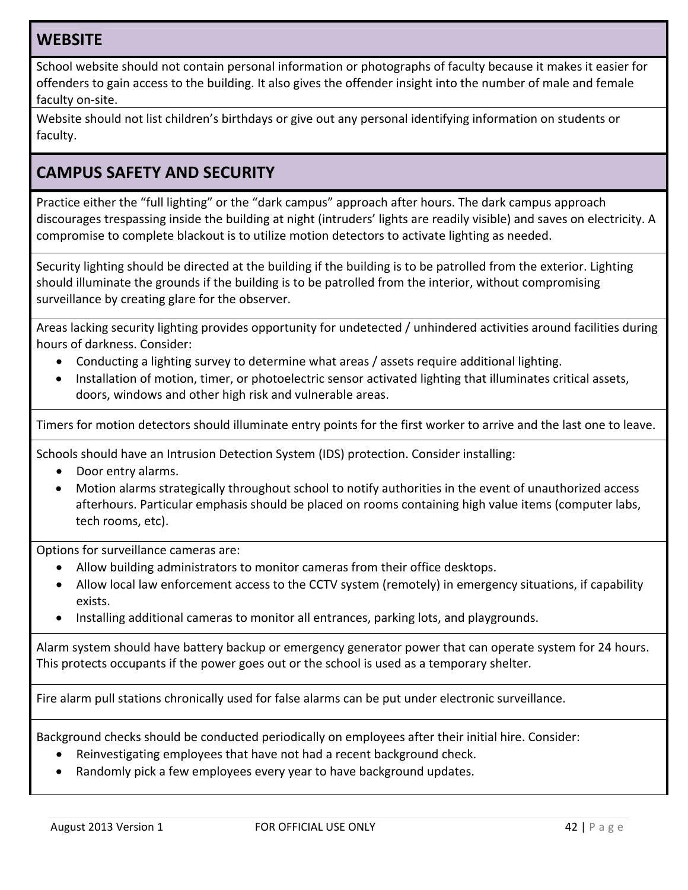## WEBSITE

School website should not contain personal information or photographs of faculty because it makes it easier for offenders to gain access to the building. It also gives the offender insight into the number of male and female faculty on-site.

Website should not list children's birthdays or give out any personal identifying information on students or faculty.

## CAMPUS SAFETY AND SECURITY

Practice either the "full lighting" or the "dark campus" approach after hours. The dark campus approach discourages trespassing inside the building at night (intruders' lights are readily visible) and saves on electricity. A compromise to complete blackout is to utilize motion detectors to activate lighting as needed.

Security lighting should be directed at the building if the building is to be patrolled from the exterior. Lighting should illuminate the grounds if the building is to be patrolled from the interior, without compromising surveillance by creating glare for the observer.

Areas lacking security lighting provides opportunity for undetected / unhindered activities around facilities during hours of darkness. Consider:

- Conducting a lighting survey to determine what areas / assets require additional lighting.
- Installation of motion, timer, or photoelectric sensor activated lighting that illuminates critical assets, doors, windows and other high risk and vulnerable areas.

Timers for motion detectors should illuminate entry points for the first worker to arrive and the last one to leave.

Schools should have an Intrusion Detection System (IDS) protection. Consider installing:

- Door entry alarms.
- Motion alarms strategically throughout school to notify authorities in the event of unauthorized access afterhours. Particular emphasis should be placed on rooms containing high value items (computer labs, tech rooms, etc).

Options for surveillance cameras are:

- Allow building administrators to monitor cameras from their office desktops.
- Allow local law enforcement access to the CCTV system (remotely) in emergency situations, if capability exists.
- Installing additional cameras to monitor all entrances, parking lots, and playgrounds.

Alarm system should have battery backup or emergency generator power that can operate system for 24 hours. This protects occupants if the power goes out or the school is used as a temporary shelter.

Fire alarm pull stations chronically used for false alarms can be put under electronic surveillance.

Background checks should be conducted periodically on employees after their initial hire. Consider:

- Reinvestigating employees that have not had a recent background check.
- Randomly pick a few employees every year to have background updates.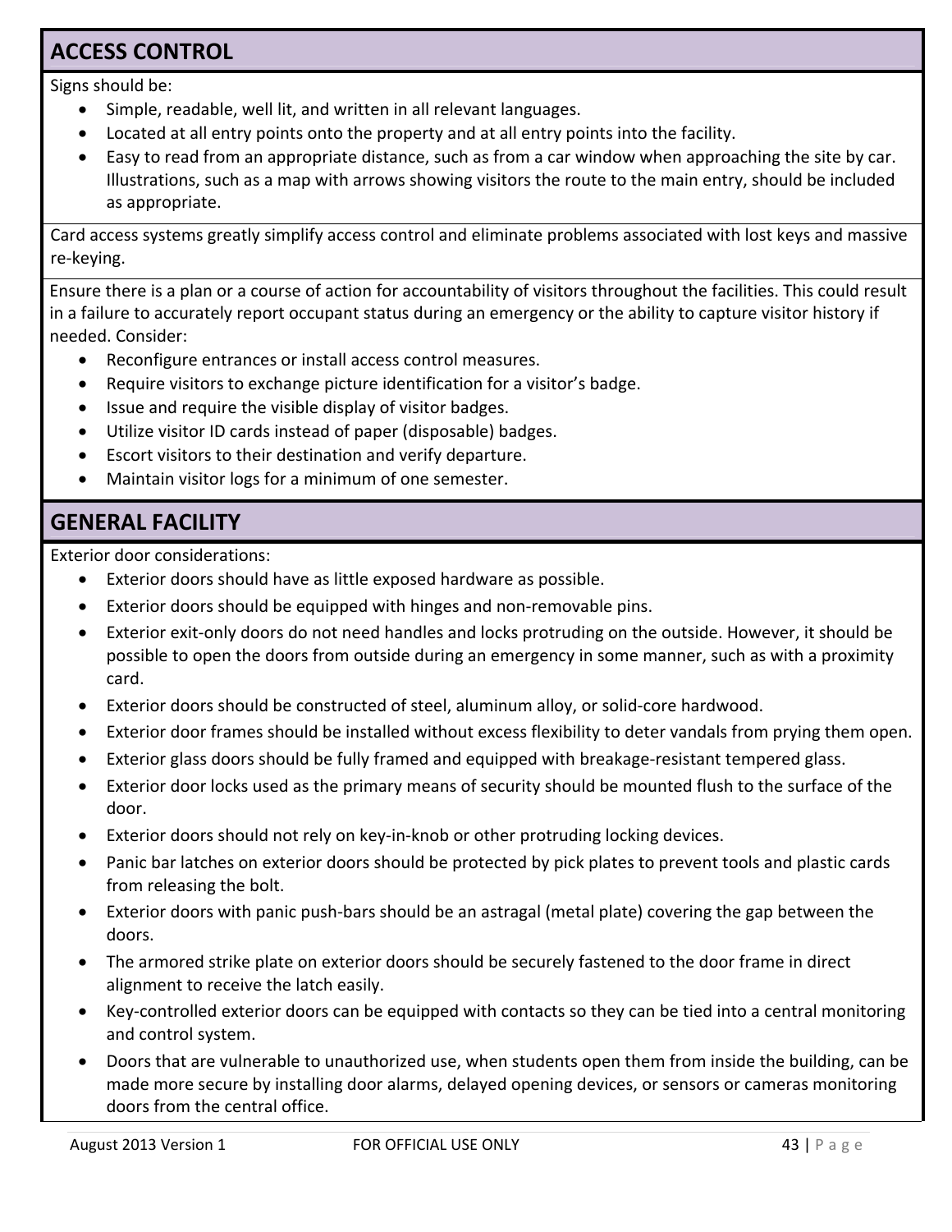## ACCESS CONTROL

Signs should be:

- Simple, readable, well lit, and written in all relevant languages.
- Located at all entry points onto the property and at all entry points into the facility.
- Easy to read from an appropriate distance, such as from a car window when approaching the site by car. Illustrations, such as a map with arrows showing visitors the route to the main entry, should be included as appropriate.

Card access systems greatly simplify access control and eliminate problems associated with lost keys and massive re-keying.

Ensure there is a plan or a course of action for accountability of visitors throughout the facilities. This could result in a failure to accurately report occupant status during an emergency or the ability to capture visitor history if needed. Consider:

- Reconfigure entrances or install access control measures.
- Require visitors to exchange picture identification for a visitor's badge.
- Issue and require the visible display of visitor badges.
- Utilize visitor ID cards instead of paper (disposable) badges.
- Escort visitors to their destination and verify departure.
- Maintain visitor logs for a minimum of one semester.

## GENERAL FACILITY

Exterior door considerations:

- Exterior doors should have as little exposed hardware as possible.
- Exterior doors should be equipped with hinges and non-removable pins.
- Exterior exit-only doors do not need handles and locks protruding on the outside. However, it should be possible to open the doors from outside during an emergency in some manner, such as with a proximity card.
- Exterior doors should be constructed of steel, aluminum alloy, or solid-core hardwood.
- Exterior door frames should be installed without excess flexibility to deter vandals from prying them open.
- Exterior glass doors should be fully framed and equipped with breakage-resistant tempered glass.
- Exterior door locks used as the primary means of security should be mounted flush to the surface of the door.
- Exterior doors should not rely on key-in-knob or other protruding locking devices.
- Panic bar latches on exterior doors should be protected by pick plates to prevent tools and plastic cards from releasing the bolt.
- Exterior doors with panic push-bars should be an astragal (metal plate) covering the gap between the doors.
- The armored strike plate on exterior doors should be securely fastened to the door frame in direct alignment to receive the latch easily.
- Key-controlled exterior doors can be equipped with contacts so they can be tied into a central monitoring and control system.
- Doors that are vulnerable to unauthorized use, when students open them from inside the building, can be made more secure by installing door alarms, delayed opening devices, or sensors or cameras monitoring doors from the central office.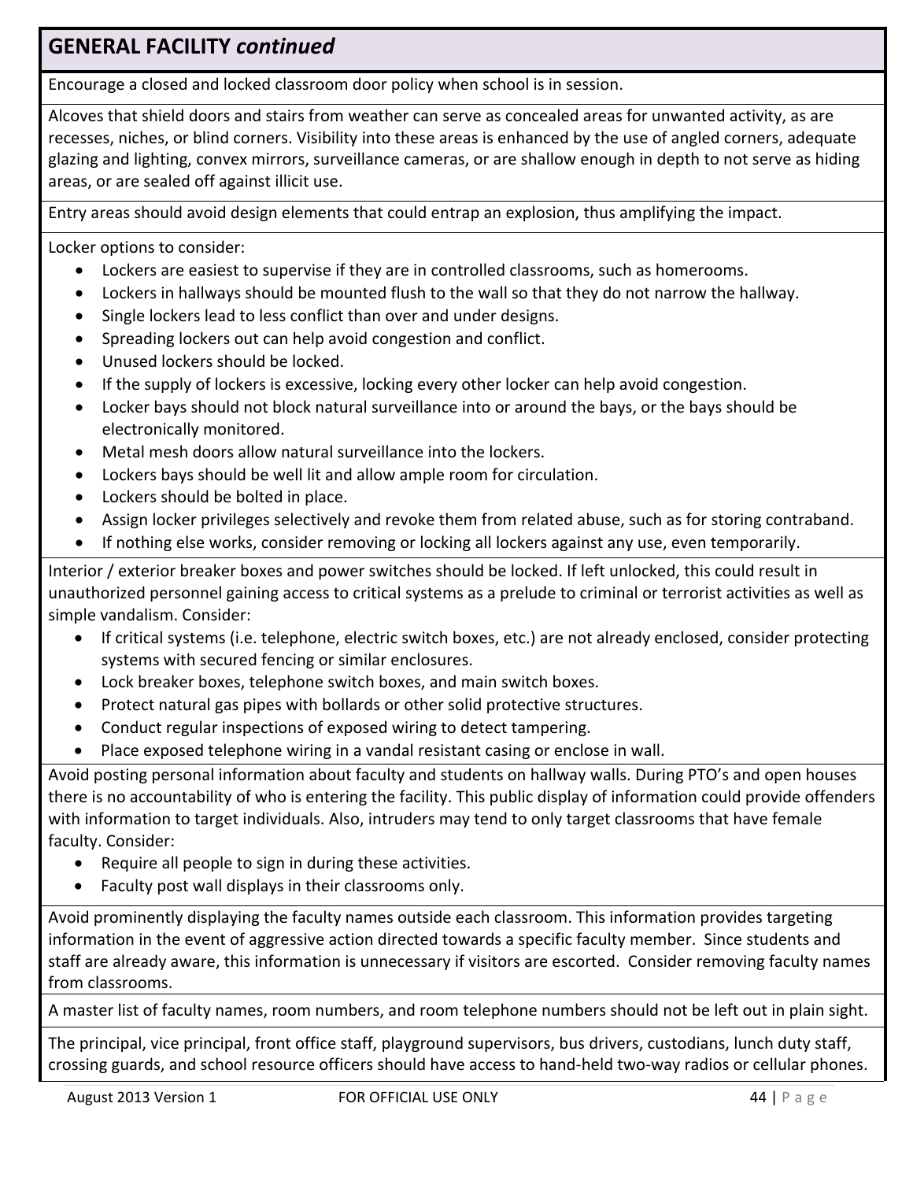## GENERAL FACILITY *continued*

Encourage a closed and locked classroom door policy when school is in session.

Alcoves that shield doors and stairs from weather can serve as concealed areas for unwanted activity, as are recesses, niches, or blind corners. Visibility into these areas is enhanced by the use of angled corners, adequate glazing and lighting, convex mirrors, surveillance cameras, or are shallow enough in depth to not serve as hiding areas, or are sealed off against illicit use.

Entry areas should avoid design elements that could entrap an explosion, thus amplifying the impact.

Locker options to consider:

- Lockers are easiest to supervise if they are in controlled classrooms, such as homerooms.
- Lockers in hallways should be mounted flush to the wall so that they do not narrow the hallway.
- Single lockers lead to less conflict than over and under designs.
- Spreading lockers out can help avoid congestion and conflict.
- Unused lockers should be locked.
- If the supply of lockers is excessive, locking every other locker can help avoid congestion.
- Locker bays should not block natural surveillance into or around the bays, or the bays should be electronically monitored.
- Metal mesh doors allow natural surveillance into the lockers.
- Lockers bays should be well lit and allow ample room for circulation.
- Lockers should be bolted in place.
- Assign locker privileges selectively and revoke them from related abuse, such as for storing contraband.
- If nothing else works, consider removing or locking all lockers against any use, even temporarily.

Interior / exterior breaker boxes and power switches should be locked. If left unlocked, this could result in unauthorized personnel gaining access to critical systems as a prelude to criminal or terrorist activities as well as simple vandalism. Consider:

- If critical systems (i.e. telephone, electric switch boxes, etc.) are not already enclosed, consider protecting systems with secured fencing or similar enclosures.
- Lock breaker boxes, telephone switch boxes, and main switch boxes.
- Protect natural gas pipes with bollards or other solid protective structures.
- Conduct regular inspections of exposed wiring to detect tampering.
- Place exposed telephone wiring in a vandal resistant casing or enclose in wall.

Avoid posting personal information about faculty and students on hallway walls. During PTO's and open houses there is no accountability of who is entering the facility. This public display of information could provide offenders with information to target individuals. Also, intruders may tend to only target classrooms that have female faculty. Consider:

- Require all people to sign in during these activities.
- Faculty post wall displays in their classrooms only.

Avoid prominently displaying the faculty names outside each classroom. This information provides targeting information in the event of aggressive action directed towards a specific faculty member. Since students and staff are already aware, this information is unnecessary if visitors are escorted. Consider removing faculty names from classrooms.

A master list of faculty names, room numbers, and room telephone numbers should not be left out in plain sight.

The principal, vice principal, front office staff, playground supervisors, bus drivers, custodians, lunch duty staff, crossing guards, and school resource officers should have access to hand-held two-way radios or cellular phones.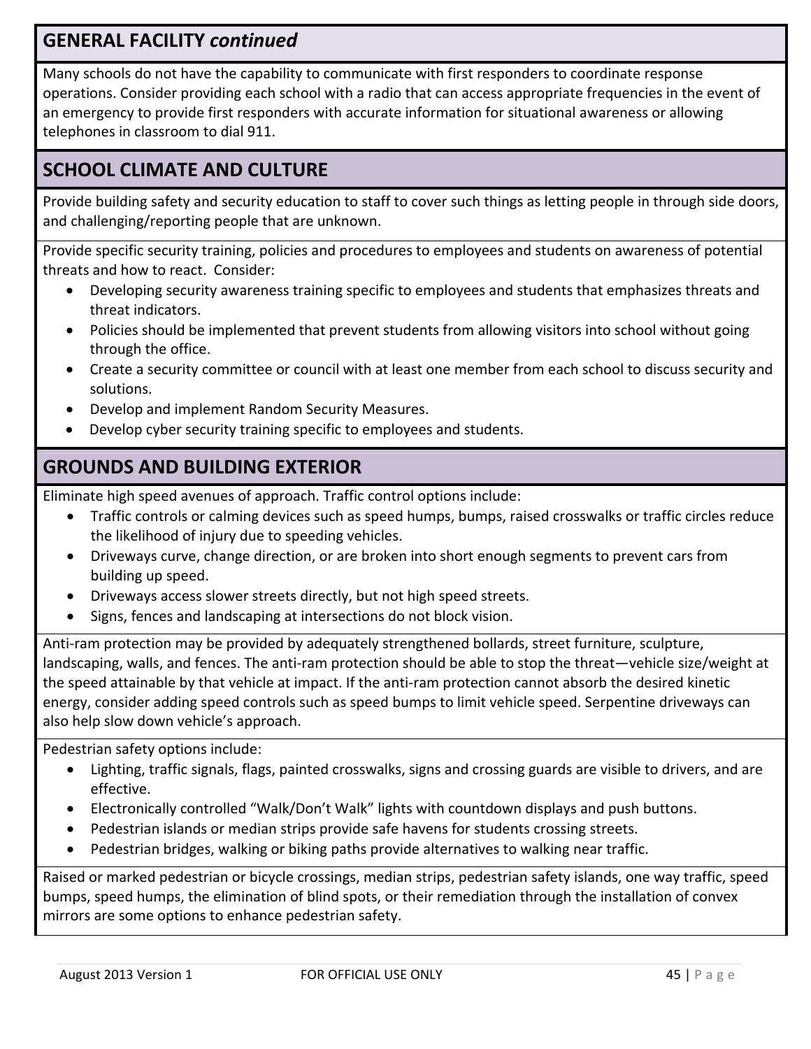## GENERAL FACILITY *continued*

Many schools do not have the capability to communicate with first responders to coordinate response operations. Consider providing each school with a radio that can access appropriate frequencies in the event of an emergency to provide first responders with accurate information for situational awareness or allowing telephones in classroom to dial 911.

## SCHOOL CLIMATE AND CULTURE

Provide building safety and security education to staff to cover such things as letting people in through side doors, and challenging/reporting people that are unknown.

Provide specific security training, policies and procedures to employees and students on awareness of potential threats and how to react. Consider:

- Developing security awareness training specific to employees and students that emphasizes threats and threat indicators.
- Policies should be implemented that prevent students from allowing visitors into school without going through the office.
- Create a security committee or council with at least one member from each school to discuss security and solutions.
- Develop and implement Random Security Measures.
- Develop cyber security training specific to employees and students.

## GROUNDS AND BUILDING EXTERIOR

Eliminate high speed avenues of approach. Traffic control options include:

- Traffic controls or calming devices such as speed humps, bumps, raised crosswalks or traffic circles reduce the likelihood of injury due to speeding vehicles.
- Driveways curve, change direction, or are broken into short enough segments to prevent cars from building up speed.
- Driveways access slower streets directly, but not high speed streets.
- Signs, fences and landscaping at intersections do not block vision.

Anti-ram protection may be provided by adequately strengthened bollards, street furniture, sculpture, landscaping, walls, and fences. The anti-ram protection should be able to stop the threat—vehicle size/weight at the speed attainable by that vehicle at impact. If the anti-ram protection cannot absorb the desired kinetic energy, consider adding speed controls such as speed bumps to limit vehicle speed. Serpentine driveways can also help slow down vehicle's approach.

Pedestrian safety options include:

- Lighting, traffic signals, flags, painted crosswalks, signs and crossing guards are visible to drivers, and are effective.
- Electronically controlled "Walk/Don't Walk" lights with countdown displays and push buttons.
- Pedestrian islands or median strips provide safe havens for students crossing streets.
- Pedestrian bridges, walking or biking paths provide alternatives to walking near traffic.

Raised or marked pedestrian or bicycle crossings, median strips, pedestrian safety islands, one way traffic, speed bumps, speed humps, the elimination of blind spots, or their remediation through the installation of convex mirrors are some options to enhance pedestrian safety.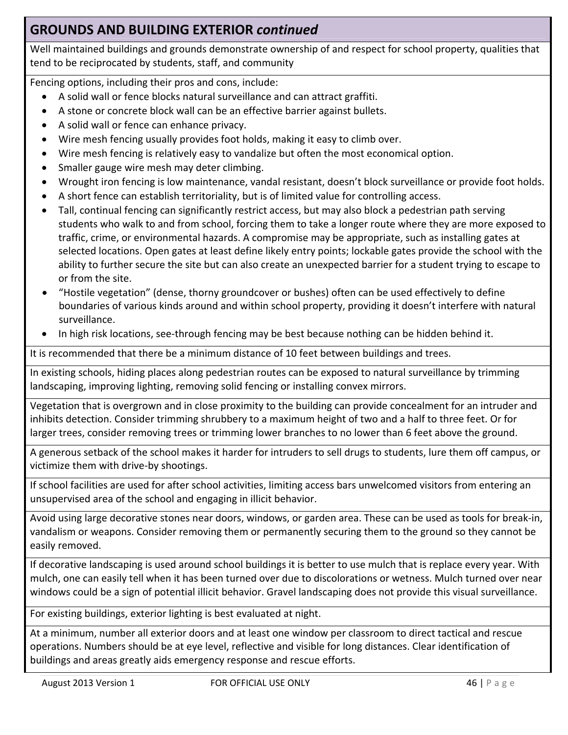## GROUNDS AND BUILDING EXTERIOR *continued*

Well maintained buildings and grounds demonstrate ownership of and respect for school property, qualities that tend to be reciprocated by students, staff, and community

Fencing options, including their pros and cons, include:

- A solid wall or fence blocks natural surveillance and can attract graffiti.
- A stone or concrete block wall can be an effective barrier against bullets.
- A solid wall or fence can enhance privacy.
- Wire mesh fencing usually provides foot holds, making it easy to climb over.
- Wire mesh fencing is relatively easy to vandalize but often the most economical option.
- Smaller gauge wire mesh may deter climbing.
- Wrought iron fencing is low maintenance, vandal resistant, doesn't block surveillance or provide foot holds.
- A short fence can establish territoriality, but is of limited value for controlling access.
- Tall, continual fencing can significantly restrict access, but may also block a pedestrian path serving students who walk to and from school, forcing them to take a longer route where they are more exposed to traffic, crime, or environmental hazards. A compromise may be appropriate, such as installing gates at selected locations. Open gates at least define likely entry points; lockable gates provide the school with the ability to further secure the site but can also create an unexpected barrier for a student trying to escape to or from the site.
- "Hostile vegetation" (dense, thorny groundcover or bushes) often can be used effectively to define boundaries of various kinds around and within school property, providing it doesn't interfere with natural surveillance.
- In high risk locations, see-through fencing may be best because nothing can be hidden behind it.

It is recommended that there be a minimum distance of 10 feet between buildings and trees.

In existing schools, hiding places along pedestrian routes can be exposed to natural surveillance by trimming landscaping, improving lighting, removing solid fencing or installing convex mirrors.

Vegetation that is overgrown and in close proximity to the building can provide concealment for an intruder and inhibits detection. Consider trimming shrubbery to a maximum height of two and a half to three feet. Or for larger trees, consider removing trees or trimming lower branches to no lower than 6 feet above the ground.

A generous setback of the school makes it harder for intruders to sell drugs to students, lure them off campus, or victimize them with drive-by shootings.

If school facilities are used for after school activities, limiting access bars unwelcomed visitors from entering an unsupervised area of the school and engaging in illicit behavior.

Avoid using large decorative stones near doors, windows, or garden area. These can be used as tools for break-in, vandalism or weapons. Consider removing them or permanently securing them to the ground so they cannot be easily removed.

If decorative landscaping is used around school buildings it is better to use mulch that is replace every year. With mulch, one can easily tell when it has been turned over due to discolorations or wetness. Mulch turned over near windows could be a sign of potential illicit behavior. Gravel landscaping does not provide this visual surveillance.

For existing buildings, exterior lighting is best evaluated at night.

At a minimum, number all exterior doors and at least one window per classroom to direct tactical and rescue operations. Numbers should be at eye level, reflective and visible for long distances. Clear identification of buildings and areas greatly aids emergency response and rescue efforts.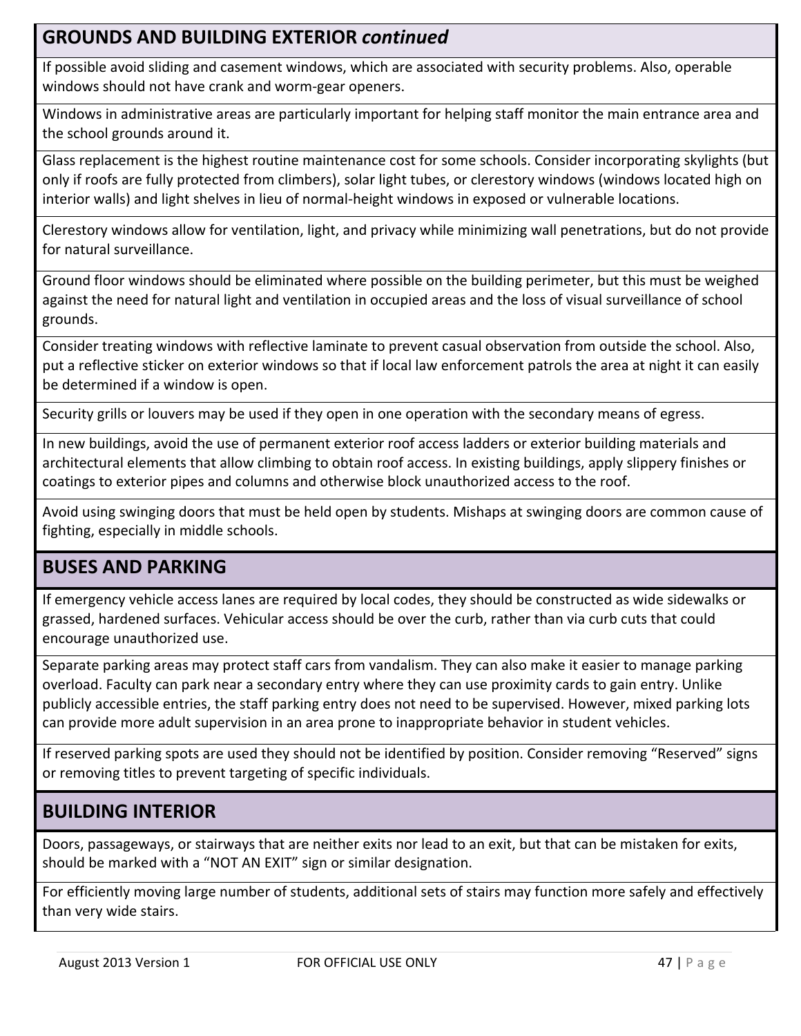## GROUNDS AND BUILDING EXTERIOR *continued*

If possible avoid sliding and casement windows, which are associated with security problems. Also, operable windows should not have crank and worm-gear openers.

Windows in administrative areas are particularly important for helping staff monitor the main entrance area and the school grounds around it.

Glass replacement is the highest routine maintenance cost for some schools. Consider incorporating skylights (but only if roofs are fully protected from climbers), solar light tubes, or clerestory windows (windows located high on interior walls) and light shelves in lieu of normal-height windows in exposed or vulnerable locations.

Clerestory windows allow for ventilation, light, and privacy while minimizing wall penetrations, but do not provide for natural surveillance.

Ground floor windows should be eliminated where possible on the building perimeter, but this must be weighed against the need for natural light and ventilation in occupied areas and the loss of visual surveillance of school grounds.

Consider treating windows with reflective laminate to prevent casual observation from outside the school. Also, put a reflective sticker on exterior windows so that if local law enforcement patrols the area at night it can easily be determined if a window is open.

Security grills or louvers may be used if they open in one operation with the secondary means of egress.

In new buildings, avoid the use of permanent exterior roof access ladders or exterior building materials and architectural elements that allow climbing to obtain roof access. In existing buildings, apply slippery finishes or coatings to exterior pipes and columns and otherwise block unauthorized access to the roof.

Avoid using swinging doors that must be held open by students. Mishaps at swinging doors are common cause of fighting, especially in middle schools.

## BUSES AND PARKING

If emergency vehicle access lanes are required by local codes, they should be constructed as wide sidewalks or grassed, hardened surfaces. Vehicular access should be over the curb, rather than via curb cuts that could encourage unauthorized use.

Separate parking areas may protect staff cars from vandalism. They can also make it easier to manage parking overload. Faculty can park near a secondary entry where they can use proximity cards to gain entry. Unlike publicly accessible entries, the staff parking entry does not need to be supervised. However, mixed parking lots can provide more adult supervision in an area prone to inappropriate behavior in student vehicles.

If reserved parking spots are used they should not be identified by position. Consider removing "Reserved" signs or removing titles to prevent targeting of specific individuals.

## BUILDING INTERIOR

Doors, passageways, or stairways that are neither exits nor lead to an exit, but that can be mistaken for exits, should be marked with a "NOT AN EXIT" sign or similar designation.

For efficiently moving large number of students, additional sets of stairs may function more safely and effectively than very wide stairs.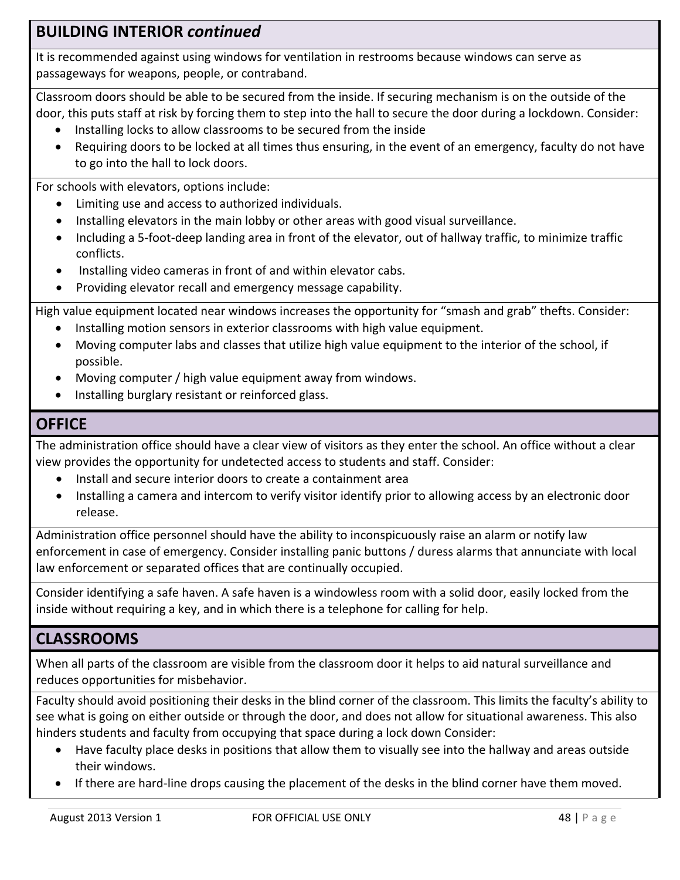## BUILDING INTERIOR *continued*

It is recommended against using windows for ventilation in restrooms because windows can serve as passageways for weapons, people, or contraband.

Classroom doors should be able to be secured from the inside. If securing mechanism is on the outside of the door, this puts staff at risk by forcing them to step into the hall to secure the door during a lockdown. Consider:

- Installing locks to allow classrooms to be secured from the inside
- Requiring doors to be locked at all times thus ensuring, in the event of an emergency, faculty do not have to go into the hall to lock doors.

For schools with elevators, options include:

- Limiting use and access to authorized individuals.
- Installing elevators in the main lobby or other areas with good visual surveillance.
- Including a 5-foot-deep landing area in front of the elevator, out of hallway traffic, to minimize traffic conflicts.
- Installing video cameras in front of and within elevator cabs.
- Providing elevator recall and emergency message capability.

High value equipment located near windows increases the opportunity for "smash and grab" thefts. Consider:

- Installing motion sensors in exterior classrooms with high value equipment.
- Moving computer labs and classes that utilize high value equipment to the interior of the school, if possible.
- Moving computer / high value equipment away from windows.
- Installing burglary resistant or reinforced glass.

## OFFICE

The administration office should have a clear view of visitors as they enter the school. An office without a clear view provides the opportunity for undetected access to students and staff. Consider:

- Install and secure interior doors to create a containment area
- Installing a camera and intercom to verify visitor identify prior to allowing access by an electronic door release.

Administration office personnel should have the ability to inconspicuously raise an alarm or notify law enforcement in case of emergency. Consider installing panic buttons / duress alarms that annunciate with local law enforcement or separated offices that are continually occupied.

Consider identifying a safe haven. A safe haven is a windowless room with a solid door, easily locked from the inside without requiring a key, and in which there is a telephone for calling for help.

## CLASSROOMS

When all parts of the classroom are visible from the classroom door it helps to aid natural surveillance and reduces opportunities for misbehavior.

Faculty should avoid positioning their desks in the blind corner of the classroom. This limits the faculty's ability to see what is going on either outside or through the door, and does not allow for situational awareness. This also hinders students and faculty from occupying that space during a lock down Consider:

- Have faculty place desks in positions that allow them to visually see into the hallway and areas outside their windows.
- If there are hard-line drops causing the placement of the desks in the blind corner have them moved.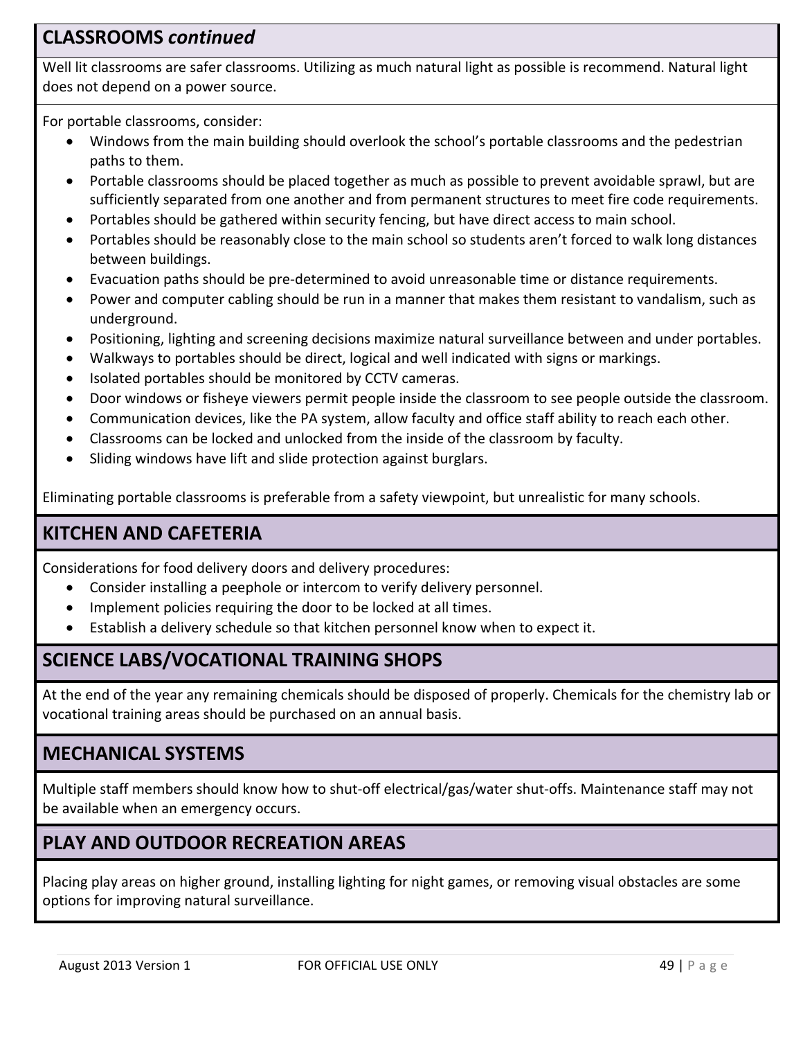## CLASSROOMS *continued*

Well lit classrooms are safer classrooms. Utilizing as much natural light as possible is recommend. Natural light does not depend on a power source.

For portable classrooms, consider:

- Windows from the main building should overlook the school's portable classrooms and the pedestrian paths to them.
- Portable classrooms should be placed together as much as possible to prevent avoidable sprawl, but are sufficiently separated from one another and from permanent structures to meet fire code requirements.
- Portables should be gathered within security fencing, but have direct access to main school.
- Portables should be reasonably close to the main school so students aren't forced to walk long distances between buildings.
- Evacuation paths should be pre-determined to avoid unreasonable time or distance requirements.
- Power and computer cabling should be run in a manner that makes them resistant to vandalism, such as underground.
- Positioning, lighting and screening decisions maximize natural surveillance between and under portables.
- Walkways to portables should be direct, logical and well indicated with signs or markings.
- Isolated portables should be monitored by CCTV cameras.
- Door windows or fisheye viewers permit people inside the classroom to see people outside the classroom.
- Communication devices, like the PA system, allow faculty and office staff ability to reach each other.
- Classrooms can be locked and unlocked from the inside of the classroom by faculty.
- Sliding windows have lift and slide protection against burglars.

Eliminating portable classrooms is preferable from a safety viewpoint, but unrealistic for many schools.

## KITCHEN AND CAFETERIA

Considerations for food delivery doors and delivery procedures:

- Consider installing a peephole or intercom to verify delivery personnel.
- Implement policies requiring the door to be locked at all times.
- Establish a delivery schedule so that kitchen personnel know when to expect it.

## SCIENCE LABS/VOCATIONAL TRAINING SHOPS

At the end of the year any remaining chemicals should be disposed of properly. Chemicals for the chemistry lab or vocational training areas should be purchased on an annual basis.

## MECHANICAL SYSTEMS

Multiple staff members should know how to shut-off electrical/gas/water shut-offs. Maintenance staff may not be available when an emergency occurs.

## PLAY AND OUTDOOR RECREATION AREAS

Placing play areas on higher ground, installing lighting for night games, or removing visual obstacles are some options for improving natural surveillance.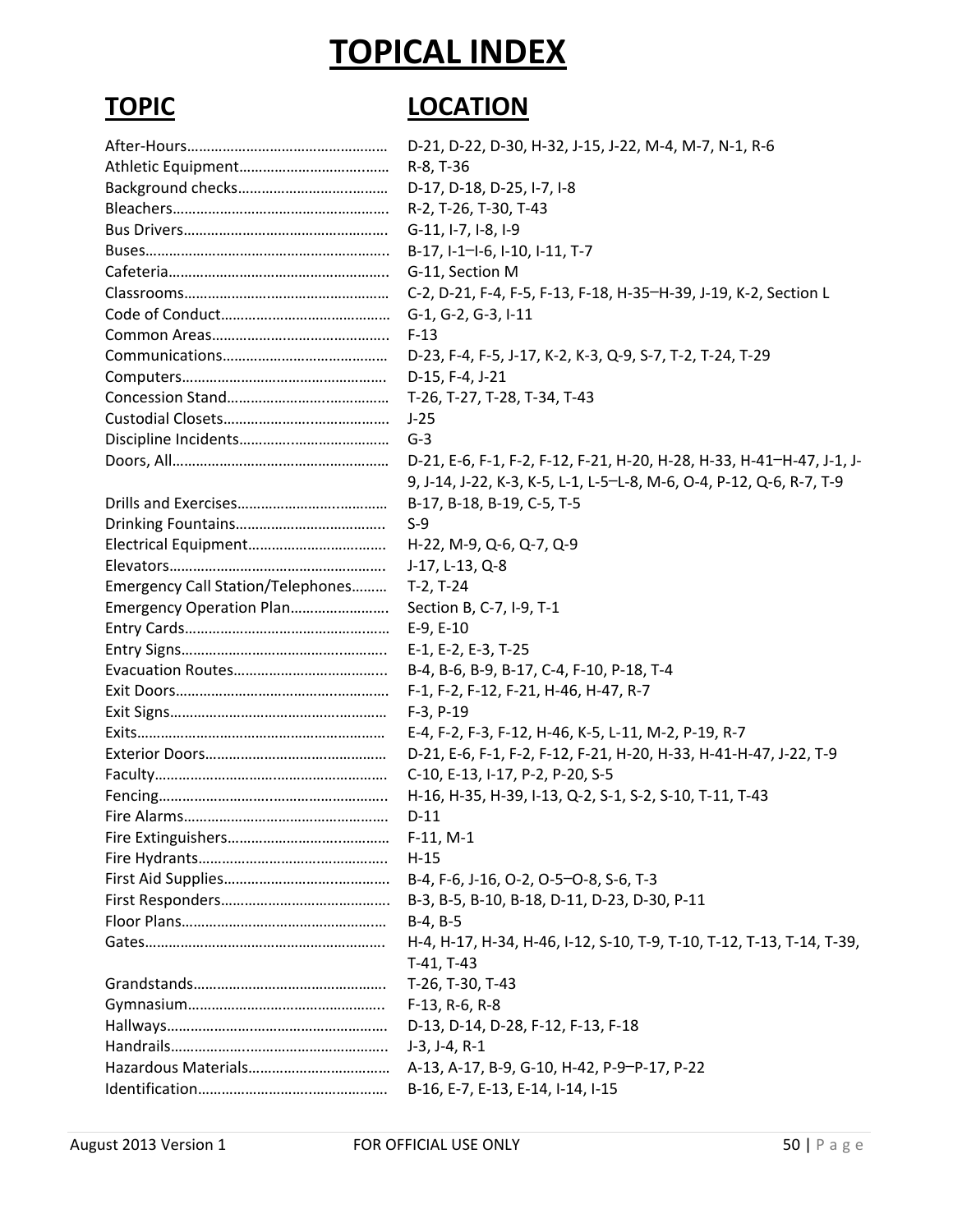# TOPICAL INDEX

| TOPIC | LOCATION |
|---|---|
| After-Hours | D-21, D-22, D-30, H-32, J-15, J-22, M-4, M-7, N-1, R-6 |
| Athletic Equipment | R-8, T-36 |
| Background checks | D-17, D-18, D-25, I-7, I-8 |
| Bleachers | R-2, T-26, T-30, T-43 |
| Bus Drivers | G-11, I-7, I-8, I-9 |
| Buses | B-17, I-1–I-6, I-10, I-11, T-7 |
| Cafeteria | G-11, Section M |
| Classrooms | C-2, D-21, F-4, F-5, F-13, F-18, H-35–H-39, J-19, K-2, Section L |
| Code of Conduct | G-1, G-2, G-3, I-11 |
| Common Areas | F-13 |
| Communications | D-23, F-4, F-5, J-17, K-2, K-3, Q-9, S-7, T-2, T-24, T-29 |
| Computers | D-15, F-4, J-21 |
| Concession Stand | T-26, T-27, T-28, T-34, T-43 |
| Custodial Closets | J-25 |
| Discipline Incidents | G-3 |
| Doors, All | D-21, E-6, F-1, F-2, F-12, F-21, H-20, H-28, H-33, H-41–H-47, J-1, J-9, J-14, J-22, K-3, K-5, L-1, L-5–L-8, M-6, O-4, P-12, Q-6, R-7, T-9 |
| Drills and Exercises | B-17, B-18, B-19, C-5, T-5 |
| Drinking Fountains | S-9 |
| Electrical Equipment | H-22, M-9, Q-6, Q-7, Q-9 |
| Elevators | J-17, L-13, Q-8 |
| Emergency Call Station/Telephones | T-2, T-24 |
| Emergency Operation Plan | Section B, C-7, I-9, T-1 |
| Entry Cards | E-9, E-10 |
| Entry Signs | E-1, E-2, E-3, T-25 |
| Evacuation Routes | B-4, B-6, B-9, B-17, C-4, F-10, P-18, T-4 |
| Exit Doors | F-1, F-2, F-12, F-21, H-46, H-47, R-7 |
| Exit Signs | F-3, P-19 |
| Exits | E-4, F-2, F-3, F-12, H-46, K-5, L-11, M-2, P-19, R-7 |
| Exterior Doors | D-21, E-6, F-1, F-2, F-12, F-21, H-20, H-33, H-41-H-47, J-22, T-9 |
| Faculty | C-10, E-13, I-17, P-2, P-20, S-5 |
| Fencing | H-16, H-35, H-39, I-13, Q-2, S-1, S-2, S-10, T-11, T-43 |
| Fire Alarms | D-11 |
| Fire Extinguishers | F-11, M-1 |
| Fire Hydrants | H-15 |
| First Aid Supplies | B-4, F-6, J-16, O-2, O-5–O-8, S-6, T-3 |
| First Responders | B-3, B-5, B-10, B-18, D-11, D-23, D-30, P-11 |
| Floor Plans | B-4, B-5 |
| Gates | H-4, H-17, H-34, H-46, I-12, S-10, T-9, T-10, T-12, T-13, T-14, T-39, T-41, T-43 |
| Grandstands | T-26, T-30, T-43 |
| Gymnasium | F-13, R-6, R-8 |
| Hallways | D-13, D-14, D-28, F-12, F-13, F-18 |
| Handrails | J-3, J-4, R-1 |
| Hazardous Materials | A-13, A-17, B-9, G-10, H-42, P-9–P-17, P-22 |
| Identification | B-16, E-7, E-13, E-14, I-14, I-15 |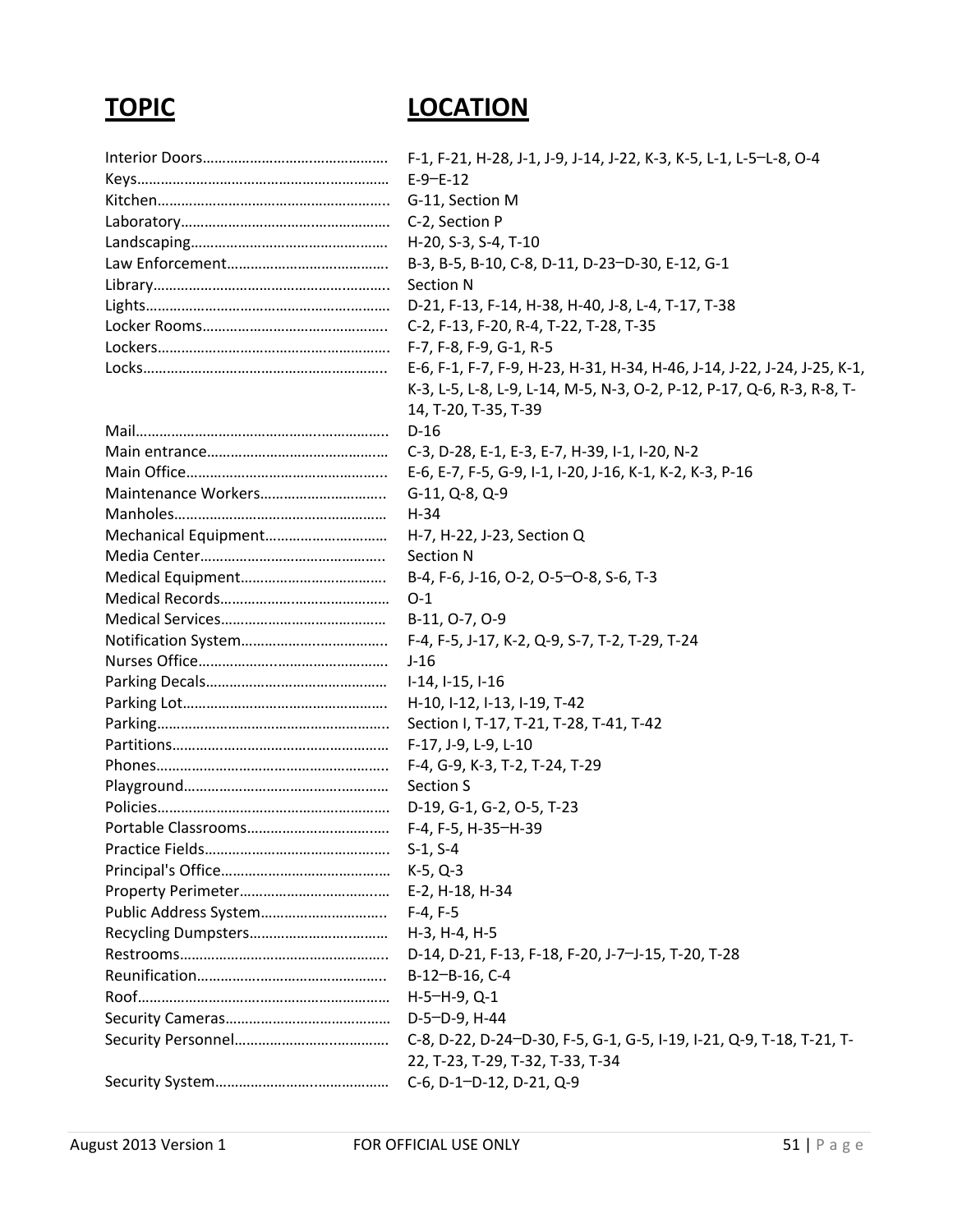| TOPIC | LOCATION |
|---|---|
| Interior Doors | F-1, F-21, H-28, J-1, J-9, J-14, J-22, K-3, K-5, L-1, L-5–L-8, O-4 |
| Keys | E-9–E-12 |
| Kitchen | G-11, Section M |
| Laboratory | C-2, Section P |
| Landscaping | H-20, S-3, S-4, T-10 |
| Law Enforcement | B-3, B-5, B-10, C-8, D-11, D-23–D-30, E-12, G-1 |
| Library | Section N |
| Lights | D-21, F-13, F-14, H-38, H-40, J-8, L-4, T-17, T-38 |
| Locker Rooms | C-2, F-13, F-20, R-4, T-22, T-28, T-35 |
| Lockers | F-7, F-8, F-9, G-1, R-5 |
| Locks | E-6, F-1, F-7, F-9, H-23, H-31, H-34, H-46, J-14, J-22, J-24, J-25, K-1, K-3, L-5, L-8, L-9, L-14, M-5, N-3, O-2, P-12, P-17, Q-6, R-3, R-8, T-14, T-20, T-35, T-39 |
| Mail | D-16 |
| Main entrance | C-3, D-28, E-1, E-3, E-7, H-39, I-1, I-20, N-2 |
| Main Office | E-6, E-7, F-5, G-9, I-1, I-20, J-16, K-1, K-2, K-3, P-16 |
| Maintenance Workers | G-11, Q-8, Q-9 |
| Manholes | H-34 |
| Mechanical Equipment | H-7, H-22, J-23, Section Q |
| Media Center | Section N |
| Medical Equipment | B-4, F-6, J-16, O-2, O-5–O-8, S-6, T-3 |
| Medical Records | O-1 |
| Medical Services | B-11, O-7, O-9 |
| Notification System | F-4, F-5, J-17, K-2, Q-9, S-7, T-2, T-29, T-24 |
| Nurses Office | J-16 |
| Parking Decals | I-14, I-15, I-16 |
| Parking Lot | H-10, I-12, I-13, I-19, T-42 |
| Parking | Section I, T-17, T-21, T-28, T-41, T-42 |
| Partitions | F-17, J-9, L-9, L-10 |
| Phones | F-4, G-9, K-3, T-2, T-24, T-29 |
| Playground | Section S |
| Policies | D-19, G-1, G-2, O-5, T-23 |
| Portable Classrooms | F-4, F-5, H-35–H-39 |
| Practice Fields | S-1, S-4 |
| Principal's Office | K-5, Q-3 |
| Property Perimeter | E-2, H-18, H-34 |
| Public Address System | F-4, F-5 |
| Recycling Dumpsters | H-3, H-4, H-5 |
| Restrooms | D-14, D-21, F-13, F-18, F-20, J-7–J-15, T-20, T-28 |
| Reunification | B-12–B-16, C-4 |
| Roof | H-5–H-9, Q-1 |
| Security Cameras | D-5–D-9, H-44 |
| Security Personnel | C-8, D-22, D-24–D-30, F-5, G-1, G-5, I-19, I-21, Q-9, T-18, T-21, T-22, T-23, T-29, T-32, T-33, T-34 |
| Security System | C-6, D-1–D-12, D-21, Q-9 |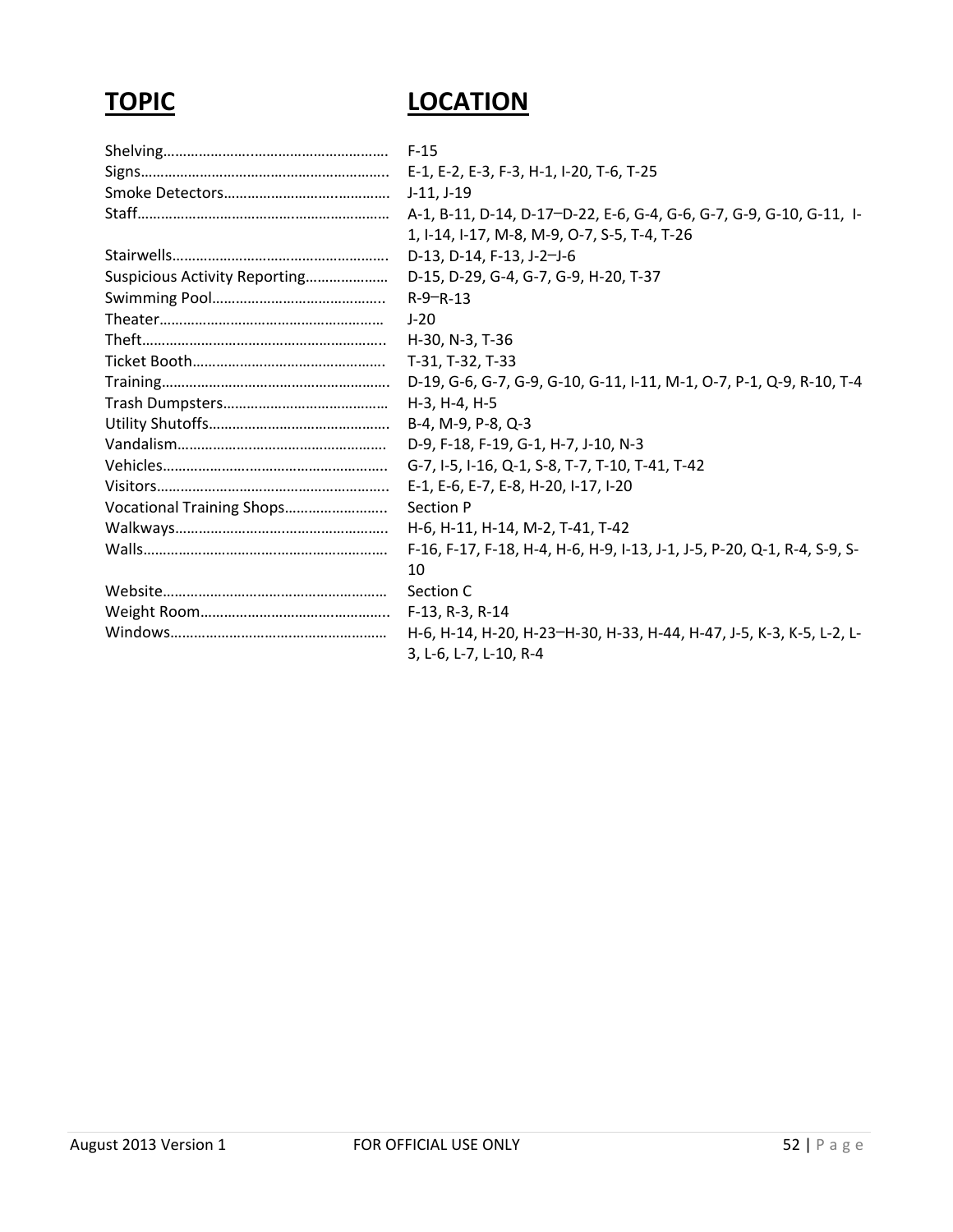| TOPIC | LOCATION |
| --- | --- |
| Shelving | F-15 |
| Signs | E-1, E-2, E-3, F-3, H-1, I-20, T-6, T-25 |
| Smoke Detectors | J-11, J-19 |
| Staff | A-1, B-11, D-14, D-17–D-22, E-6, G-4, G-6, G-7, G-9, G-10, G-11, I-1, I-14, I-17, M-8, M-9, O-7, S-5, T-4, T-26 |
| Stairwells | D-13, D-14, F-13, J-2–J-6 |
| Suspicious Activity Reporting | D-15, D-29, G-4, G-7, G-9, H-20, T-37 |
| Swimming Pool | R-9–R-13 |
| Theater | J-20 |
| Theft | H-30, N-3, T-36 |
| Ticket Booth | T-31, T-32, T-33 |
| Training | D-19, G-6, G-7, G-9, G-10, G-11, I-11, M-1, O-7, P-1, Q-9, R-10, T-4 |
| Trash Dumpsters | H-3, H-4, H-5 |
| Utility Shutoffs | B-4, M-9, P-8, Q-3 |
| Vandalism | D-9, F-18, F-19, G-1, H-7, J-10, N-3 |
| Vehicles | G-7, I-5, I-16, Q-1, S-8, T-7, T-10, T-41, T-42 |
| Visitors | E-1, E-6, E-7, E-8, H-20, I-17, I-20 |
| Vocational Training Shops | Section P |
| Walkways | H-6, H-11, H-14, M-2, T-41, T-42 |
| Walls | F-16, F-17, F-18, H-4, H-6, H-9, I-13, J-1, J-5, P-20, Q-1, R-4, S-9, S-10 |
| Website | Section C |
| Weight Room | F-13, R-3, R-14 |
| Windows | H-6, H-14, H-20, H-23–H-30, H-33, H-44, H-47, J-5, K-3, K-5, L-2, L-3, L-6, L-7, L-10, R-4 |